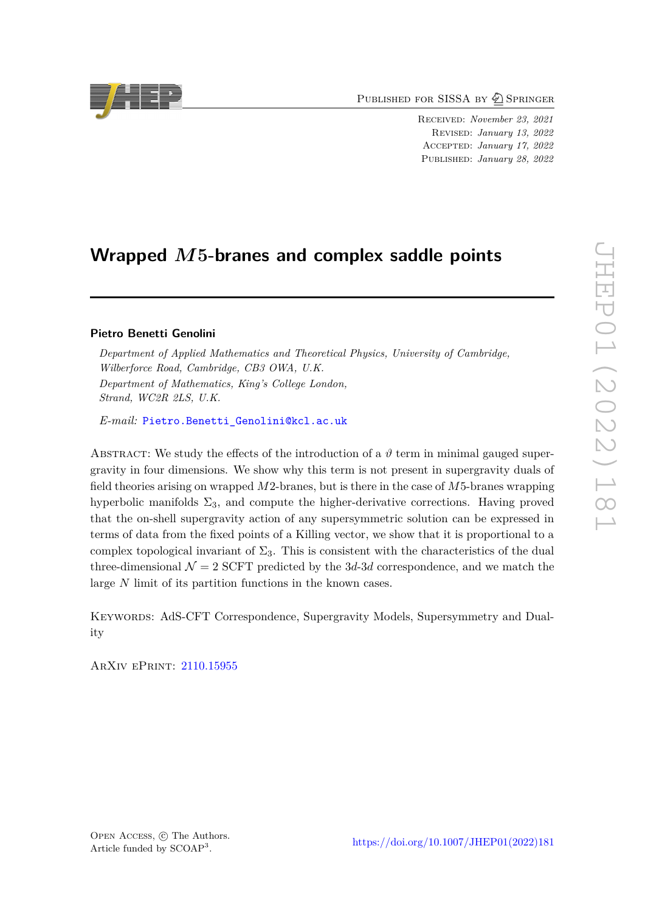Published for SISSA by Springer

Received: *November 23, 2021*
Revised: *January 13, 2022*
Accepted: *January 17, 2022*
Published: *January 28, 2022*

# Wrapped $M5$-branes and complex saddle points

**Pietro Benetti Genolini**

*Department of Applied Mathematics and Theoretical Physics, University of Cambridge, Wilberforce Road, Cambridge, CB3 OWA, U.K.*
*Department of Mathematics, King's College London, Strand, WC2R 2LS, U.K.*

*E-mail:* Pietro.Benetti_Genolini@kcl.ac.uk

Abstract: We study the effects of the introduction of a $\vartheta$ term in minimal gauged supergravity in four dimensions. We show why this term is not present in supergravity duals of field theories arising on wrapped $M2$-branes, but is there in the case of $M5$-branes wrapping hyperbolic manifolds $\Sigma_3$, and compute the higher-derivative corrections. Having proved that the on-shell supergravity action of any supersymmetric solution can be expressed in terms of data from the fixed points of a Killing vector, we show that it is proportional to a complex topological invariant of $\Sigma_3$. This is consistent with the characteristics of the dual three-dimensional $\mathcal{N} = 2$ SCFT predicted by the $3d$-$3d$ correspondence, and we match the large $N$ limit of its partition functions in the known cases.

Keywords: AdS-CFT Correspondence, Supergravity Models, Supersymmetry and Duality

ArXiv ePrint: 2110.15955

Open Access, © The Authors.
Article funded by SCOAP[3].

https://doi.org/10.1007/JHEP01(2022)181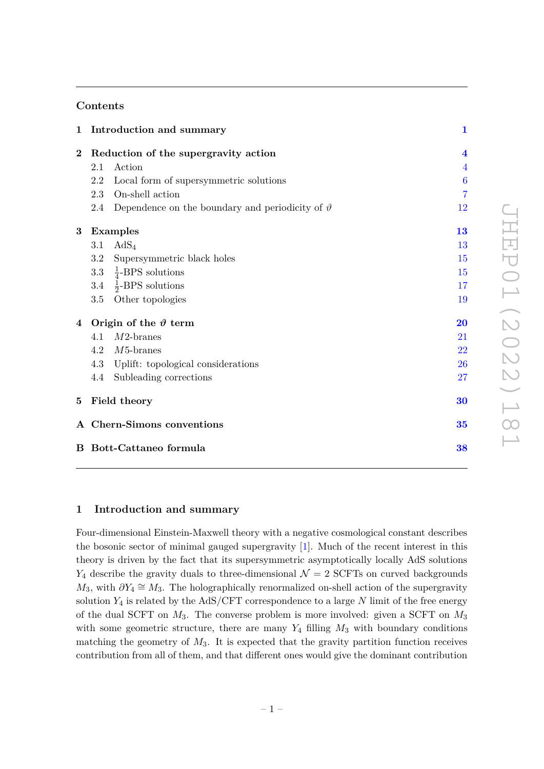## Contents

| | | |
|---|---|---|
| **1** | **Introduction and summary** | **1** |
| **2** | **Reduction of the supergravity action** | **4** |
| | 2.1 Action | 4 |
| | 2.2 Local form of supersymmetric solutions | 6 |
| | 2.3 On-shell action | 7 |
| | 2.4 Dependence on the boundary and periodicity of $\vartheta$ | 12 |
| **3** | **Examples** | **13** |
| | 3.1 $AdS_4$ | 13 |
| | 3.2 Supersymmetric black holes | 15 |
| | 3.3 $\frac{1}{4}$-BPS solutions | 15 |
| | 3.4 $\frac{1}{2}$-BPS solutions | 17 |
| | 3.5 Other topologies | 19 |
| **4** | **Origin of the $\vartheta$ term** | **20** |
| | 4.1 $M2$-branes | 21 |
| | 4.2 $M5$-branes | 22 |
| | 4.3 Uplift: topological considerations | 26 |
| | 4.4 Subleading corrections | 27 |
| **5** | **Field theory** | **30** |
| **A** | **Chern-Simons conventions** | **35** |
| **B** | **Bott-Cattaneo formula** | **38** |

# 1 Introduction and summary

Four-dimensional Einstein-Maxwell theory with a negative cosmological constant describes the bosonic sector of minimal gauged supergravity [1]. Much of the recent interest in this theory is driven by the fact that its supersymmetric asymptotically locally AdS solutions $Y_4$ describe the gravity duals to three-dimensional $\mathcal{N} = 2$ SCFTs on curved backgrounds $M_3$, with $\partial Y_4 \cong M_3$. The holographically renormalized on-shell action of the supergravity solution $Y_4$ is related by the AdS/CFT correspondence to a large $N$ limit of the free energy of the dual SCFT on $M_3$. The converse problem is more involved: given a SCFT on $M_3$ with some geometric structure, there are many $Y_4$ filling $M_3$ with boundary conditions matching the geometry of $M_3$. It is expected that the gravity partition function receives contribution from all of them, and that different ones would give the dominant contribution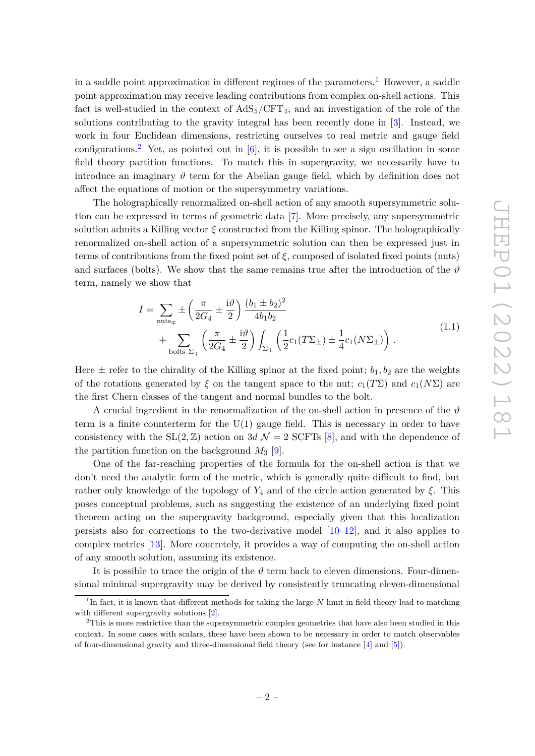in a saddle point approximation in different regimes of the parameters.[1] However, a saddle point approximation may receive leading contributions from complex on-shell actions. This fact is well-studied in the context of $\mathrm{AdS}_5/\mathrm{CFT}_4$, and an investigation of the role of the solutions contributing to the gravity integral has been recently done in [3]. Instead, we work in four Euclidean dimensions, restricting ourselves to real metric and gauge field configurations.[2] Yet, as pointed out in [6], it is possible to see a sign oscillation in some field theory partition functions. To match this in supergravity, we necessarily have to introduce an imaginary $\vartheta$ term for the Abelian gauge field, which by definition does not affect the equations of motion or the supersymmetry variations.

The holographically renormalized on-shell action of any smooth supersymmetric solution can be expressed in terms of geometric data [7]. More precisely, any supersymmetric solution admits a Killing vector $\xi$ constructed from the Killing spinor. The holographically renormalized on-shell action of a supersymmetric solution can then be expressed just in terms of contributions from the fixed point set of $\xi$, composed of isolated fixed points (nuts) and surfaces (bolts). We show that the same remains true after the introduction of the $\vartheta$ term, namely we show that

$$
\begin{aligned}
I = \sum_{\text{nuts}_\mp} \pm \left( \frac{\pi}{2G_4} \pm \frac{\mathrm{i}\vartheta}{2} \right) \frac{(b_1 \pm b_2)^2}{4 b_1 b_2} \\
+ \sum_{\text{bolts } \Sigma_\mp} \left( \frac{\pi}{2G_4} \pm \frac{\mathrm{i}\vartheta}{2} \right) \int_{\Sigma_\pm} \left( \frac{1}{2} c_1(T\Sigma_\pm) \pm \frac{1}{4} c_1(N\Sigma_\pm) \right) .
\end{aligned}
\tag{1.1}
$$

Here $\pm$ refer to the chirality of the Killing spinor at the fixed point; $b_1, b_2$ are the weights of the rotations generated by $\xi$ on the tangent space to the nut; $c_1(T\Sigma)$ and $c_1(N\Sigma)$ are the first Chern classes of the tangent and normal bundles to the bolt.

A crucial ingredient in the renormalization of the on-shell action in presence of the $\vartheta$ term is a finite counterterm for the U(1) gauge field. This is necessary in order to have consistency with the $\mathrm{SL}(2,\mathbb{Z})$ action on $3d$ $\mathcal{N}=2$ SCFTs [8], and with the dependence of the partition function on the background $M_3$ [9].

One of the far-reaching properties of the formula for the on-shell action is that we don't need the analytic form of the metric, which is generally quite difficult to find, but rather only knowledge of the topology of $Y_4$ and of the circle action generated by $\xi$. This poses conceptual problems, such as suggesting the existence of an underlying fixed point theorem acting on the supergravity background, especially given that this localization persists also for corrections to the two-derivative model [10–12], and it also applies to complex metrics [13]. More concretely, it provides a way of computing the on-shell action of any smooth solution, assuming its existence.

It is possible to trace the origin of the $\vartheta$ term back to eleven dimensions. Four-dimensional minimal supergravity may be derived by consistently truncating eleven-dimensional

[1] In fact, it is known that different methods for taking the large $N$ limit in field theory lead to matching with different supergravity solutions [2].

[2] This is more restrictive than the supersymmetric complex geometries that have also been studied in this context. In some cases with scalars, these have been shown to be necessary in order to match observables of four-dimensional gravity and three-dimensional field theory (see for instance [4] and [5]).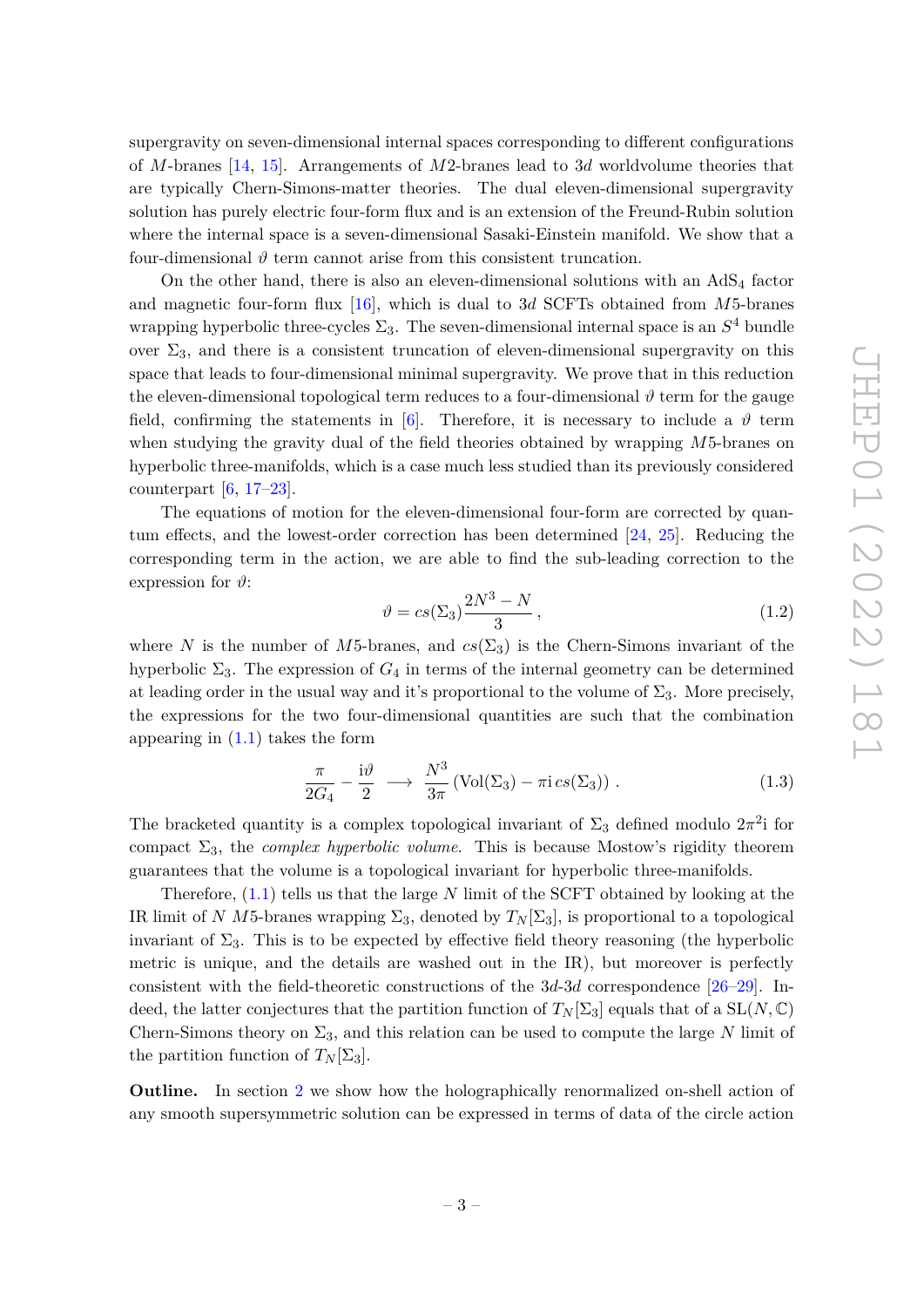supergravity on seven-dimensional internal spaces corresponding to different configurations of $M$-branes [14, 15]. Arrangements of $M2$-branes lead to $3d$ worldvolume theories that are typically Chern-Simons-matter theories. The dual eleven-dimensional supergravity solution has purely electric four-form flux and is an extension of the Freund-Rubin solution where the internal space is a seven-dimensional Sasaki-Einstein manifold. We show that a four-dimensional $\vartheta$ term cannot arise from this consistent truncation.

On the other hand, there is also an eleven-dimensional solutions with an $\mathrm{AdS}_4$ factor and magnetic four-form flux [16], which is dual to $3d$ SCFTs obtained from $M5$-branes wrapping hyperbolic three-cycles $\Sigma_3$. The seven-dimensional internal space is an $S^4$ bundle over $\Sigma_3$, and there is a consistent truncation of eleven-dimensional supergravity on this space that leads to four-dimensional minimal supergravity. We prove that in this reduction the eleven-dimensional topological term reduces to a four-dimensional $\vartheta$ term for the gauge field, confirming the statements in [6]. Therefore, it is necessary to include a $\vartheta$ term when studying the gravity dual of the field theories obtained by wrapping $M5$-branes on hyperbolic three-manifolds, which is a case much less studied than its previously considered counterpart [6, 17–23].

The equations of motion for the eleven-dimensional four-form are corrected by quantum effects, and the lowest-order correction has been determined [24, 25]. Reducing the corresponding term in the action, we are able to find the sub-leading correction to the expression for $\vartheta$:

$$\vartheta = cs(\Sigma_3)\frac{2N^3 - N}{3}\,, \tag{1.2}$$

where $N$ is the number of $M5$-branes, and $cs(\Sigma_3)$ is the Chern-Simons invariant of the hyperbolic $\Sigma_3$. The expression of $G_4$ in terms of the internal geometry can be determined at leading order in the usual way and it's proportional to the volume of $\Sigma_3$. More precisely, the expressions for the two four-dimensional quantities are such that the combination appearing in (1.1) takes the form

$$\frac{\pi}{2G_4} - \frac{\mathrm{i}\vartheta}{2} \;\longrightarrow\; \frac{N^3}{3\pi}\left(\mathrm{Vol}(\Sigma_3) - \pi\mathrm{i}\, cs(\Sigma_3)\right)\,. \tag{1.3}$$

The bracketed quantity is a complex topological invariant of $\Sigma_3$ defined modulo $2\pi^2\mathrm{i}$ for compact $\Sigma_3$, the *complex hyperbolic volume*. This is because Mostow's rigidity theorem guarantees that the volume is a topological invariant for hyperbolic three-manifolds.

Therefore, (1.1) tells us that the large $N$ limit of the SCFT obtained by looking at the IR limit of $N$ $M5$-branes wrapping $\Sigma_3$, denoted by $T_N[\Sigma_3]$, is proportional to a topological invariant of $\Sigma_3$. This is to be expected by effective field theory reasoning (the hyperbolic metric is unique, and the details are washed out in the IR), but moreover is perfectly consistent with the field-theoretic constructions of the $3d$-$3d$ correspondence [26–29]. Indeed, the latter conjectures that the partition function of $T_N[\Sigma_3]$ equals that of a $\mathrm{SL}(N,\mathbb{C})$ Chern-Simons theory on $\Sigma_3$, and this relation can be used to compute the large $N$ limit of the partition function of $T_N[\Sigma_3]$.

**Outline.** In section 2 we show how the holographically renormalized on-shell action of any smooth supersymmetric solution can be expressed in terms of data of the circle action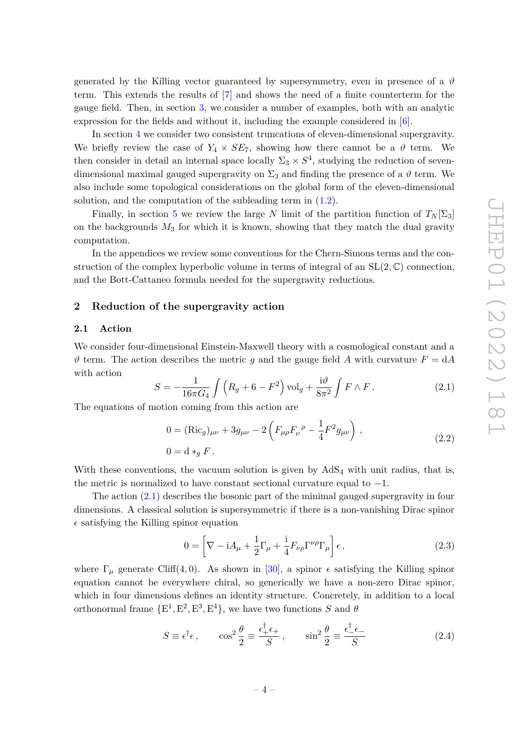generated by the Killing vector guaranteed by supersymmetry, even in presence of a $\vartheta$ term. This extends the results of [7] and shows the need of a finite counterterm for the gauge field. Then, in section 3, we consider a number of examples, both with an analytic expression for the fields and without it, including the example considered in [6].

In section 4 we consider two consistent truncations of eleven-dimensional supergravity. We briefly review the case of $Y_4 \times SE_7$, showing how there cannot be a $\vartheta$ term. We then consider in detail an internal space locally $\Sigma_3 \times S^4$, studying the reduction of seven-dimensional maximal gauged supergravity on $\Sigma_3$ and finding the presence of a $\vartheta$ term. We also include some topological considerations on the global form of the eleven-dimensional solution, and the computation of the subleading term in (1.2).

Finally, in section 5 we review the large $N$ limit of the partition function of $T_N[\Sigma_3]$ on the backgrounds $M_3$ for which it is known, showing that they match the dual gravity computation.

In the appendices we review some conventions for the Chern-Simons terms and the construction of the complex hyperbolic volume in terms of integral of an $\mathrm{SL}(2,\mathbb{C})$ connection, and the Bott-Cattaneo formula needed for the supergravity reductions.

## 2 Reduction of the supergravity action

### 2.1 Action

We consider four-dimensional Einstein-Maxwell theory with a cosmological constant and a $\vartheta$ term. The action describes the metric $g$ and the gauge field $A$ with curvature $F = \mathrm{d}A$ with action

$$S = -\frac{1}{16\pi G_4}\int \left(R_g + 6 - F^2\right)\mathrm{vol}_g + \frac{\mathrm{i}\vartheta}{8\pi^2}\int F\wedge F\,. \tag{2.1}$$

The equations of motion coming from this action are

$$\begin{aligned} 0 &= (\mathrm{Ric}_g)_{\mu\nu} + 3g_{\mu\nu} - 2\left(F_{\mu\rho}F_{\nu}{}^{\rho} - \frac{1}{4}F^2 g_{\mu\nu}\right)\,, \\ 0 &= \mathrm{d} *_g F\,. \end{aligned} \tag{2.2}$$

With these conventions, the vacuum solution is given by $\mathrm{AdS}_4$ with unit radius, that is, the metric is normalized to have constant sectional curvature equal to $-1$.

The action (2.1) describes the bosonic part of the minimal gauged supergravity in four dimensions. A classical solution is supersymmetric if there is a non-vanishing Dirac spinor $\epsilon$ satisfying the Killing spinor equation

$$0 = \left[\nabla - \mathrm{i}A_\mu + \frac{1}{2}\Gamma_\mu + \frac{\mathrm{i}}{4}F_{\nu\rho}\Gamma^{\nu\rho}\Gamma_\mu\right]\epsilon\,, \tag{2.3}$$

where $\Gamma_\mu$ generate $\mathrm{Cliff}(4,0)$. As shown in [30], a spinor $\epsilon$ satisfying the Killing spinor equation cannot be everywhere chiral, so generically we have a non-zero Dirac spinor, which in four dimensions defines an identity structure. Concretely, in addition to a local orthonormal frame $\{\mathrm{E}^1, \mathrm{E}^2, \mathrm{E}^3, \mathrm{E}^4\}$, we have two functions $S$ and $\theta$

$$S \equiv \epsilon^\dagger\epsilon\,, \qquad \cos^2\frac{\theta}{2} \equiv \frac{\epsilon_+^\dagger\epsilon_+}{S}\,, \qquad \sin^2\frac{\theta}{2} \equiv \frac{\epsilon_-^\dagger\epsilon_-}{S} \tag{2.4}$$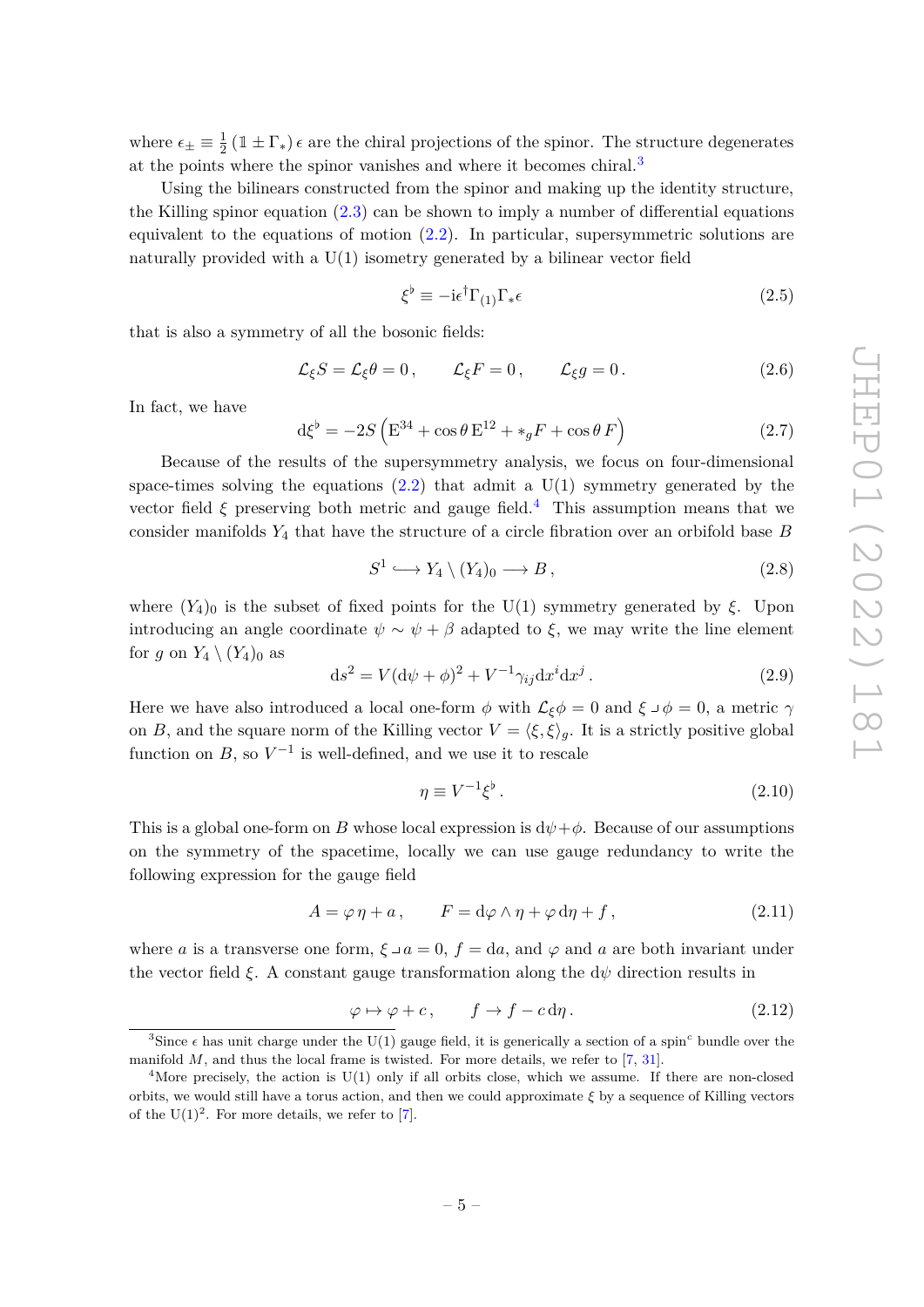where $\epsilon_{\pm} \equiv \frac{1}{2}\left(\mathbb{1} \pm \Gamma_*\right)\epsilon$ are the chiral projections of the spinor. The structure degenerates at the points where the spinor vanishes and where it becomes chiral.[3]

Using the bilinears constructed from the spinor and making up the identity structure, the Killing spinor equation (2.3) can be shown to imply a number of differential equations equivalent to the equations of motion (2.2). In particular, supersymmetric solutions are naturally provided with a U(1) isometry generated by a bilinear vector field

$$\xi^\flat \equiv -\mathrm{i}\epsilon^\dagger \Gamma_{(1)}\Gamma_* \epsilon \tag{2.5}$$

that is also a symmetry of all the bosonic fields:

$$\mathcal{L}_\xi S = \mathcal{L}_\xi \theta = 0\,, \qquad \mathcal{L}_\xi F = 0\,, \qquad \mathcal{L}_\xi g = 0\,. \tag{2.6}$$

In fact, we have

$$\mathrm{d}\xi^\flat = -2S\left(\mathrm{E}^{34} + \cos\theta\,\mathrm{E}^{12} + *_g F + \cos\theta\, F\right) \tag{2.7}$$

Because of the results of the supersymmetry analysis, we focus on four-dimensional space-times solving the equations (2.2) that admit a U(1) symmetry generated by the vector field $\xi$ preserving both metric and gauge field.[4] This assumption means that we consider manifolds $Y_4$ that have the structure of a circle fibration over an orbifold base $B$

$$S^1 \hookrightarrow Y_4 \setminus (Y_4)_0 \longrightarrow B\,, \tag{2.8}$$

where $(Y_4)_0$ is the subset of fixed points for the U(1) symmetry generated by $\xi$. Upon introducing an angle coordinate $\psi \sim \psi + \beta$ adapted to $\xi$, we may write the line element for $g$ on $Y_4 \setminus (Y_4)_0$ as

$$\mathrm{d}s^2 = V(\mathrm{d}\psi + \phi)^2 + V^{-1}\gamma_{ij}\mathrm{d}x^i \mathrm{d}x^j\,. \tag{2.9}$$

Here we have also introduced a local one-form $\phi$ with $\mathcal{L}_\xi \phi = 0$ and $\xi \lrcorner \phi = 0$, a metric $\gamma$ on $B$, and the square norm of the Killing vector $V = \langle \xi, \xi \rangle_g$. It is a strictly positive global function on $B$, so $V^{-1}$ is well-defined, and we use it to rescale

$$\eta \equiv V^{-1}\xi^\flat\,. \tag{2.10}$$

This is a global one-form on $B$ whose local expression is $\mathrm{d}\psi + \phi$. Because of our assumptions on the symmetry of the spacetime, locally we can use gauge redundancy to write the following expression for the gauge field

$$A = \varphi\,\eta + a\,, \qquad F = \mathrm{d}\varphi \wedge \eta + \varphi\,\mathrm{d}\eta + f\,, \tag{2.11}$$

where $a$ is a transverse one form, $\xi \lrcorner a = 0$, $f = \mathrm{d}a$, and $\varphi$ and $a$ are both invariant under the vector field $\xi$. A constant gauge transformation along the $\mathrm{d}\psi$ direction results in

$$\varphi \mapsto \varphi + c\,, \qquad f \to f - c\,\mathrm{d}\eta\,. \tag{2.12}$$

---

[3] Since $\epsilon$ has unit charge under the U(1) gauge field, it is generically a section of a spin$^c$ bundle over the manifold $M$, and thus the local frame is twisted. For more details, we refer to [7, 31].

[4] More precisely, the action is U(1) only if all orbits close, which we assume. If there are non-closed orbits, we would still have a torus action, and then we could approximate $\xi$ by a sequence of Killing vectors of the $\mathrm{U}(1)^2$. For more details, we refer to [7].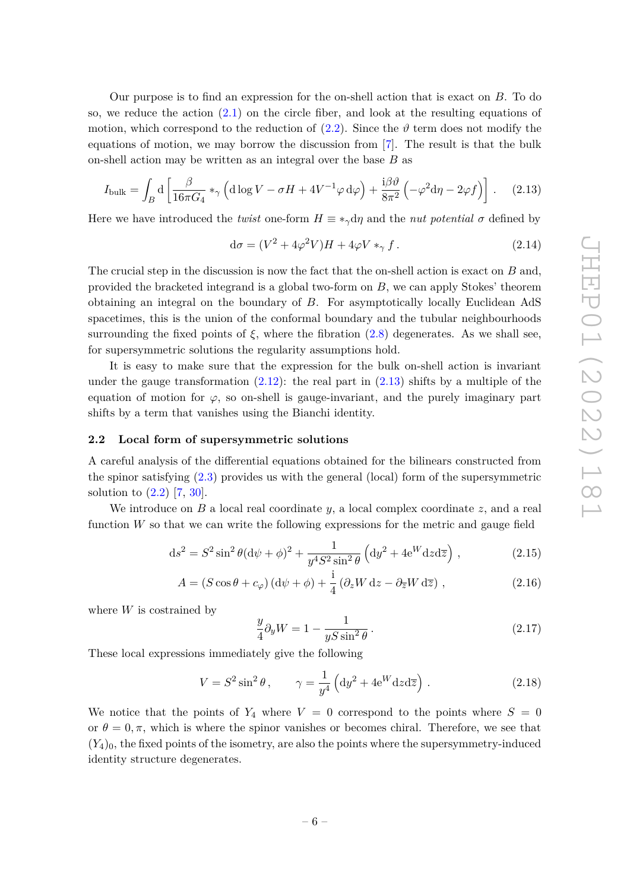Our purpose is to find an expression for the on-shell action that is exact on $B$. To do so, we reduce the action (2.1) on the circle fiber, and look at the resulting equations of motion, which correspond to the reduction of (2.2). Since the $\vartheta$ term does not modify the equations of motion, we may borrow the discussion from [7]. The result is that the bulk on-shell action may be written as an integral over the base $B$ as

$$I_{\rm bulk} = \int_B \mathrm{d}\left[\frac{\beta}{16\pi G_4} *_\gamma \left(\mathrm{d}\log V - \sigma H + 4V^{-1}\varphi\,\mathrm{d}\varphi\right) + \frac{\mathrm{i}\beta\vartheta}{8\pi^2}\left(-\varphi^2\mathrm{d}\eta - 2\varphi f\right)\right]. \tag{2.13}$$

Here we have introduced the *twist* one-form $H \equiv *_\gamma \mathrm{d}\eta$ and the *nut potential* $\sigma$ defined by

$$\mathrm{d}\sigma = (V^2 + 4\varphi^2 V)H + 4\varphi V *_\gamma f\,. \tag{2.14}$$

The crucial step in the discussion is now the fact that the on-shell action is exact on $B$ and, provided the bracketed integrand is a global two-form on $B$, we can apply Stokes' theorem obtaining an integral on the boundary of $B$. For asymptotically locally Euclidean AdS spacetimes, this is the union of the conformal boundary and the tubular neighbourhoods surrounding the fixed points of $\xi$, where the fibration (2.8) degenerates. As we shall see, for supersymmetric solutions the regularity assumptions hold.

It is easy to make sure that the expression for the bulk on-shell action is invariant under the gauge transformation (2.12): the real part in (2.13) shifts by a multiple of the equation of motion for $\varphi$, so on-shell is gauge-invariant, and the purely imaginary part shifts by a term that vanishes using the Bianchi identity.

## 2.2 Local form of supersymmetric solutions

A careful analysis of the differential equations obtained for the bilinears constructed from the spinor satisfying (2.3) provides us with the general (local) form of the supersymmetric solution to (2.2) [7, 30].

We introduce on $B$ a local real coordinate $y$, a local complex coordinate $z$, and a real function $W$ so that we can write the following expressions for the metric and gauge field

$$\mathrm{d}s^2 = S^2\sin^2\theta(\mathrm{d}\psi+\phi)^2 + \frac{1}{y^4 S^2\sin^2\theta}\left(\mathrm{d}y^2 + 4\mathrm{e}^W\mathrm{d}z\mathrm{d}\overline{z}\right), \tag{2.15}$$

$$A = (S\cos\theta + c_\varphi)(\mathrm{d}\psi+\phi) + \frac{\mathrm{i}}{4}\left(\partial_z W\,\mathrm{d}z - \partial_{\overline{z}}W\,\mathrm{d}\overline{z}\right), \tag{2.16}$$

where $W$ is costrained by

$$\frac{y}{4}\partial_y W = 1 - \frac{1}{yS\sin^2\theta}\,. \tag{2.17}$$

These local expressions immediately give the following

$$V = S^2\sin^2\theta\,, \qquad \gamma = \frac{1}{y^4}\left(\mathrm{d}y^2 + 4\mathrm{e}^W\mathrm{d}z\mathrm{d}\overline{z}\right). \tag{2.18}$$

We notice that the points of $Y_4$ where $V = 0$ correspond to the points where $S = 0$ or $\theta = 0, \pi$, which is where the spinor vanishes or becomes chiral. Therefore, we see that $(Y_4)_0$, the fixed points of the isometry, are also the points where the supersymmetry-induced identity structure degenerates.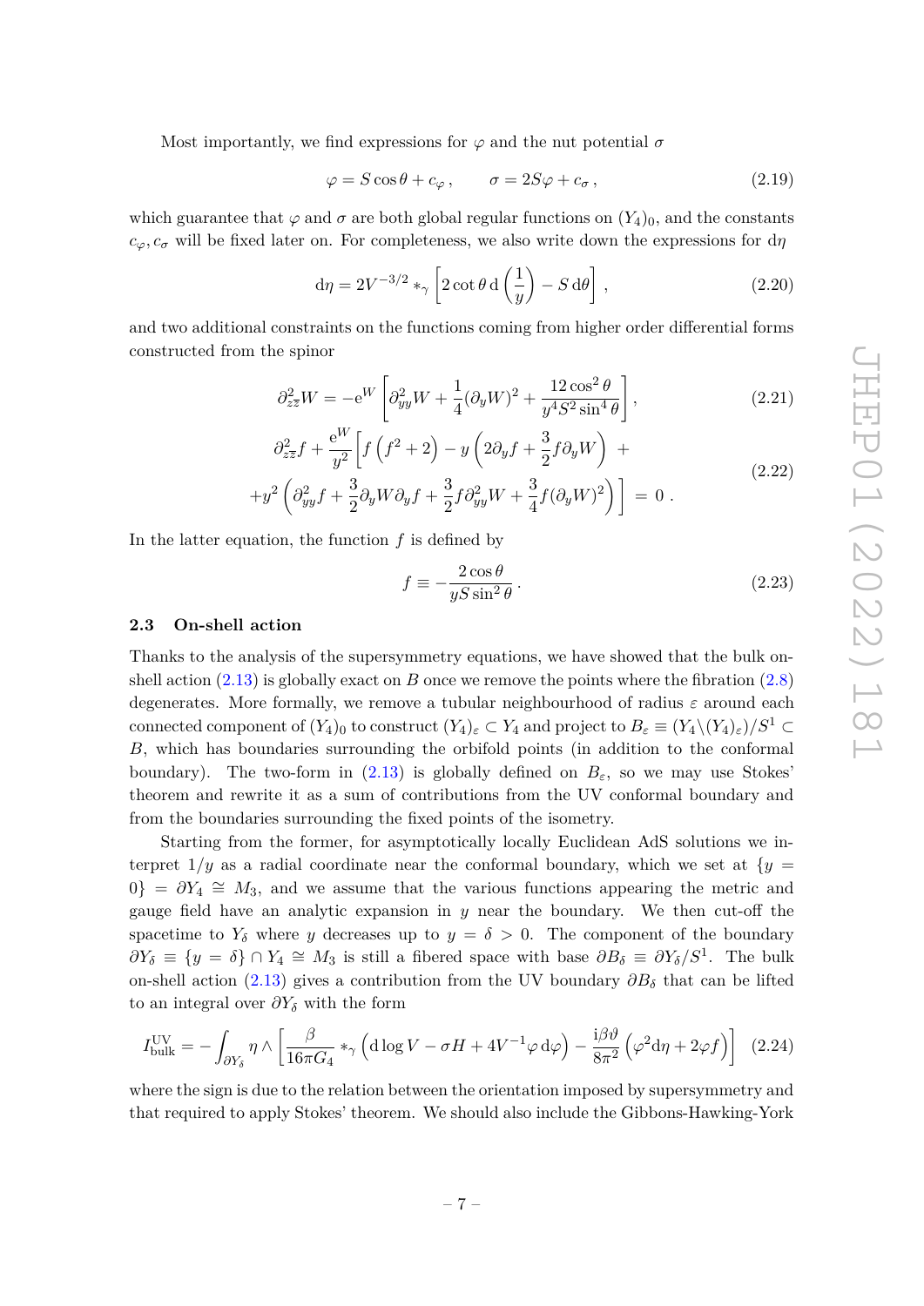Most importantly, we find expressions for $\varphi$ and the nut potential $\sigma$

$$\varphi = S\cos\theta + c_\varphi\,, \qquad \sigma = 2S\varphi + c_\sigma\,, \tag{2.19}$$

which guarantee that $\varphi$ and $\sigma$ are both global regular functions on $(Y_4)_0$, and the constants $c_\varphi, c_\sigma$ will be fixed later on. For completeness, we also write down the expressions for $\mathrm{d}\eta$

$$\mathrm{d}\eta = 2V^{-3/2} *_\gamma \left[2\cot\theta\,\mathrm{d}\left(\frac{1}{y}\right) - S\,\mathrm{d}\theta\right]\,, \tag{2.20}$$

and two additional constraints on the functions coming from higher order differential forms constructed from the spinor

$$\partial^2_{z\bar{z}}W = -\mathrm{e}^W\left[\partial^2_{yy}W + \frac{1}{4}(\partial_y W)^2 + \frac{12\cos^2\theta}{y^4 S^2\sin^4\theta}\right]\,, \tag{2.21}$$

$$\begin{aligned} &\partial^2_{z\bar{z}}f + \frac{\mathrm{e}^W}{y^2}\bigg[f\left(f^2+2\right) - y\left(2\partial_y f + \frac{3}{2}f\partial_y W\right) + \\ &+y^2\left(\partial^2_{yy}f + \frac{3}{2}\partial_y W\partial_y f + \frac{3}{2}f\partial^2_{yy}W + \frac{3}{4}f(\partial_y W)^2\right)\bigg] = 0\,. \end{aligned} \tag{2.22}$$

In the latter equation, the function $f$ is defined by

$$f \equiv -\frac{2\cos\theta}{yS\sin^2\theta}\,. \tag{2.23}$$

### 2.3 On-shell action

Thanks to the analysis of the supersymmetry equations, we have showed that the bulk on-shell action (2.13) is globally exact on $B$ once we remove the points where the fibration (2.8) degenerates. More formally, we remove a tubular neighbourhood of radius $\varepsilon$ around each connected component of $(Y_4)_0$ to construct $(Y_4)_\varepsilon \subset Y_4$ and project to $B_\varepsilon \equiv (Y_4\backslash(Y_4)_\varepsilon)/S^1 \subset B$, which has boundaries surrounding the orbifold points (in addition to the conformal boundary). The two-form in (2.13) is globally defined on $B_\varepsilon$, so we may use Stokes' theorem and rewrite it as a sum of contributions from the UV conformal boundary and from the boundaries surrounding the fixed points of the isometry.

Starting from the former, for asymptotically locally Euclidean AdS solutions we interpret $1/y$ as a radial coordinate near the conformal boundary, which we set at $\{y = 0\} = \partial Y_4 \cong M_3$, and we assume that the various functions appearing the metric and gauge field have an analytic expansion in $y$ near the boundary. We then cut-off the spacetime to $Y_\delta$ where $y$ decreases up to $y = \delta > 0$. The component of the boundary $\partial Y_\delta \equiv \{y = \delta\} \cap Y_4 \cong M_3$ is still a fibered space with base $\partial B_\delta \equiv \partial Y_\delta/S^1$. The bulk on-shell action (2.13) gives a contribution from the UV boundary $\partial B_\delta$ that can be lifted to an integral over $\partial Y_\delta$ with the form

$$I^{\mathrm{UV}}_{\mathrm{bulk}} = -\int_{\partial Y_\delta}\eta\wedge\left[\frac{\beta}{16\pi G_4} *_\gamma\left(\mathrm{d}\log V - \sigma H + 4V^{-1}\varphi\,\mathrm{d}\varphi\right) - \frac{\mathrm{i}\beta\vartheta}{8\pi^2}\left(\varphi^2\mathrm{d}\eta + 2\varphi f\right)\right] \tag{2.24}$$

where the sign is due to the relation between the orientation imposed by supersymmetry and that required to apply Stokes' theorem. We should also include the Gibbons-Hawking-York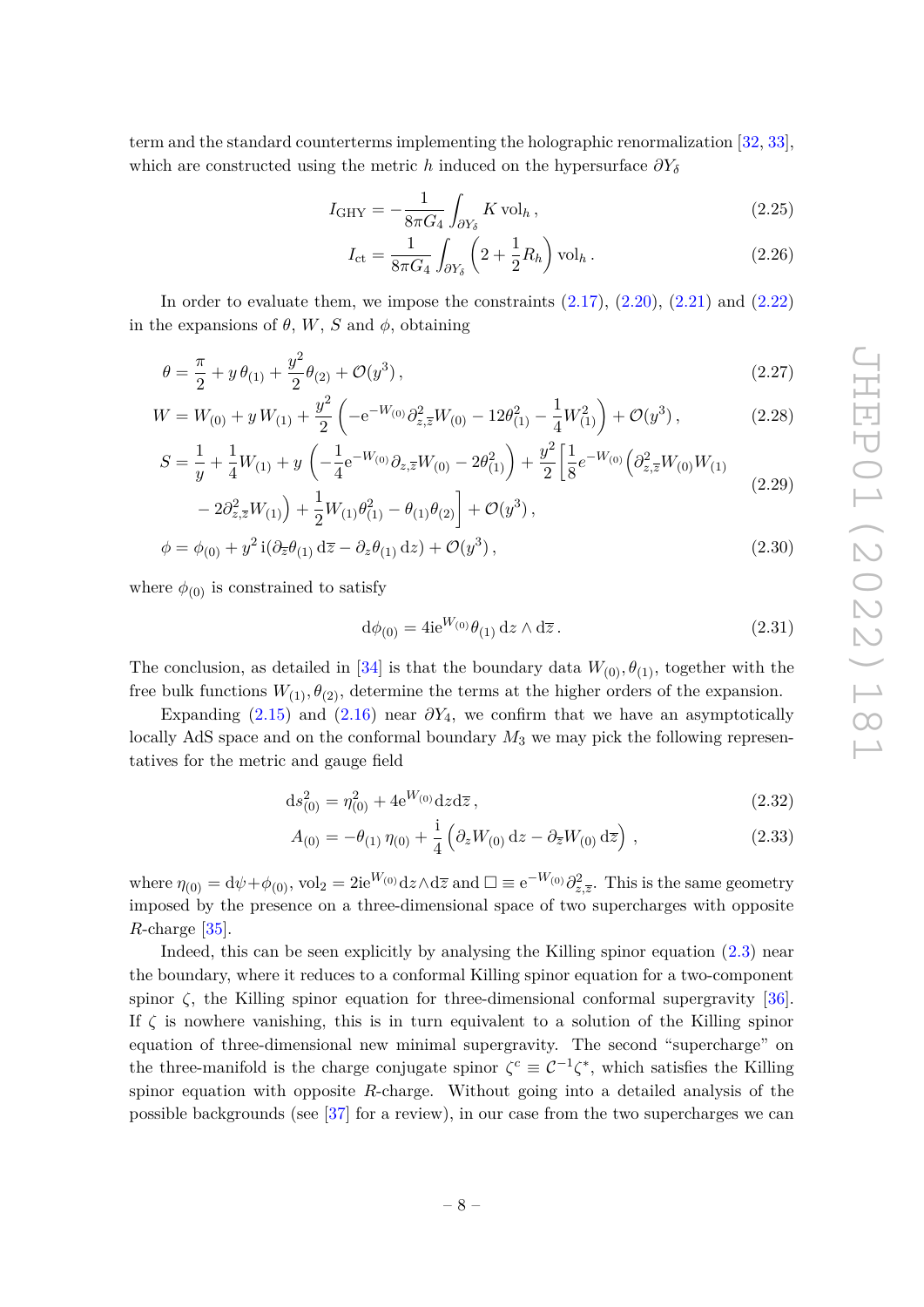term and the standard counterterms implementing the holographic renormalization [32, 33], which are constructed using the metric $h$ induced on the hypersurface $\partial Y_\delta$

$$I_{\rm GHY} = -\frac{1}{8\pi G_4}\int_{\partial Y_\delta} K\,{\rm vol}_h\,, \tag{2.25}$$

$$I_{\rm ct} = \frac{1}{8\pi G_4}\int_{\partial Y_\delta}\left(2+\frac{1}{2}R_h\right){\rm vol}_h\,. \tag{2.26}$$

In order to evaluate them, we impose the constraints (2.17), (2.20), (2.21) and (2.22) in the expansions of $\theta$, $W$, $S$ and $\phi$, obtaining

$$\theta = \frac{\pi}{2} + y\,\theta_{(1)} + \frac{y^2}{2}\theta_{(2)} + \mathcal{O}(y^3)\,, \tag{2.27}$$

$$W = W_{(0)} + y\,W_{(1)} + \frac{y^2}{2}\left(-{\rm e}^{-W_{(0)}}\partial^2_{z,\bar z}W_{(0)} - 12\theta_{(1)}^2 - \frac{1}{4}W_{(1)}^2\right) + \mathcal{O}(y^3)\,, \tag{2.28}$$

$$\begin{aligned} S = \frac{1}{y} + \frac{1}{4}W_{(1)} + y\left(-\frac{1}{4}{\rm e}^{-W_{(0)}}\partial_{z,\bar z}W_{(0)} - 2\theta_{(1)}^2\right) + \frac{y^2}{2}\bigg[\frac{1}{8}e^{-W_{(0)}}\Big(\partial^2_{z,\bar z}W_{(0)}W_{(1)} \\ - 2\partial^2_{z,\bar z}W_{(1)}\Big) + \frac{1}{2}W_{(1)}\theta_{(1)}^2 - \theta_{(1)}\theta_{(2)}\bigg] + \mathcal{O}(y^3)\,, \end{aligned} \tag{2.29}$$

$$\phi = \phi_{(0)} + y^2\,{\rm i}(\partial_{\bar z}\theta_{(1)}\,{\rm d}\bar z - \partial_z\theta_{(1)}\,{\rm d}z) + \mathcal{O}(y^3)\,, \tag{2.30}$$

where $\phi_{(0)}$ is constrained to satisfy

$${\rm d}\phi_{(0)} = 4{\rm i}{\rm e}^{W_{(0)}}\theta_{(1)}\,{\rm d}z\wedge{\rm d}\bar z\,. \tag{2.31}$$

The conclusion, as detailed in [34] is that the boundary data $W_{(0)}, \theta_{(1)}$, together with the free bulk functions $W_{(1)}, \theta_{(2)}$, determine the terms at the higher orders of the expansion.

Expanding (2.15) and (2.16) near $\partial Y_4$, we confirm that we have an asymptotically locally AdS space and on the conformal boundary $M_3$ we may pick the following representatives for the metric and gauge field

$${\rm d}s^2_{(0)} = \eta_{(0)}^2 + 4{\rm e}^{W_{(0)}}{\rm d}z{\rm d}\bar z\,, \tag{2.32}$$

$$A_{(0)} = -\theta_{(1)}\,\eta_{(0)} + \frac{\rm i}{4}\left(\partial_z W_{(0)}\,{\rm d}z - \partial_{\bar z}W_{(0)}\,{\rm d}\bar z\right)\,, \tag{2.33}$$

where $\eta_{(0)} = {\rm d}\psi + \phi_{(0)}$, ${\rm vol}_2 = 2{\rm i}{\rm e}^{W_{(0)}}{\rm d}z\wedge{\rm d}\bar z$ and $\Box \equiv {\rm e}^{-W_{(0)}}\partial^2_{z,\bar z}$. This is the same geometry imposed by the presence on a three-dimensional space of two supercharges with opposite $R$-charge [35].

Indeed, this can be seen explicitly by analysing the Killing spinor equation (2.3) near the boundary, where it reduces to a conformal Killing spinor equation for a two-component spinor $\zeta$, the Killing spinor equation for three-dimensional conformal supergravity [36]. If $\zeta$ is nowhere vanishing, this is in turn equivalent to a solution of the Killing spinor equation of three-dimensional new minimal supergravity. The second "supercharge" on the three-manifold is the charge conjugate spinor $\zeta^c \equiv \mathcal{C}^{-1}\zeta^*$, which satisfies the Killing spinor equation with opposite $R$-charge. Without going into a detailed analysis of the possible backgrounds (see [37] for a review), in our case from the two supercharges we can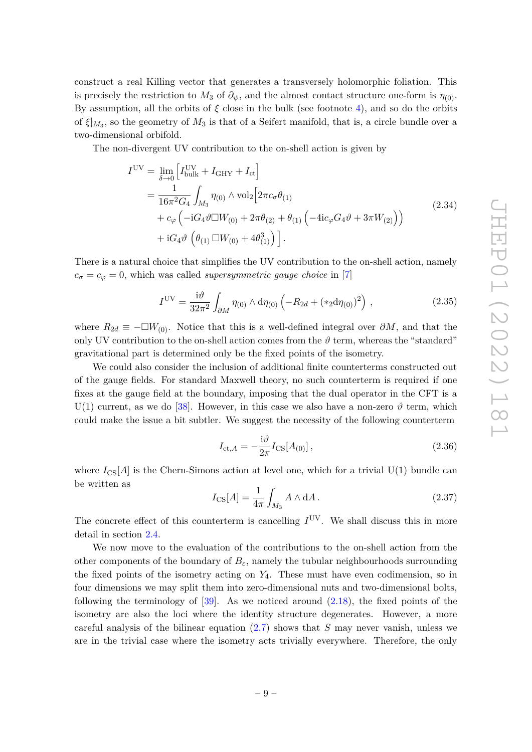construct a real Killing vector that generates a transversely holomorphic foliation. This is precisely the restriction to $M_3$ of $\partial_\psi$, and the almost contact structure one-form is $\eta_{(0)}$. By assumption, all the orbits of $\xi$ close in the bulk (see footnote 4), and so do the orbits of $\xi|_{M_3}$, so the geometry of $M_3$ is that of a Seifert manifold, that is, a circle bundle over a two-dimensional orbifold.

The non-divergent UV contribution to the on-shell action is given by

$$
\begin{aligned}
I^{\text{UV}} &= \lim_{\delta\to 0}\Big[I^{\text{UV}}_{\text{bulk}} + I_{\text{GHY}} + I_{\text{ct}}\Big] \\
&= \frac{1}{16\pi^2 G_4}\int_{M_3} \eta_{(0)}\wedge \text{vol}_2\Big[2\pi c_\sigma \theta_{(1)} \\
&\quad + c_\varphi\left(-\mathrm{i}G_4\vartheta\Box W_{(0)} + 2\pi\theta_{(2)} + \theta_{(1)}\left(-4\mathrm{i}c_\varphi G_4\vartheta + 3\pi W_{(2)}\right)\right) \\
&\quad + \mathrm{i}G_4\vartheta\,\left(\theta_{(1)}\,\Box W_{(0)} + 4\theta^3_{(1)}\right)\Big]\,.
\end{aligned}
\tag{2.34}
$$

There is a natural choice that simplifies the UV contribution to the on-shell action, namely $c_\sigma = c_\varphi = 0$, which was called *supersymmetric gauge choice* in [7]

$$
I^{\text{UV}} = \frac{\mathrm{i}\vartheta}{32\pi^2}\int_{\partial M}\eta_{(0)}\wedge \mathrm{d}\eta_{(0)}\left(-R_{2d} + (*_2\mathrm{d}\eta_{(0)})^2\right)\,, \tag{2.35}
$$

where $R_{2d} \equiv -\Box W_{(0)}$. Notice that this is a well-defined integral over $\partial M$, and that the only UV contribution to the on-shell action comes from the $\vartheta$ term, whereas the "standard" gravitational part is determined only be the fixed points of the isometry.

We could also consider the inclusion of additional finite counterterms constructed out of the gauge fields. For standard Maxwell theory, no such counterterm is required if one fixes at the gauge field at the boundary, imposing that the dual operator in the CFT is a U(1) current, as we do [38]. However, in this case we also have a non-zero $\vartheta$ term, which could make the issue a bit subtler. We suggest the necessity of the following counterterm

$$
I_{\text{ct},A} = -\frac{\mathrm{i}\vartheta}{2\pi}I_{\text{CS}}[A_{(0)}]\,, \tag{2.36}
$$

where $I_{\text{CS}}[A]$ is the Chern-Simons action at level one, which for a trivial U(1) bundle can be written as

$$
I_{\text{CS}}[A] = \frac{1}{4\pi}\int_{M_3} A\wedge \mathrm{d}A\,. \tag{2.37}
$$

The concrete effect of this counterterm is cancelling $I^{\text{UV}}$. We shall discuss this in more detail in section 2.4.

We now move to the evaluation of the contributions to the on-shell action from the other components of the boundary of $B_\varepsilon$, namely the tubular neighbourhoods surrounding the fixed points of the isometry acting on $Y_4$. These must have even codimension, so in four dimensions we may split them into zero-dimensional nuts and two-dimensional bolts, following the terminology of [39]. As we noticed around (2.18), the fixed points of the isometry are also the loci where the identity structure degenerates. However, a more careful analysis of the bilinear equation (2.7) shows that $S$ may never vanish, unless we are in the trivial case where the isometry acts trivially everywhere. Therefore, the only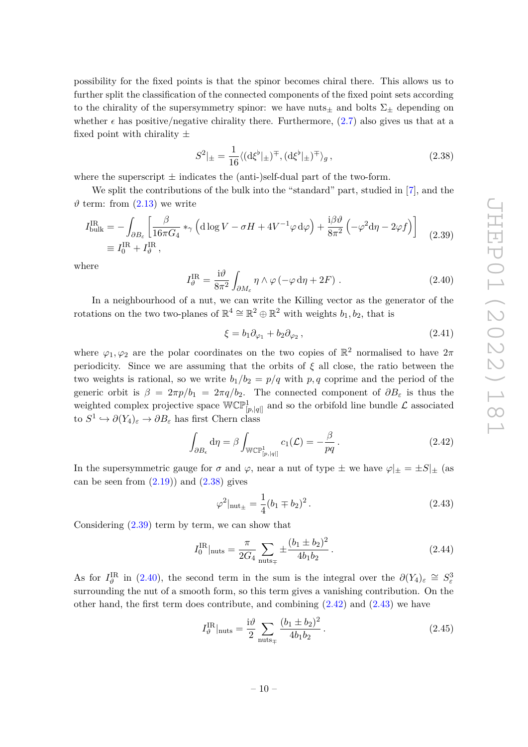possibility for the fixed points is that the spinor becomes chiral there. This allows us to further split the classification of the connected components of the fixed point sets according to the chirality of the supersymmetry spinor: we have nuts$_\pm$ and bolts $\Sigma_\pm$ depending on whether $\epsilon$ has positive/negative chirality there. Furthermore, (2.7) also gives us that at a fixed point with chirality $\pm$

$$S^2|_\pm = \frac{1}{16}\langle (\mathrm{d}\xi^\flat|_\pm)^\mp, (\mathrm{d}\xi^\flat|_\pm)^\mp \rangle_g \,, \tag{2.38}$$

where the superscript $\pm$ indicates the (anti-)self-dual part of the two-form.

We split the contributions of the bulk into the "standard" part, studied in [7], and the $\vartheta$ term: from (2.13) we write

$$\begin{aligned} I_{\mathrm{bulk}}^{\mathrm{IR}} &= -\int_{\partial B_\varepsilon} \left[ \frac{\beta}{16\pi G_4} *_\gamma \left( \mathrm{d}\log V - \sigma H + 4V^{-1}\varphi\,\mathrm{d}\varphi \right) + \frac{\mathrm{i}\beta\vartheta}{8\pi^2}\left( -\varphi^2 \mathrm{d}\eta - 2\varphi f \right) \right] \\ &\equiv I_0^{\mathrm{IR}} + I_\vartheta^{\mathrm{IR}} \,, \end{aligned} \tag{2.39}$$

where

$$I_\vartheta^{\mathrm{IR}} = \frac{\mathrm{i}\vartheta}{8\pi^2}\int_{\partial M_\varepsilon} \eta \wedge \varphi \left( -\varphi\,\mathrm{d}\eta + 2F \right) \,. \tag{2.40}$$

In a neighbourhood of a nut, we can write the Killing vector as the generator of the rotations on the two two-planes of $\mathbb{R}^4 \cong \mathbb{R}^2 \oplus \mathbb{R}^2$ with weights $b_1, b_2$, that is

$$\xi = b_1 \partial_{\varphi_1} + b_2 \partial_{\varphi_2} \,, \tag{2.41}$$

where $\varphi_1, \varphi_2$ are the polar coordinates on the two copies of $\mathbb{R}^2$ normalised to have $2\pi$ periodicity. Since we are assuming that the orbits of $\xi$ all close, the ratio between the two weights is rational, so we write $b_1/b_2 = p/q$ with $p, q$ coprime and the period of the generic orbit is $\beta = 2\pi p/b_1 = 2\pi q/b_2$. The connected component of $\partial B_\varepsilon$ is thus the weighted complex projective space $\mathbb{WCP}^1_{[p,|q|]}$ and so the orbifold line bundle $\mathcal{L}$ associated to $S^1 \hookrightarrow \partial(Y_4)_\varepsilon \to \partial B_\varepsilon$ has first Chern class

$$\int_{\partial B_\epsilon} \mathrm{d}\eta = \beta \int_{\mathbb{WCP}^1_{[p,|q|]}} c_1(\mathcal{L}) = -\frac{\beta}{pq} \,. \tag{2.42}$$

In the supersymmetric gauge for $\sigma$ and $\varphi$, near a nut of type $\pm$ we have $\varphi|_\pm = \pm S|_\pm$ (as can be seen from (2.19)) and (2.38) gives

$$\varphi^2|_{\mathrm{nut}_\pm} = \frac{1}{4}(b_1 \mp b_2)^2 \,. \tag{2.43}$$

Considering (2.39) term by term, we can show that

$$I_0^{\mathrm{IR}}|_{\mathrm{nuts}} = \frac{\pi}{2G_4} \sum_{\mathrm{nuts}_\mp} \pm \frac{(b_1 \pm b_2)^2}{4b_1 b_2} \,. \tag{2.44}$$

As for $I_\vartheta^{\mathrm{IR}}$ in (2.40), the second term in the sum is the integral over the $\partial(Y_4)_\varepsilon \cong S^3_\varepsilon$ surrounding the nut of a smooth form, so this term gives a vanishing contribution. On the other hand, the first term does contribute, and combining (2.42) and (2.43) we have

$$I_\vartheta^{\mathrm{IR}}|_{\mathrm{nuts}} = \frac{\mathrm{i}\vartheta}{2} \sum_{\mathrm{nuts}_\mp} \frac{(b_1 \pm b_2)^2}{4b_1 b_2} \,. \tag{2.45}$$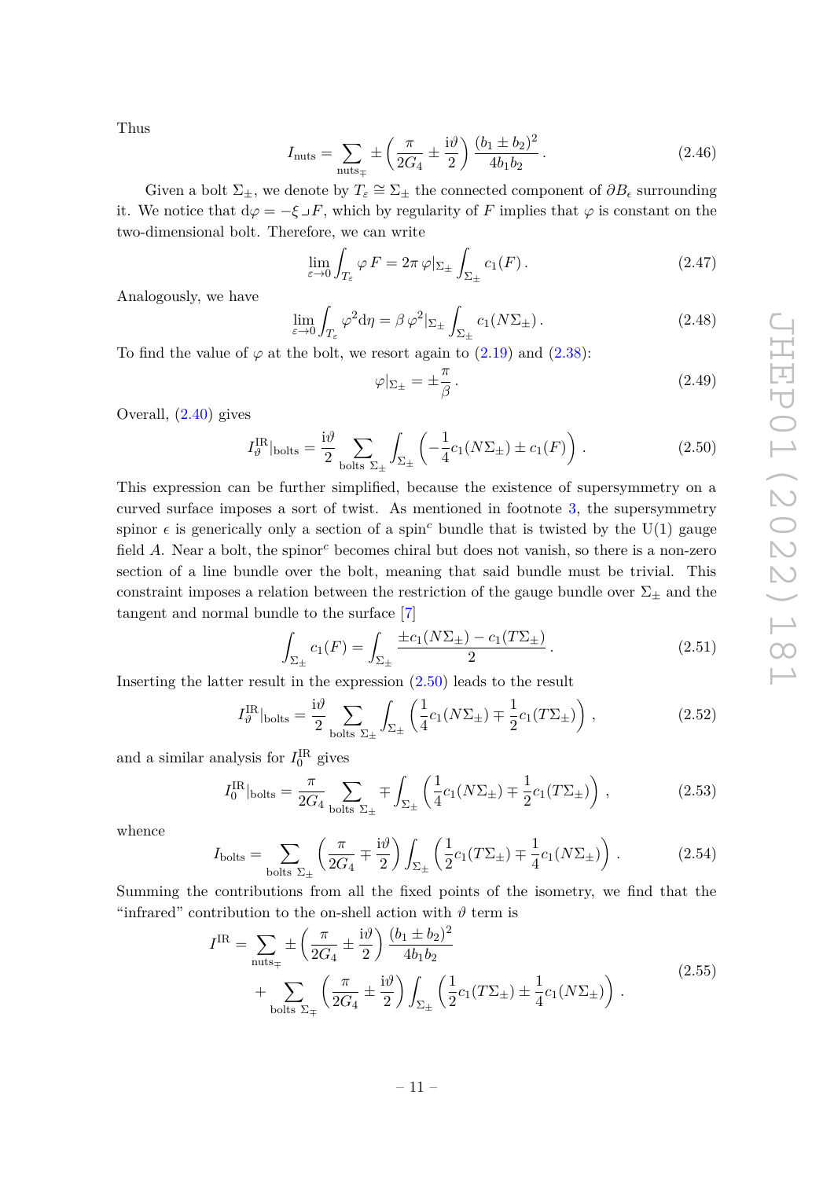Thus

$$I_{\text{nuts}} = \sum_{\text{nuts}_\mp} \pm \left( \frac{\pi}{2G_4} \pm \frac{\mathrm{i}\vartheta}{2} \right) \frac{(b_1 \pm b_2)^2}{4 b_1 b_2} . \tag{2.46}$$

Given a bolt $\Sigma_\pm$, we denote by $T_\varepsilon \cong \Sigma_\pm$ the connected component of $\partial B_\epsilon$ surrounding it. We notice that $\mathrm{d}\varphi = -\xi \lrcorner F$, which by regularity of $F$ implies that $\varphi$ is constant on the two-dimensional bolt. Therefore, we can write

$$\lim_{\varepsilon\to 0} \int_{T_\varepsilon} \varphi\, F = 2\pi\, \varphi|_{\Sigma_\pm} \int_{\Sigma_\pm} c_1(F) . \tag{2.47}$$

Analogously, we have

$$\lim_{\varepsilon\to 0} \int_{T_\varepsilon} \varphi^2 \mathrm{d}\eta = \beta\, \varphi^2|_{\Sigma_\pm} \int_{\Sigma_\pm} c_1(N\Sigma_\pm) . \tag{2.48}$$

To find the value of $\varphi$ at the bolt, we resort again to (2.19) and (2.38):

$$\varphi|_{\Sigma_\pm} = \pm \frac{\pi}{\beta} . \tag{2.49}$$

Overall, (2.40) gives

$$I^{\text{IR}}_\vartheta|_{\text{bolts}} = \frac{\mathrm{i}\vartheta}{2} \sum_{\text{bolts } \Sigma_\pm} \int_{\Sigma_\pm} \left( -\frac{1}{4} c_1(N\Sigma_\pm) \pm c_1(F) \right) . \tag{2.50}$$

This expression can be further simplified, because the existence of supersymmetry on a curved surface imposes a sort of twist. As mentioned in footnote 3, the supersymmetry spinor $\epsilon$ is generically only a section of a spin$^c$ bundle that is twisted by the U(1) gauge field $A$. Near a bolt, the spinor$^c$ becomes chiral but does not vanish, so there is a non-zero section of a line bundle over the bolt, meaning that said bundle must be trivial. This constraint imposes a relation between the restriction of the gauge bundle over $\Sigma_\pm$ and the tangent and normal bundle to the surface [7]

$$\int_{\Sigma_\pm} c_1(F) = \int_{\Sigma_\pm} \frac{\pm c_1(N\Sigma_\pm) - c_1(T\Sigma_\pm)}{2} . \tag{2.51}$$

Inserting the latter result in the expression (2.50) leads to the result

$$I^{\text{IR}}_\vartheta|_{\text{bolts}} = \frac{\mathrm{i}\vartheta}{2} \sum_{\text{bolts } \Sigma_\pm} \int_{\Sigma_\pm} \left( \frac{1}{4} c_1(N\Sigma_\pm) \mp \frac{1}{2} c_1(T\Sigma_\pm) \right) , \tag{2.52}$$

and a similar analysis for $I^{\text{IR}}_0$ gives

$$I^{\text{IR}}_0|_{\text{bolts}} = \frac{\pi}{2G_4} \sum_{\text{bolts } \Sigma_\pm} \mp \int_{\Sigma_\pm} \left( \frac{1}{4} c_1(N\Sigma_\pm) \mp \frac{1}{2} c_1(T\Sigma_\pm) \right) , \tag{2.53}$$

whence

$$I_{\text{bolts}} = \sum_{\text{bolts } \Sigma_\pm} \left( \frac{\pi}{2G_4} \mp \frac{\mathrm{i}\vartheta}{2} \right) \int_{\Sigma_\pm} \left( \frac{1}{2} c_1(T\Sigma_\pm) \mp \frac{1}{4} c_1(N\Sigma_\pm) \right) . \tag{2.54}$$

Summing the contributions from all the fixed points of the isometry, we find that the "infrared" contribution to the on-shell action with $\vartheta$ term is

$$\begin{aligned} I^{\text{IR}} = &\sum_{\text{nuts}_\mp} \pm \left( \frac{\pi}{2G_4} \pm \frac{\mathrm{i}\vartheta}{2} \right) \frac{(b_1 \pm b_2)^2}{4 b_1 b_2} \\ &+ \sum_{\text{bolts } \Sigma_\mp} \left( \frac{\pi}{2G_4} \pm \frac{\mathrm{i}\vartheta}{2} \right) \int_{\Sigma_\pm} \left( \frac{1}{2} c_1(T\Sigma_\pm) \pm \frac{1}{4} c_1(N\Sigma_\pm) \right) . \end{aligned} \tag{2.55}$$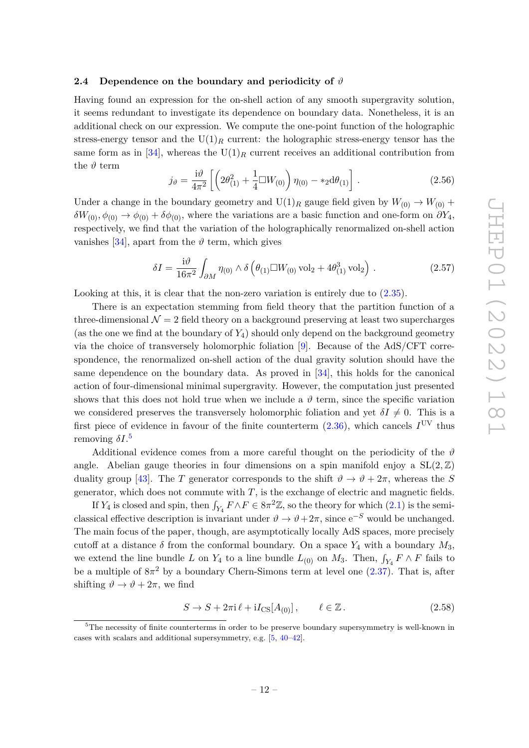### 2.4 Dependence on the boundary and periodicity of $\vartheta$

Having found an expression for the on-shell action of any smooth supergravity solution, it seems redundant to investigate its dependence on boundary data. Nonetheless, it is an additional check on our expression. We compute the one-point function of the holographic stress-energy tensor and the $\mathrm{U}(1)_R$ current: the holographic stress-energy tensor has the same form as in [34], whereas the $\mathrm{U}(1)_R$ current receives an additional contribution from the $\vartheta$ term

$$j_\vartheta = \frac{\mathrm{i}\vartheta}{4\pi^2}\left[\left(2\theta_{(1)}^2 + \frac{1}{4}\Box W_{(0)}\right)\eta_{(0)} - *_2\mathrm{d}\theta_{(1)}\right]. \tag{2.56}$$

Under a change in the boundary geometry and $\mathrm{U}(1)_R$ gauge field given by $W_{(0)} \to W_{(0)} + \delta W_{(0)}, \phi_{(0)} \to \phi_{(0)} + \delta\phi_{(0)}$, where the variations are a basic function and one-form on $\partial Y_4$, respectively, we find that the variation of the holographically renormalized on-shell action vanishes [34], apart from the $\vartheta$ term, which gives

$$\delta I = \frac{\mathrm{i}\vartheta}{16\pi^2}\int_{\partial M} \eta_{(0)} \wedge \delta\left(\theta_{(1)}\Box W_{(0)}\,\mathrm{vol}_2 + 4\theta_{(1)}^3\,\mathrm{vol}_2\right). \tag{2.57}$$

Looking at this, it is clear that the non-zero variation is entirely due to (2.35).

There is an expectation stemming from field theory that the partition function of a three-dimensional $\mathcal{N}=2$ field theory on a background preserving at least two supercharges (as the one we find at the boundary of $Y_4$) should only depend on the background geometry via the choice of transversely holomorphic foliation [9]. Because of the AdS/CFT correspondence, the renormalized on-shell action of the dual gravity solution should have the same dependence on the boundary data. As proved in [34], this holds for the canonical action of four-dimensional minimal supergravity. However, the computation just presented shows that this does not hold true when we include a $\vartheta$ term, since the specific variation we considered preserves the transversely holomorphic foliation and yet $\delta I \neq 0$. This is a first piece of evidence in favour of the finite counterterm (2.36), which cancels $I^{\mathrm{UV}}$ thus removing $\delta I$.[5]

Additional evidence comes from a more careful thought on the periodicity of the $\vartheta$ angle. Abelian gauge theories in four dimensions on a spin manifold enjoy a $\mathrm{SL}(2,\mathbb{Z})$ duality group [43]. The $T$ generator corresponds to the shift $\vartheta \to \vartheta + 2\pi$, whereas the $S$ generator, which does not commute with $T$, is the exchange of electric and magnetic fields.

If $Y_4$ is closed and spin, then $\int_{Y_4} F\wedge F \in 8\pi^2\mathbb{Z}$, so the theory for which (2.1) is the semi-classical effective description is invariant under $\vartheta \to \vartheta + 2\pi$, since $\mathrm{e}^{-S}$ would be unchanged. The main focus of the paper, though, are asymptotically locally AdS spaces, more precisely cutoff at a distance $\delta$ from the conformal boundary. On a space $Y_4$ with a boundary $M_3$, we extend the line bundle $L$ on $Y_4$ to a line bundle $L_{(0)}$ on $M_3$. Then, $\int_{Y_4} F\wedge F$ fails to be a multiple of $8\pi^2$ by a boundary Chern-Simons term at level one (2.37). That is, after shifting $\vartheta \to \vartheta + 2\pi$, we find

$$S \to S + 2\pi\mathrm{i}\,\ell + \mathrm{i}I_{\mathrm{CS}}[A_{(0)}], \qquad \ell \in \mathbb{Z}. \tag{2.58}$$

[5] The necessity of finite counterterms in order to be preserve boundary supersymmetry is well-known in cases with scalars and additional supersymmetry, e.g. [5, 40–42].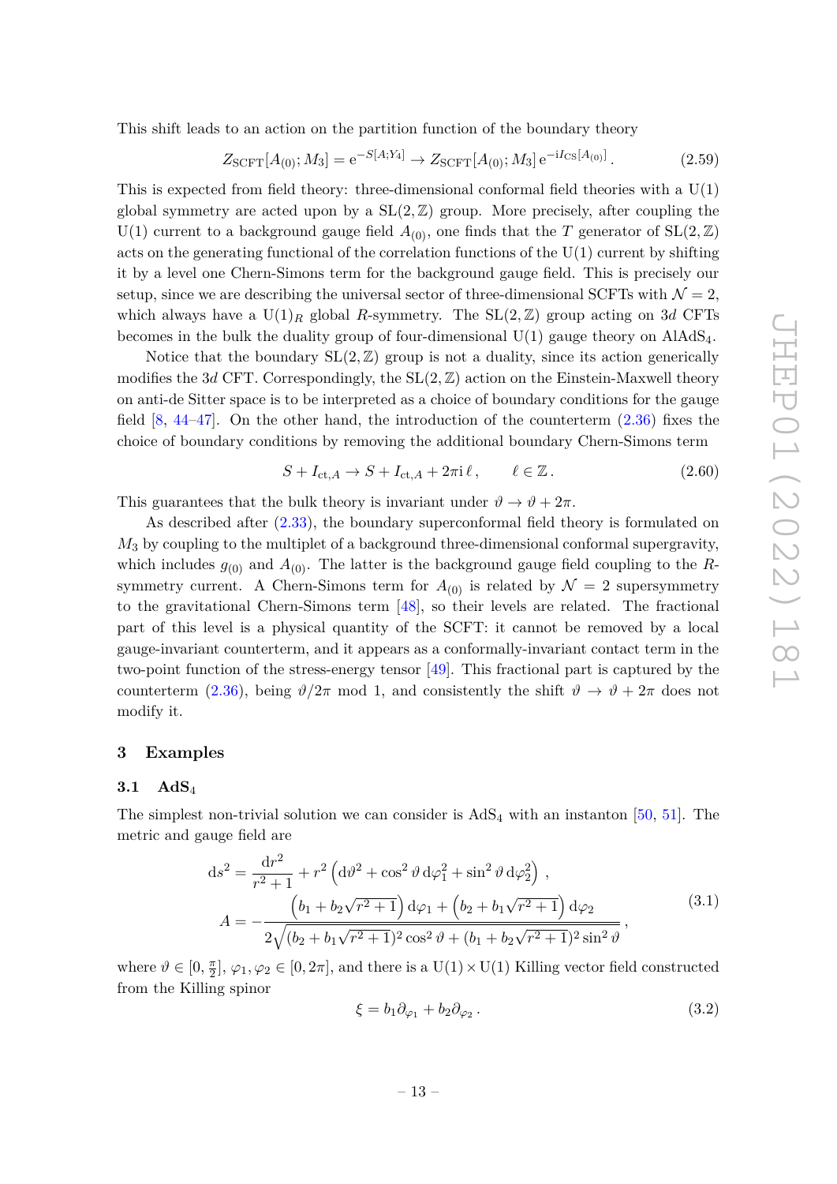This shift leads to an action on the partition function of the boundary theory

$$Z_{\rm SCFT}[A_{(0)}; M_3] = {\rm e}^{-S[A;Y_4]} \to Z_{\rm SCFT}[A_{(0)}; M_3]\, {\rm e}^{-{\rm i}I_{\rm CS}[A_{(0)}]}\,. \tag{2.59}$$

This is expected from field theory: three-dimensional conformal field theories with a U(1) global symmetry are acted upon by a $\mathrm{SL}(2,\mathbb{Z})$ group. More precisely, after coupling the U(1) current to a background gauge field $A_{(0)}$, one finds that the $T$ generator of $\mathrm{SL}(2,\mathbb{Z})$ acts on the generating functional of the correlation functions of the U(1) current by shifting it by a level one Chern-Simons term for the background gauge field. This is precisely our setup, since we are describing the universal sector of three-dimensional SCFTs with $\mathcal{N}=2$, which always have a $\mathrm{U}(1)_R$ global $R$-symmetry. The $\mathrm{SL}(2,\mathbb{Z})$ group acting on $3d$ CFTs becomes in the bulk the duality group of four-dimensional U(1) gauge theory on $\mathrm{AlAdS}_4$.

Notice that the boundary $\mathrm{SL}(2,\mathbb{Z})$ group is not a duality, since its action generically modifies the $3d$ CFT. Correspondingly, the $\mathrm{SL}(2,\mathbb{Z})$ action on the Einstein-Maxwell theory on anti-de Sitter space is to be interpreted as a choice of boundary conditions for the gauge field [8, 44–47]. On the other hand, the introduction of the counterterm (2.36) fixes the choice of boundary conditions by removing the additional boundary Chern-Simons term

$$S + I_{{\rm ct},A} \to S + I_{{\rm ct},A} + 2\pi{\rm i}\,\ell\,, \qquad \ell\in\mathbb{Z}\,. \tag{2.60}$$

This guarantees that the bulk theory is invariant under $\vartheta \to \vartheta + 2\pi$.

As described after (2.33), the boundary superconformal field theory is formulated on $M_3$ by coupling to the multiplet of a background three-dimensional conformal supergravity, which includes $g_{(0)}$ and $A_{(0)}$. The latter is the background gauge field coupling to the $R$-symmetry current. A Chern-Simons term for $A_{(0)}$ is related by $\mathcal{N}=2$ supersymmetry to the gravitational Chern-Simons term [48], so their levels are related. The fractional part of this level is a physical quantity of the SCFT: it cannot be removed by a local gauge-invariant counterterm, and it appears as a conformally-invariant contact term in the two-point function of the stress-energy tensor [49]. This fractional part is captured by the counterterm (2.36), being $\vartheta/2\pi$ mod 1, and consistently the shift $\vartheta \to \vartheta + 2\pi$ does not modify it.

## 3 Examples

### 3.1 AdS$_4$

The simplest non-trivial solution we can consider is AdS$_4$ with an instanton [50, 51]. The metric and gauge field are

$$\begin{aligned}
{\rm d}s^2 &= \frac{{\rm d}r^2}{r^2+1} + r^2\left({\rm d}\vartheta^2 + \cos^2\vartheta\,{\rm d}\varphi_1^2 + \sin^2\vartheta\,{\rm d}\varphi_2^2\right)\,,\\
A &= -\frac{\left(b_1 + b_2\sqrt{r^2+1}\right){\rm d}\varphi_1 + \left(b_2 + b_1\sqrt{r^2+1}\right){\rm d}\varphi_2}{2\sqrt{(b_2+b_1\sqrt{r^2+1})^2\cos^2\vartheta + (b_1+b_2\sqrt{r^2+1})^2\sin^2\vartheta}}\,,
\end{aligned} \tag{3.1}$$

where $\vartheta \in [0, \frac{\pi}{2}]$, $\varphi_1, \varphi_2 \in [0, 2\pi]$, and there is a $\mathrm{U}(1)\times\mathrm{U}(1)$ Killing vector field constructed from the Killing spinor

$$\xi = b_1\partial_{\varphi_1} + b_2\partial_{\varphi_2}\,. \tag{3.2}$$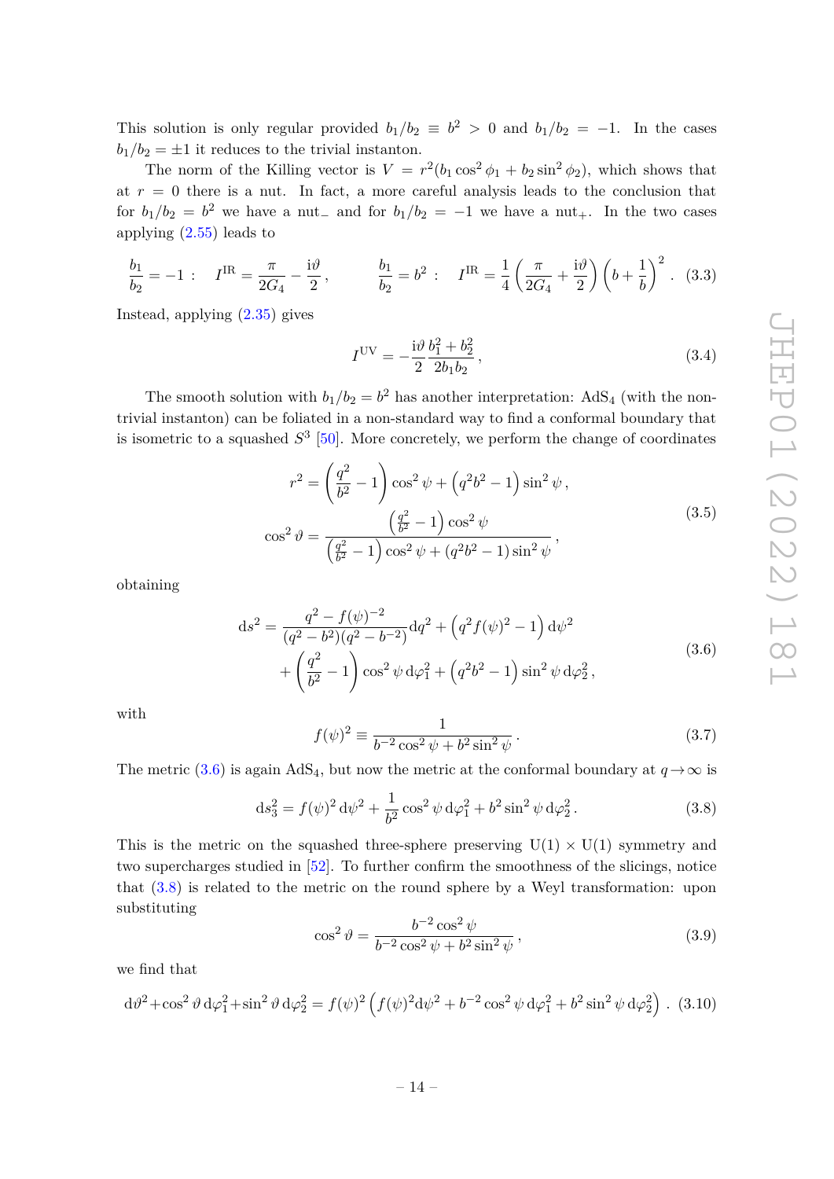This solution is only regular provided $b_1/b_2 \equiv b^2 > 0$ and $b_1/b_2 = -1$. In the cases $b_1/b_2 = \pm 1$ it reduces to the trivial instanton.

The norm of the Killing vector is $V = r^2(b_1 \cos^2\phi_1 + b_2 \sin^2\phi_2)$, which shows that at $r = 0$ there is a nut. In fact, a more careful analysis leads to the conclusion that for $b_1/b_2 = b^2$ we have a nut$_-$ and for $b_1/b_2 = -1$ we have a nut$_+$. In the two cases applying (2.55) leads to

$$\frac{b_1}{b_2} = -1: \quad I^{\rm IR} = \frac{\pi}{2G_4} - \frac{{\rm i}\vartheta}{2}, \qquad \frac{b_1}{b_2} = b^2: \quad I^{\rm IR} = \frac{1}{4}\left(\frac{\pi}{2G_4} + \frac{{\rm i}\vartheta}{2}\right)\left(b + \frac{1}{b}\right)^2. \tag{3.3}$$

Instead, applying (2.35) gives

$$I^{\rm UV} = -\frac{{\rm i}\vartheta}{2}\frac{b_1^2 + b_2^2}{2b_1 b_2}, \tag{3.4}$$

The smooth solution with $b_1/b_2 = b^2$ has another interpretation: AdS$_4$ (with the non-trivial instanton) can be foliated in a non-standard way to find a conformal boundary that is isometric to a squashed $S^3$ [50]. More concretely, we perform the change of coordinates

$$\begin{aligned} r^2 &= \left(\frac{q^2}{b^2} - 1\right)\cos^2\psi + \left(q^2 b^2 - 1\right)\sin^2\psi, \\ \cos^2\vartheta &= \frac{\left(\frac{q^2}{b^2} - 1\right)\cos^2\psi}{\left(\frac{q^2}{b^2} - 1\right)\cos^2\psi + (q^2b^2 - 1)\sin^2\psi}, \end{aligned} \tag{3.5}$$

obtaining

$$\begin{aligned} {\rm d}s^2 = &\frac{q^2 - f(\psi)^{-2}}{(q^2 - b^2)(q^2 - b^{-2})}{\rm d}q^2 + \left(q^2 f(\psi)^2 - 1\right){\rm d}\psi^2 \\ &+ \left(\frac{q^2}{b^2} - 1\right)\cos^2\psi\,{\rm d}\varphi_1^2 + \left(q^2b^2 - 1\right)\sin^2\psi\,{\rm d}\varphi_2^2, \end{aligned} \tag{3.6}$$

with

$$f(\psi)^2 \equiv \frac{1}{b^{-2}\cos^2\psi + b^2\sin^2\psi}. \tag{3.7}$$

The metric (3.6) is again AdS$_4$, but now the metric at the conformal boundary at $q \to \infty$ is

$${\rm d}s_3^2 = f(\psi)^2\,{\rm d}\psi^2 + \frac{1}{b^2}\cos^2\psi\,{\rm d}\varphi_1^2 + b^2\sin^2\psi\,{\rm d}\varphi_2^2. \tag{3.8}$$

This is the metric on the squashed three-sphere preserving U(1) $\times$ U(1) symmetry and two supercharges studied in [52]. To further confirm the smoothness of the slicings, notice that (3.8) is related to the metric on the round sphere by a Weyl transformation: upon substituting

$$\cos^2\vartheta = \frac{b^{-2}\cos^2\psi}{b^{-2}\cos^2\psi + b^2\sin^2\psi}, \tag{3.9}$$

we find that

$${\rm d}\vartheta^2 + \cos^2\vartheta\,{\rm d}\varphi_1^2 + \sin^2\vartheta\,{\rm d}\varphi_2^2 = f(\psi)^2\left(f(\psi)^2{\rm d}\psi^2 + b^{-2}\cos^2\psi\,{\rm d}\varphi_1^2 + b^2\sin^2\psi\,{\rm d}\varphi_2^2\right). \tag{3.10}$$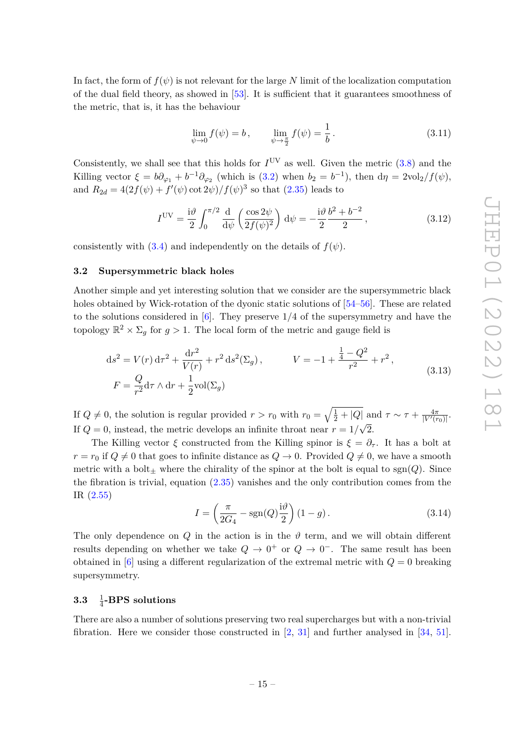In fact, the form of $f(\psi)$ is not relevant for the large $N$ limit of the localization computation of the dual field theory, as showed in [53]. It is sufficient that it guarantees smoothness of the metric, that is, it has the behaviour

$$\lim_{\psi\to 0} f(\psi) = b\,, \qquad \lim_{\psi\to\frac{\pi}{2}} f(\psi) = \frac{1}{b}\,. \tag{3.11}$$

Consistently, we shall see that this holds for $I^{\rm UV}$ as well. Given the metric (3.8) and the Killing vector $\xi = b\partial_{\varphi_1} + b^{-1}\partial_{\varphi_2}$ (which is (3.2) when $b_2 = b^{-1}$), then $\mathrm{d}\eta = 2\mathrm{vol}_2/f(\psi)$, and $R_{2d} = 4(2f(\psi) + f'(\psi)\cot 2\psi)/f(\psi)^3$ so that (2.35) leads to

$$I^{\rm UV} = \frac{\mathrm{i}\vartheta}{2}\int_0^{\pi/2} \frac{\mathrm{d}}{\mathrm{d}\psi}\left(\frac{\cos 2\psi}{2f(\psi)^2}\right)\mathrm{d}\psi = -\frac{\mathrm{i}\vartheta}{2}\frac{b^2 + b^{-2}}{2}\,, \tag{3.12}$$

consistently with (3.4) and independently on the details of $f(\psi)$.

### 3.2 Supersymmetric black holes

Another simple and yet interesting solution that we consider are the supersymmetric black holes obtained by Wick-rotation of the dyonic static solutions of [54–56]. These are related to the solutions considered in [6]. They preserve 1/4 of the supersymmetry and have the topology $\mathbb{R}^2 \times \Sigma_g$ for $g > 1$. The local form of the metric and gauge field is

$$\begin{aligned} \mathrm{d}s^2 &= V(r)\,\mathrm{d}\tau^2 + \frac{\mathrm{d}r^2}{V(r)} + r^2\,\mathrm{d}s^2(\Sigma_g)\,, \qquad V = -1 + \frac{\frac{1}{4} - Q^2}{r^2} + r^2\,, \\ F &= \frac{Q}{r^2}\mathrm{d}\tau\wedge\mathrm{d}r + \frac{1}{2}\mathrm{vol}(\Sigma_g) \end{aligned} \tag{3.13}$$

If $Q \neq 0$, the solution is regular provided $r > r_0$ with $r_0 = \sqrt{\frac{1}{2} + |Q|}$ and $\tau \sim \tau + \frac{4\pi}{|V'(r_0)|}$. If $Q = 0$, instead, the metric develops an infinite throat near $r = 1/\sqrt{2}$.

The Killing vector $\xi$ constructed from the Killing spinor is $\xi = \partial_\tau$. It has a bolt at $r = r_0$ if $Q \neq 0$ that goes to infinite distance as $Q \to 0$. Provided $Q \neq 0$, we have a smooth metric with a bolt$_\pm$ where the chirality of the spinor at the bolt is equal to $\mathrm{sgn}(Q)$. Since the fibration is trivial, equation (2.35) vanishes and the only contribution comes from the IR (2.55)

$$I = \left(\frac{\pi}{2G_4} - \mathrm{sgn}(Q)\frac{\mathrm{i}\vartheta}{2}\right)(1 - g)\,. \tag{3.14}$$

The only dependence on $Q$ in the action is in the $\vartheta$ term, and we will obtain different results depending on whether we take $Q \to 0^+$ or $Q \to 0^-$. The same result has been obtained in [6] using a different regularization of the extremal metric with $Q = 0$ breaking supersymmetry.

### 3.3 $\frac{1}{4}$-BPS solutions

There are also a number of solutions preserving two real supercharges but with a non-trivial fibration. Here we consider those constructed in [2, 31] and further analysed in [34, 51].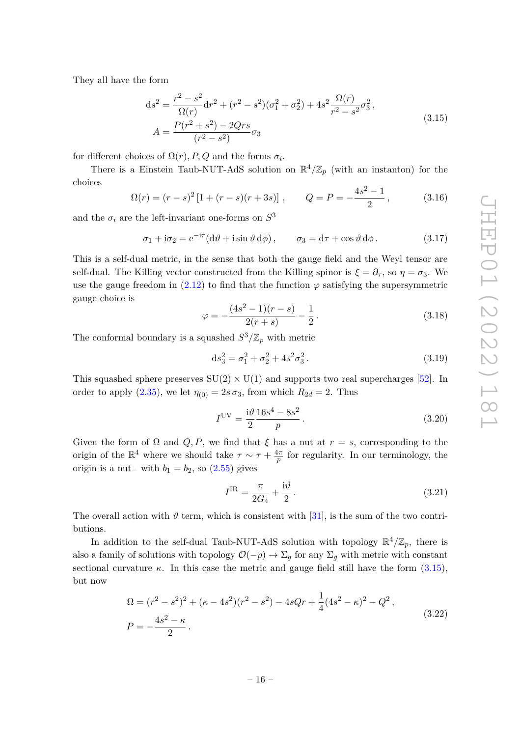They all have the form

$$
\begin{aligned}
\mathrm{d}s^2 &= \frac{r^2-s^2}{\Omega(r)}\mathrm{d}r^2 + (r^2-s^2)(\sigma_1^2+\sigma_2^2) + 4s^2\frac{\Omega(r)}{r^2-s^2}\sigma_3^2\,, \\
A &= \frac{P(r^2+s^2)-2Qrs}{(r^2-s^2)}\sigma_3
\end{aligned}
\tag{3.15}
$$

for different choices of $\Omega(r), P, Q$ and the forms $\sigma_i$.

There is a Einstein Taub-NUT-AdS solution on $\mathbb{R}^4/\mathbb{Z}_p$ (with an instanton) for the choices

$$
\Omega(r) = (r-s)^2\left[1+(r-s)(r+3s)\right]\,, \qquad Q = P = -\frac{4s^2-1}{2}\,, \tag{3.16}
$$

and the $\sigma_i$ are the left-invariant one-forms on $S^3$

$$
\sigma_1 + \mathrm{i}\sigma_2 = \mathrm{e}^{-\mathrm{i}\tau}(\mathrm{d}\vartheta + \mathrm{i}\sin\vartheta\,\mathrm{d}\phi)\,, \qquad \sigma_3 = \mathrm{d}\tau + \cos\vartheta\,\mathrm{d}\phi\,. \tag{3.17}
$$

This is a self-dual metric, in the sense that both the gauge field and the Weyl tensor are self-dual. The Killing vector constructed from the Killing spinor is $\xi = \partial_\tau$, so $\eta = \sigma_3$. We use the gauge freedom in (2.12) to find that the function $\varphi$ satisfying the supersymmetric gauge choice is

$$
\varphi = -\frac{(4s^2-1)(r-s)}{2(r+s)} - \frac{1}{2}\,. \tag{3.18}
$$

The conformal boundary is a squashed $S^3/\mathbb{Z}_p$ with metric

$$
\mathrm{d}s_3^2 = \sigma_1^2 + \sigma_2^2 + 4s^2\sigma_3^2\,. \tag{3.19}
$$

This squashed sphere preserves $\mathrm{SU}(2)\times\mathrm{U}(1)$ and supports two real supercharges [52]. In order to apply (2.35), we let $\eta_{(0)} = 2s\,\sigma_3$, from which $R_{2d} = 2$. Thus

$$
I^{\mathrm{UV}} = \frac{\mathrm{i}\vartheta}{2}\frac{16s^4-8s^2}{p}\,. \tag{3.20}
$$

Given the form of $\Omega$ and $Q, P$, we find that $\xi$ has a nut at $r = s$, corresponding to the origin of the $\mathbb{R}^4$ where we should take $\tau \sim \tau + \frac{4\pi}{p}$ for regularity. In our terminology, the origin is a nut$_-$ with $b_1 = b_2$, so (2.55) gives

$$
I^{\mathrm{IR}} = \frac{\pi}{2G_4} + \frac{\mathrm{i}\vartheta}{2}\,. \tag{3.21}
$$

The overall action with $\vartheta$ term, which is consistent with [31], is the sum of the two contributions.

In addition to the self-dual Taub-NUT-AdS solution with topology $\mathbb{R}^4/\mathbb{Z}_p$, there is also a family of solutions with topology $\mathcal{O}(-p)\to\Sigma_g$ for any $\Sigma_g$ with metric with constant sectional curvature $\kappa$. In this case the metric and gauge field still have the form (3.15), but now

$$
\begin{aligned}
\Omega &= (r^2-s^2)^2 + (\kappa-4s^2)(r^2-s^2) - 4sQr + \frac{1}{4}(4s^2-\kappa)^2 - Q^2\,, \\
P &= -\frac{4s^2-\kappa}{2}\,.
\end{aligned}
\tag{3.22}
$$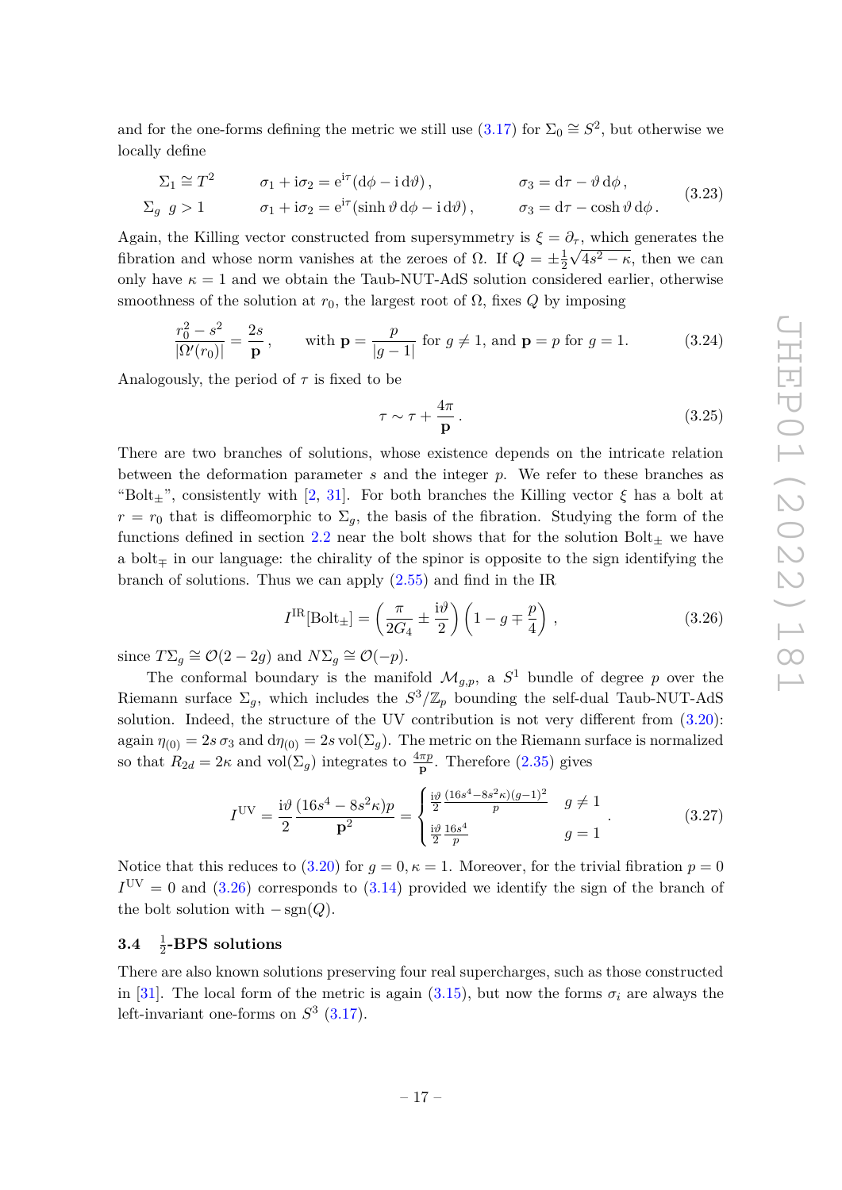and for the one-forms defining the metric we still use (3.17) for $\Sigma_0 \cong S^2$, but otherwise we locally define

$$
\begin{aligned}
\Sigma_1 &\cong T^2 & \sigma_1 + \mathrm{i}\sigma_2 &= \mathrm{e}^{\mathrm{i}\tau}(\mathrm{d}\phi - \mathrm{i}\,\mathrm{d}\vartheta)\,, & \sigma_3 &= \mathrm{d}\tau - \vartheta\,\mathrm{d}\phi\,, \\
\Sigma_g \;\; g &> 1 & \sigma_1 + \mathrm{i}\sigma_2 &= \mathrm{e}^{\mathrm{i}\tau}(\sinh\vartheta\,\mathrm{d}\phi - \mathrm{i}\,\mathrm{d}\vartheta)\,, & \sigma_3 &= \mathrm{d}\tau - \cosh\vartheta\,\mathrm{d}\phi\,.
\end{aligned}
\tag{3.23}
$$

Again, the Killing vector constructed from supersymmetry is $\xi = \partial_\tau$, which generates the fibration and whose norm vanishes at the zeroes of $\Omega$. If $Q = \pm\frac{1}{2}\sqrt{4s^2 - \kappa}$, then we can only have $\kappa = 1$ and we obtain the Taub-NUT-AdS solution considered earlier, otherwise smoothness of the solution at $r_0$, the largest root of $\Omega$, fixes $Q$ by imposing

$$
\frac{r_0^2 - s^2}{|\Omega'(r_0)|} = \frac{2s}{\mathbf{p}}\,, \qquad \text{with } \mathbf{p} = \frac{p}{|g-1|} \text{ for } g \neq 1, \text{ and } \mathbf{p} = p \text{ for } g = 1. \tag{3.24}
$$

Analogously, the period of $\tau$ is fixed to be

$$
\tau \sim \tau + \frac{4\pi}{\mathbf{p}}\,. \tag{3.25}
$$

There are two branches of solutions, whose existence depends on the intricate relation between the deformation parameter $s$ and the integer $p$. We refer to these branches as "Bolt$_\pm$", consistently with [2, 31]. For both branches the Killing vector $\xi$ has a bolt at $r = r_0$ that is diffeomorphic to $\Sigma_g$, the basis of the fibration. Studying the form of the functions defined in section 2.2 near the bolt shows that for the solution Bolt$_\pm$ we have a bolt$_\mp$ in our language: the chirality of the spinor is opposite to the sign identifying the branch of solutions. Thus we can apply (2.55) and find in the IR

$$
I^{\mathrm{IR}}[\mathrm{Bolt}_\pm] = \left(\frac{\pi}{2G_4} \pm \frac{\mathrm{i}\vartheta}{2}\right)\left(1 - g \mp \frac{p}{4}\right)\,, \tag{3.26}
$$

since $T\Sigma_g \cong \mathcal{O}(2-2g)$ and $N\Sigma_g \cong \mathcal{O}(-p)$.

The conformal boundary is the manifold $\mathcal{M}_{g,p}$, a $S^1$ bundle of degree $p$ over the Riemann surface $\Sigma_g$, which includes the $S^3/\mathbb{Z}_p$ bounding the self-dual Taub-NUT-AdS solution. Indeed, the structure of the UV contribution is not very different from (3.20): again $\eta_{(0)} = 2s\,\sigma_3$ and $\mathrm{d}\eta_{(0)} = 2s\,\mathrm{vol}(\Sigma_g)$. The metric on the Riemann surface is normalized so that $R_{2d} = 2\kappa$ and $\mathrm{vol}(\Sigma_g)$ integrates to $\frac{4\pi p}{\mathbf{p}}$. Therefore (2.35) gives

$$
I^{\mathrm{UV}} = \frac{\mathrm{i}\vartheta}{2}\frac{(16s^4 - 8s^2\kappa)p}{\mathbf{p}^2} = \begin{cases} \frac{\mathrm{i}\vartheta}{2}\frac{(16s^4 - 8s^2\kappa)(g-1)^2}{p} & g \neq 1 \\ \frac{\mathrm{i}\vartheta}{2}\frac{16s^4}{p} & g = 1 \end{cases}\,. \tag{3.27}
$$

Notice that this reduces to (3.20) for $g = 0, \kappa = 1$. Moreover, for the trivial fibration $p = 0$ $I^{\mathrm{UV}} = 0$ and (3.26) corresponds to (3.14) provided we identify the sign of the branch of the bolt solution with $-\operatorname{sgn}(Q)$.

### 3.4 $\frac{1}{2}$-BPS solutions

There are also known solutions preserving four real supercharges, such as those constructed in [31]. The local form of the metric is again (3.15), but now the forms $\sigma_i$ are always the left-invariant one-forms on $S^3$ (3.17).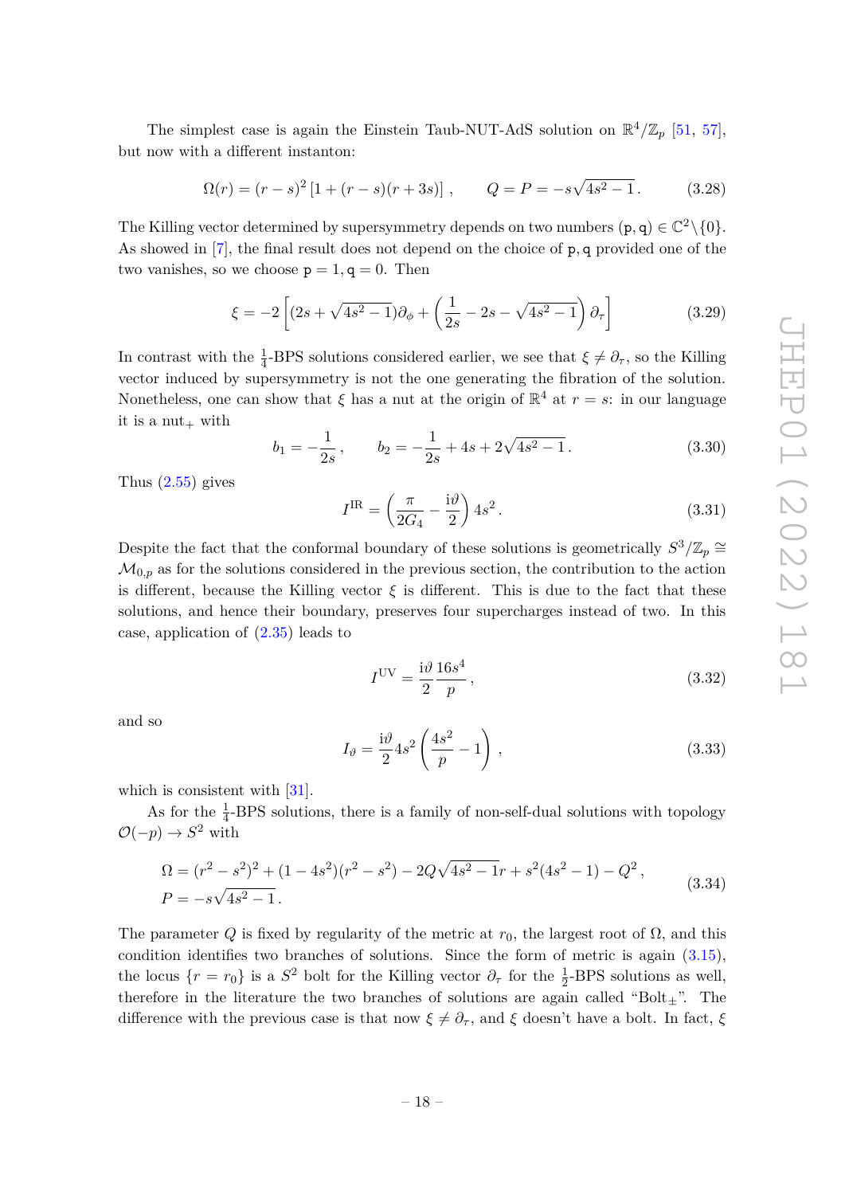The simplest case is again the Einstein Taub-NUT-AdS solution on $\mathbb{R}^4/\mathbb{Z}_p$ [51, 57], but now with a different instanton:

$$\Omega(r) = (r-s)^2\left[1+(r-s)(r+3s)\right]\,, \qquad Q = P = -s\sqrt{4s^2-1}\,. \tag{3.28}$$

The Killing vector determined by supersymmetry depends on two numbers $(\mathtt{p},\mathtt{q}) \in \mathbb{C}^2\backslash\{0\}$. As showed in [7], the final result does not depend on the choice of $\mathtt{p},\mathtt{q}$ provided one of the two vanishes, so we choose $\mathtt{p}=1, \mathtt{q}=0$. Then

$$\xi = -2\left[(2s+\sqrt{4s^2-1})\partial_\phi + \left(\frac{1}{2s} - 2s - \sqrt{4s^2-1}\right)\partial_\tau\right] \tag{3.29}$$

In contrast with the $\frac{1}{4}$-BPS solutions considered earlier, we see that $\xi \neq \partial_\tau$, so the Killing vector induced by supersymmetry is not the one generating the fibration of the solution. Nonetheless, one can show that $\xi$ has a nut at the origin of $\mathbb{R}^4$ at $r=s$: in our language it is a nut$_+$ with

$$b_1 = -\frac{1}{2s}\,, \qquad b_2 = -\frac{1}{2s} + 4s + 2\sqrt{4s^2-1}\,. \tag{3.30}$$

Thus (2.55) gives

$$I^{\mathrm{IR}} = \left(\frac{\pi}{2G_4} - \frac{\mathrm{i}\vartheta}{2}\right)4s^2\,. \tag{3.31}$$

Despite the fact that the conformal boundary of these solutions is geometrically $S^3/\mathbb{Z}_p \cong \mathcal{M}_{0,p}$ as for the solutions considered in the previous section, the contribution to the action is different, because the Killing vector $\xi$ is different. This is due to the fact that these solutions, and hence their boundary, preserves four supercharges instead of two. In this case, application of (2.35) leads to

$$I^{\mathrm{UV}} = \frac{\mathrm{i}\vartheta}{2}\frac{16s^4}{p}\,, \tag{3.32}$$

and so

$$I_\vartheta = \frac{\mathrm{i}\vartheta}{2}4s^2\left(\frac{4s^2}{p} - 1\right)\,, \tag{3.33}$$

which is consistent with [31].

As for the $\frac{1}{4}$-BPS solutions, there is a family of non-self-dual solutions with topology $\mathcal{O}(-p) \to S^2$ with

$$\begin{aligned}
\Omega &= (r^2-s^2)^2 + (1-4s^2)(r^2-s^2) - 2Q\sqrt{4s^2-1}\,r + s^2(4s^2-1) - Q^2\,,\\
P &= -s\sqrt{4s^2-1}\,.
\end{aligned} \tag{3.34}$$

The parameter $Q$ is fixed by regularity of the metric at $r_0$, the largest root of $\Omega$, and this condition identifies two branches of solutions. Since the form of metric is again (3.15), the locus $\{r=r_0\}$ is a $S^2$ bolt for the Killing vector $\partial_\tau$ for the $\frac{1}{2}$-BPS solutions as well, therefore in the literature the two branches of solutions are again called "Bolt$_\pm$". The difference with the previous case is that now $\xi \neq \partial_\tau$, and $\xi$ doesn't have a bolt. In fact, $\xi$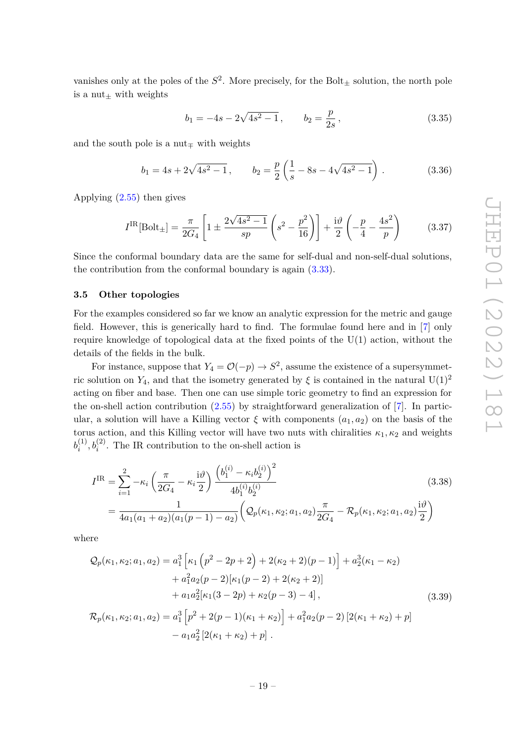vanishes only at the poles of the $S^2$. More precisely, for the Bolt$_\pm$ solution, the north pole is a nut$_\pm$ with weights

$$b_1 = -4s - 2\sqrt{4s^2-1}\,, \qquad b_2 = \frac{p}{2s}\,, \tag{3.35}$$

and the south pole is a nut$_\mp$ with weights

$$b_1 = 4s + 2\sqrt{4s^2-1}\,, \qquad b_2 = \frac{p}{2}\left(\frac{1}{s} - 8s - 4\sqrt{4s^2-1}\right)\,. \tag{3.36}$$

Applying (2.55) then gives

$$I^{\text{IR}}[\text{Bolt}_\pm] = \frac{\pi}{2G_4}\left[1 \pm \frac{2\sqrt{4s^2-1}}{sp}\left(s^2 - \frac{p^2}{16}\right)\right] + \frac{\mathrm{i}\vartheta}{2}\left(-\frac{p}{4} - \frac{4s^2}{p}\right) \tag{3.37}$$

Since the conformal boundary data are the same for self-dual and non-self-dual solutions, the contribution from the conformal boundary is again (3.33).

### 3.5 Other topologies

For the examples considered so far we know an analytic expression for the metric and gauge field. However, this is generically hard to find. The formulae found here and in [7] only require knowledge of topological data at the fixed points of the U(1) action, without the details of the fields in the bulk.

For instance, suppose that $Y_4 = \mathcal{O}(-p) \to S^2$, assume the existence of a supersymmetric solution on $Y_4$, and that the isometry generated by $\xi$ is contained in the natural $\text{U}(1)^2$ acting on fiber and base. Then one can use simple toric geometry to find an expression for the on-shell action contribution (2.55) by straightforward generalization of [7]. In particular, a solution will have a Killing vector $\xi$ with components $(a_1, a_2)$ on the basis of the torus action, and this Killing vector will have two nuts with chiralities $\kappa_1, \kappa_2$ and weights $b_i^{(1)}, b_i^{(2)}$. The IR contribution to the on-shell action is

$$\begin{aligned}
I^{\text{IR}} &= \sum_{i=1}^{2} -\kappa_i\left(\frac{\pi}{2G_4} - \kappa_i\frac{\mathrm{i}\vartheta}{2}\right)\frac{\left(b_1^{(i)} - \kappa_i b_2^{(i)}\right)^2}{4b_1^{(i)}b_2^{(i)}} \\
&= \frac{1}{4a_1(a_1+a_2)(a_1(p-1)-a_2)}\left(\mathcal{Q}_p(\kappa_1,\kappa_2;a_1,a_2)\frac{\pi}{2G_4} - \mathcal{R}_p(\kappa_1,\kappa_2;a_1,a_2)\frac{\mathrm{i}\vartheta}{2}\right)
\end{aligned} \tag{3.38}$$

where

$$\begin{aligned}
\mathcal{Q}_p(\kappa_1,\kappa_2;a_1,a_2) &= a_1^3\left[\kappa_1\left(p^2-2p+2\right) + 2(\kappa_2+2)(p-1)\right] + a_2^3(\kappa_1-\kappa_2) \\
&\quad + a_1^2 a_2(p-2)[\kappa_1(p-2) + 2(\kappa_2+2)] \\
&\quad + a_1 a_2^2[\kappa_1(3-2p) + \kappa_2(p-3) - 4]\,, \\
\mathcal{R}_p(\kappa_1,\kappa_2;a_1,a_2) &= a_1^3\left[p^2 + 2(p-1)(\kappa_1+\kappa_2)\right] + a_1^2 a_2(p-2)\left[2(\kappa_1+\kappa_2)+p\right] \\
&\quad - a_1 a_2^2\left[2(\kappa_1+\kappa_2)+p\right]\,.
\end{aligned} \tag{3.39}$$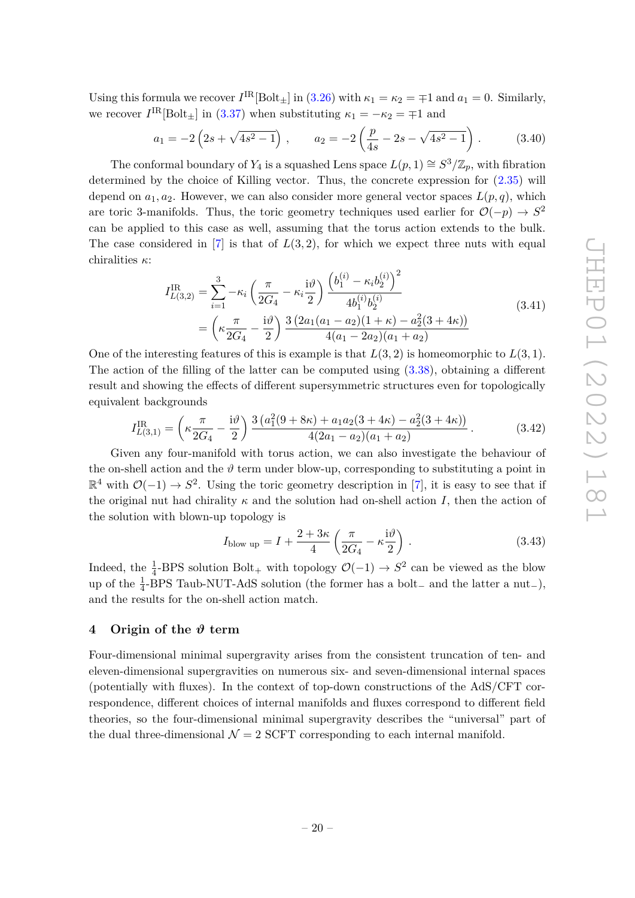Using this formula we recover $I^{\text{IR}}[\text{Bolt}_\pm]$ in (3.26) with $\kappa_1 = \kappa_2 = \mp 1$ and $a_1 = 0$. Similarly, we recover $I^{\text{IR}}[\text{Bolt}_\pm]$ in (3.37) when substituting $\kappa_1 = -\kappa_2 = \mp 1$ and

$$a_1 = -2\left(2s + \sqrt{4s^2 - 1}\right) \,, \qquad a_2 = -2\left(\frac{p}{4s} - 2s - \sqrt{4s^2-1}\right) . \tag{3.40}$$

The conformal boundary of $Y_4$ is a squashed Lens space $L(p, 1) \cong S^3/\mathbb{Z}_p$, with fibration determined by the choice of Killing vector. Thus, the concrete expression for (2.35) will depend on $a_1, a_2$. However, we can also consider more general vector spaces $L(p, q)$, which are toric 3-manifolds. Thus, the toric geometry techniques used earlier for $\mathcal{O}(-p) \to S^2$ can be applied to this case as well, assuming that the torus action extends to the bulk. The case considered in [7] is that of $L(3, 2)$, for which we expect three nuts with equal chiralities $\kappa$:

$$\begin{aligned}
I^{\text{IR}}_{L(3,2)} &= \sum_{i=1}^{3} -\kappa_i \left(\frac{\pi}{2G_4} - \kappa_i \frac{\mathrm{i}\vartheta}{2}\right) \frac{\left(b_1^{(i)} - \kappa_i b_2^{(i)}\right)^2}{4 b_1^{(i)} b_2^{(i)}} \\
&= \left(\kappa \frac{\pi}{2G_4} - \frac{\mathrm{i}\vartheta}{2}\right) \frac{3\left(2a_1(a_1 - a_2)(1+\kappa) - a_2^2(3+4\kappa)\right)}{4(a_1 - 2a_2)(a_1 + a_2)}
\end{aligned} \tag{3.41}$$

One of the interesting features of this is example is that $L(3, 2)$ is homeomorphic to $L(3, 1)$. The action of the filling of the latter can be computed using (3.38), obtaining a different result and showing the effects of different supersymmetric structures even for topologically equivalent backgrounds

$$I^{\text{IR}}_{L(3,1)} = \left(\kappa \frac{\pi}{2G_4} - \frac{\mathrm{i}\vartheta}{2}\right) \frac{3\left(a_1^2(9+8\kappa) + a_1 a_2(3+4\kappa) - a_2^2(3+4\kappa)\right)}{4(2a_1 - a_2)(a_1 + a_2)} . \tag{3.42}$$

Given any four-manifold with torus action, we can also investigate the behaviour of the on-shell action and the $\vartheta$ term under blow-up, corresponding to substituting a point in $\mathbb{R}^4$ with $\mathcal{O}(-1) \to S^2$. Using the toric geometry description in [7], it is easy to see that if the original nut had chirality $\kappa$ and the solution had on-shell action $I$, then the action of the solution with blown-up topology is

$$I_{\text{blow up}} = I + \frac{2 + 3\kappa}{4}\left(\frac{\pi}{2G_4} - \kappa \frac{\mathrm{i}\vartheta}{2}\right) . \tag{3.43}$$

Indeed, the $\frac{1}{4}$-BPS solution $\text{Bolt}_+$ with topology $\mathcal{O}(-1) \to S^2$ can be viewed as the blow up of the $\frac{1}{4}$-BPS Taub-NUT-AdS solution (the former has a $\text{bolt}_-$ and the latter a $\text{nut}_-$), and the results for the on-shell action match.

## 4 Origin of the $\vartheta$ term

Four-dimensional minimal supergravity arises from the consistent truncation of ten- and eleven-dimensional supergravities on numerous six- and seven-dimensional internal spaces (potentially with fluxes). In the context of top-down constructions of the AdS/CFT correspondence, different choices of internal manifolds and fluxes correspond to different field theories, so the four-dimensional minimal supergravity describes the "universal" part of the dual three-dimensional $\mathcal{N} = 2$ SCFT corresponding to each internal manifold.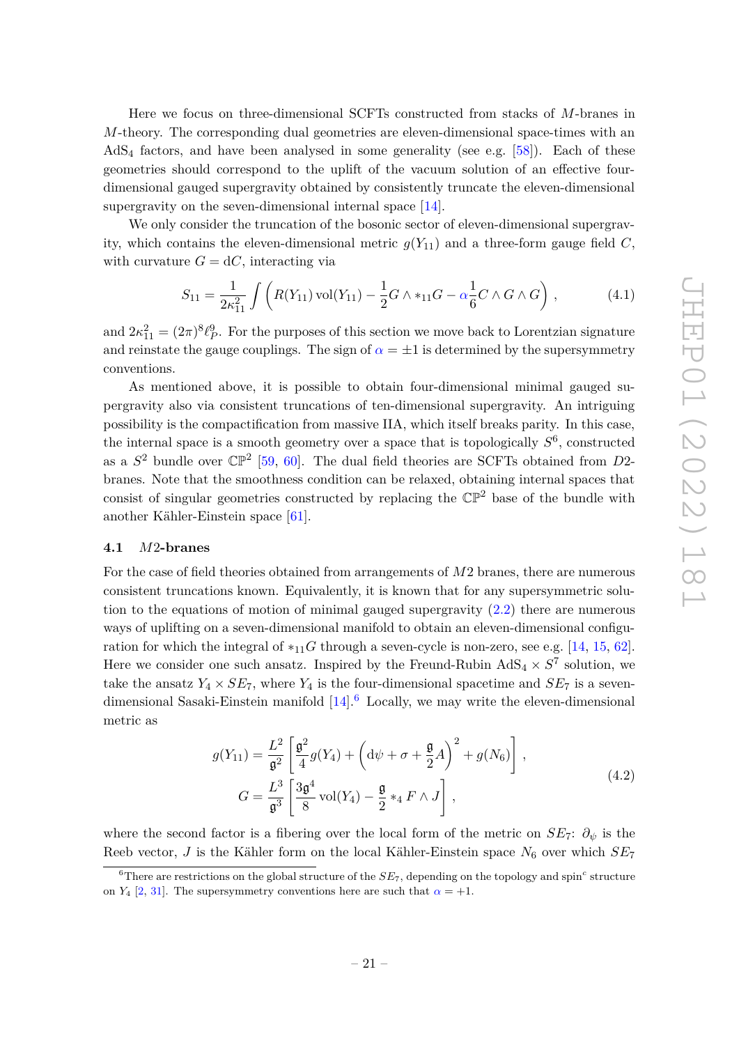Here we focus on three-dimensional SCFTs constructed from stacks of $M$-branes in $M$-theory. The corresponding dual geometries are eleven-dimensional space-times with an $\mathrm{AdS}_4$ factors, and have been analysed in some generality (see e.g. [58]). Each of these geometries should correspond to the uplift of the vacuum solution of an effective four-dimensional gauged supergravity obtained by consistently truncate the eleven-dimensional supergravity on the seven-dimensional internal space [14].

We only consider the truncation of the bosonic sector of eleven-dimensional supergravity, which contains the eleven-dimensional metric $g(Y_{11})$ and a three-form gauge field $C$, with curvature $G = \mathrm{d}C$, interacting via

$$S_{11} = \frac{1}{2\kappa_{11}^2} \int \left( R(Y_{11}) \,\mathrm{vol}(Y_{11}) - \frac{1}{2} G \wedge *_{11} G - \alpha \frac{1}{6} C \wedge G \wedge G \right) , \tag{4.1}$$

and $2\kappa_{11}^2 = (2\pi)^8 \ell_P^9$. For the purposes of this section we move back to Lorentzian signature and reinstate the gauge couplings. The sign of $\alpha = \pm 1$ is determined by the supersymmetry conventions.

As mentioned above, it is possible to obtain four-dimensional minimal gauged supergravity also via consistent truncations of ten-dimensional supergravity. An intriguing possibility is the compactification from massive IIA, which itself breaks parity. In this case, the internal space is a smooth geometry over a space that is topologically $S^6$, constructed as a $S^2$ bundle over $\mathbb{CP}^2$ [59, 60]. The dual field theories are SCFTs obtained from $D2$-branes. Note that the smoothness condition can be relaxed, obtaining internal spaces that consist of singular geometries constructed by replacing the $\mathbb{CP}^2$ base of the bundle with another Kähler-Einstein space [61].

### 4.1 $M2$-branes

For the case of field theories obtained from arrangements of $M2$ branes, there are numerous consistent truncations known. Equivalently, it is known that for any supersymmetric solution to the equations of motion of minimal gauged supergravity (2.2) there are numerous ways of uplifting on a seven-dimensional manifold to obtain an eleven-dimensional configuration for which the integral of $*_{11}G$ through a seven-cycle is non-zero, see e.g. [14, 15, 62]. Here we consider one such ansatz. Inspired by the Freund-Rubin $\mathrm{AdS}_4 \times S^7$ solution, we take the ansatz $Y_4 \times SE_7$, where $Y_4$ is the four-dimensional spacetime and $SE_7$ is a seven-dimensional Sasaki-Einstein manifold [14].[6] Locally, we may write the eleven-dimensional metric as

$$\begin{aligned} g(Y_{11}) &= \frac{L^2}{\mathfrak{g}^2} \left[ \frac{\mathfrak{g}^2}{4} g(Y_4) + \left( \mathrm{d}\psi + \sigma + \frac{\mathfrak{g}}{2} A \right)^2 + g(N_6) \right] , \\ G &= \frac{L^3}{\mathfrak{g}^3} \left[ \frac{3\mathfrak{g}^4}{8} \mathrm{vol}(Y_4) - \frac{\mathfrak{g}}{2} *_4 F \wedge J \right] , \end{aligned} \tag{4.2}$$

where the second factor is a fibering over the local form of the metric on $SE_7$: $\partial_\psi$ is the Reeb vector, $J$ is the Kähler form on the local Kähler-Einstein space $N_6$ over which $SE_7$

[6] There are restrictions on the global structure of the $SE_7$, depending on the topology and spin$^c$ structure on $Y_4$ [2, 31]. The supersymmetry conventions here are such that $\alpha = +1$.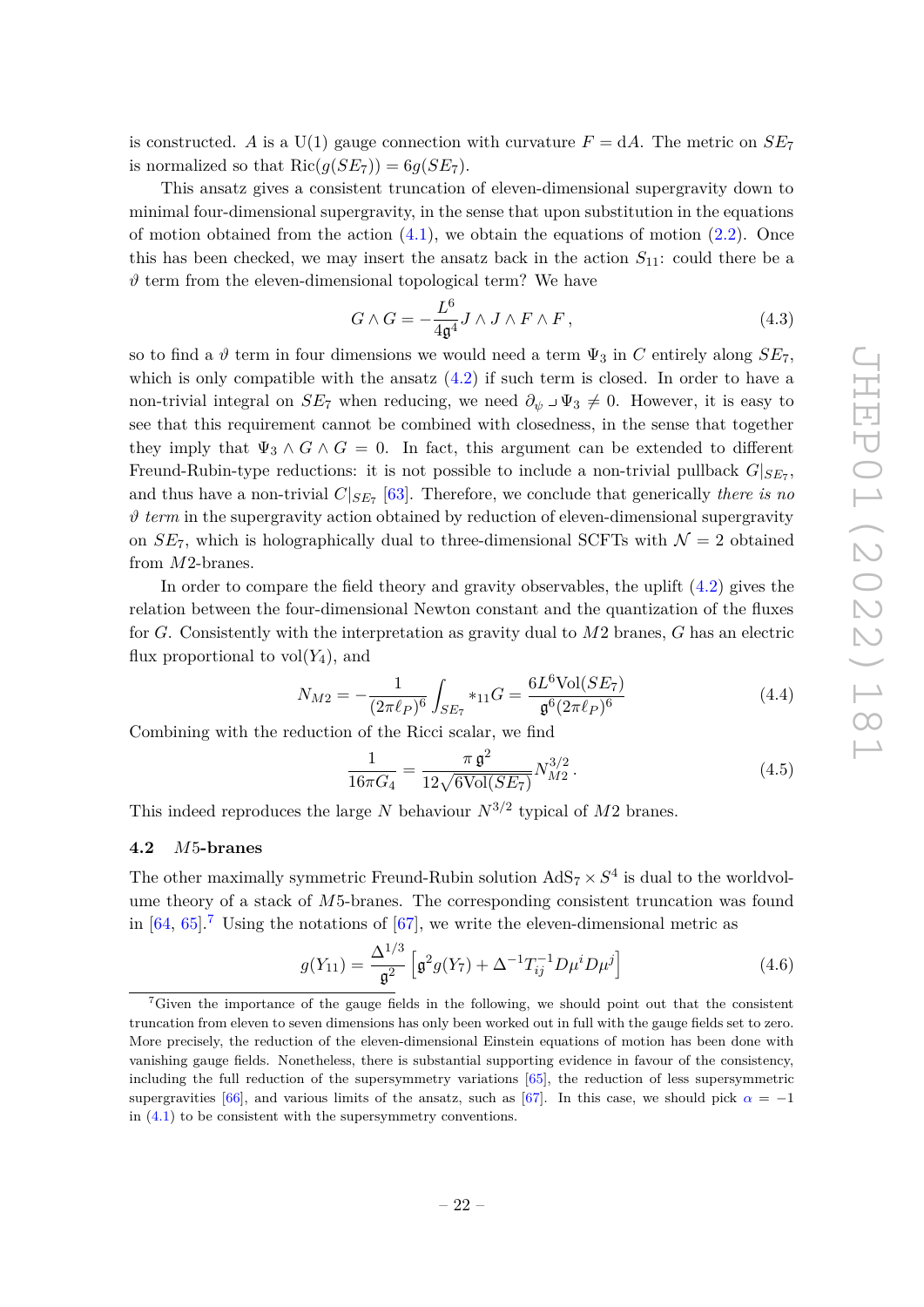is constructed. $A$ is a U(1) gauge connection with curvature $F = \mathrm{d}A$. The metric on $SE_7$ is normalized so that $\mathrm{Ric}(g(SE_7)) = 6g(SE_7)$.

This ansatz gives a consistent truncation of eleven-dimensional supergravity down to minimal four-dimensional supergravity, in the sense that upon substitution in the equations of motion obtained from the action (4.1), we obtain the equations of motion (2.2). Once this has been checked, we may insert the ansatz back in the action $S_{11}$: could there be a $\vartheta$ term from the eleven-dimensional topological term? We have

$$G \wedge G = -\frac{L^6}{4\mathfrak{g}^4} J \wedge J \wedge F \wedge F\,, \tag{4.3}$$

so to find a $\vartheta$ term in four dimensions we would need a term $\Psi_3$ in $C$ entirely along $SE_7$, which is only compatible with the ansatz (4.2) if such term is closed. In order to have a non-trivial integral on $SE_7$ when reducing, we need $\partial_\psi \lrcorner \Psi_3 \neq 0$. However, it is easy to see that this requirement cannot be combined with closedness, in the sense that together they imply that $\Psi_3 \wedge G \wedge G = 0$. In fact, this argument can be extended to different Freund-Rubin-type reductions: it is not possible to include a non-trivial pullback $G|_{SE_7}$, and thus have a non-trivial $C|_{SE_7}$ [63]. Therefore, we conclude that generically *there is no $\vartheta$ term* in the supergravity action obtained by reduction of eleven-dimensional supergravity on $SE_7$, which is holographically dual to three-dimensional SCFTs with $\mathcal{N} = 2$ obtained from $M2$-branes.

In order to compare the field theory and gravity observables, the uplift (4.2) gives the relation between the four-dimensional Newton constant and the quantization of the fluxes for $G$. Consistently with the interpretation as gravity dual to $M2$ branes, $G$ has an electric flux proportional to $\mathrm{vol}(Y_4)$, and

$$N_{M2} = -\frac{1}{(2\pi\ell_P)^6} \int_{SE_7} *_{11} G = \frac{6L^6 \mathrm{Vol}(SE_7)}{\mathfrak{g}^6 (2\pi\ell_P)^6} \tag{4.4}$$

Combining with the reduction of the Ricci scalar, we find

$$\frac{1}{16\pi G_4} = \frac{\pi\, \mathfrak{g}^2}{12\sqrt{6 \mathrm{Vol}(SE_7)}} N_{M2}^{3/2}\,. \tag{4.5}$$

This indeed reproduces the large $N$ behaviour $N^{3/2}$ typical of $M2$ branes.

### 4.2 $M5$-branes

The other maximally symmetric Freund-Rubin solution $\mathrm{AdS}_7 \times S^4$ is dual to the worldvolume theory of a stack of $M5$-branes. The corresponding consistent truncation was found in [64, 65].[7] Using the notations of [67], we write the eleven-dimensional metric as

$$g(Y_{11}) = \frac{\Delta^{1/3}}{\mathfrak{g}^2} \left[ \mathfrak{g}^2 g(Y_7) + \Delta^{-1} T^{-1}_{ij} D\mu^i D\mu^j \right] \tag{4.6}$$

[7] Given the importance of the gauge fields in the following, we should point out that the consistent truncation from eleven to seven dimensions has only been worked out in full with the gauge fields set to zero. More precisely, the reduction of the eleven-dimensional Einstein equations of motion has been done with vanishing gauge fields. Nonetheless, there is substantial supporting evidence in favour of the consistency, including the full reduction of the supersymmetry variations [65], the reduction of less supersymmetric supergravities [66], and various limits of the ansatz, such as [67]. In this case, we should pick $\alpha = -1$ in (4.1) to be consistent with the supersymmetry conventions.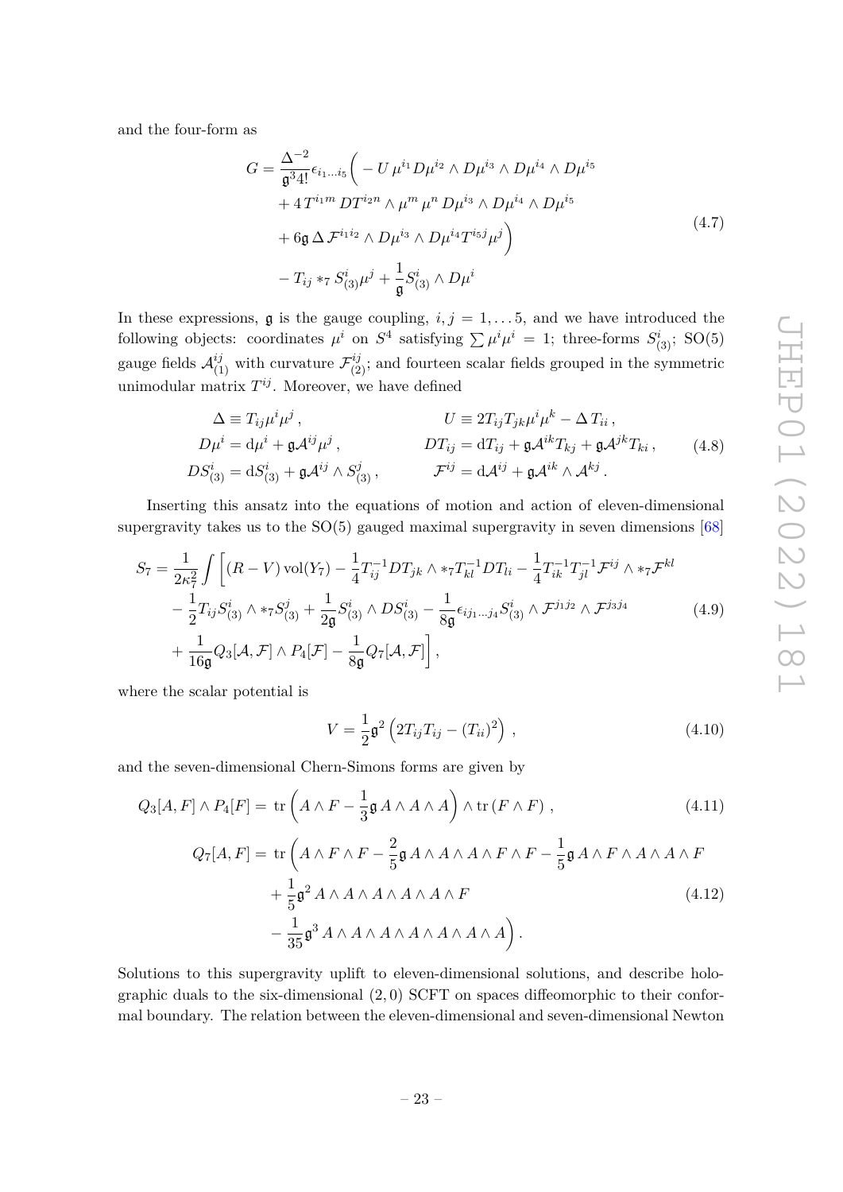and the four-form as

$$
\begin{aligned}
G = \frac{\Delta^{-2}}{\mathfrak{g}^3 4!}\epsilon_{i_1\ldots i_5}\Big( & -U\,\mu^{i_1} D\mu^{i_2}\wedge D\mu^{i_3}\wedge D\mu^{i_4}\wedge D\mu^{i_5} \\
& + 4\,T^{i_1 m}\,DT^{i_2 n}\wedge \mu^m\,\mu^n\,D\mu^{i_3}\wedge D\mu^{i_4}\wedge D\mu^{i_5} \\
& + 6\mathfrak{g}\,\Delta\,\mathcal{F}^{i_1 i_2}\wedge D\mu^{i_3}\wedge D\mu^{i_4} T^{i_5 j}\mu^j\Big) \\
& - T_{ij} *_7 S^i_{(3)}\mu^j + \frac{1}{\mathfrak{g}} S^i_{(3)}\wedge D\mu^i
\end{aligned}
\tag{4.7}
$$

In these expressions, $\mathfrak{g}$ is the gauge coupling, $i,j = 1,\ldots 5$, and we have introduced the following objects: coordinates $\mu^i$ on $S^4$ satisfying $\sum \mu^i\mu^i = 1$; three-forms $S^i_{(3)}$; SO(5) gauge fields $\mathcal{A}^{ij}_{(1)}$ with curvature $\mathcal{F}^{ij}_{(2)}$; and fourteen scalar fields grouped in the symmetric unimodular matrix $T^{ij}$. Moreover, we have defined

$$
\begin{aligned}
\Delta &\equiv T_{ij}\mu^i\mu^j\,, & U &\equiv 2T_{ij}T_{jk}\mu^i\mu^k - \Delta\,T_{ii}\,, \\
D\mu^i &= \mathrm{d}\mu^i + \mathfrak{g}\mathcal{A}^{ij}\mu^j\,, & DT_{ij} &= \mathrm{d}T_{ij} + \mathfrak{g}\mathcal{A}^{ik}T_{kj} + \mathfrak{g}\mathcal{A}^{jk}T_{ki}\,, \\
DS^i_{(3)} &= \mathrm{d}S^i_{(3)} + \mathfrak{g}\mathcal{A}^{ij}\wedge S^j_{(3)}\,, & \mathcal{F}^{ij} &= \mathrm{d}\mathcal{A}^{ij} + \mathfrak{g}\mathcal{A}^{ik}\wedge\mathcal{A}^{kj}\,.
\end{aligned}
\tag{4.8}
$$

Inserting this ansatz into the equations of motion and action of eleven-dimensional supergravity takes us to the SO(5) gauged maximal supergravity in seven dimensions [68]

$$
\begin{aligned}
S_7 = \frac{1}{2\kappa_7^2}\int\Big[ & (R-V)\,\mathrm{vol}(Y_7) - \frac{1}{4}T^{-1}_{ij}DT_{jk}\wedge *_7 T^{-1}_{kl}DT_{li} - \frac{1}{4}T^{-1}_{ik}T^{-1}_{jl}\mathcal{F}^{ij}\wedge *_7\mathcal{F}^{kl} \\
& - \frac{1}{2}T_{ij}S^i_{(3)}\wedge *_7 S^j_{(3)} + \frac{1}{2\mathfrak{g}}S^i_{(3)}\wedge DS^i_{(3)} - \frac{1}{8\mathfrak{g}}\epsilon_{ij_1\ldots j_4}S^i_{(3)}\wedge\mathcal{F}^{j_1 j_2}\wedge\mathcal{F}^{j_3 j_4} \\
& + \frac{1}{16\mathfrak{g}}Q_3[\mathcal{A},\mathcal{F}]\wedge P_4[\mathcal{F}] - \frac{1}{8\mathfrak{g}}Q_7[\mathcal{A},\mathcal{F}]\Big]\,,
\end{aligned}
\tag{4.9}
$$

where the scalar potential is

$$
V = \frac{1}{2}\mathfrak{g}^2\left(2T_{ij}T_{ij} - (T_{ii})^2\right)\,, \tag{4.10}
$$

and the seven-dimensional Chern-Simons forms are given by

$$
Q_3[A,F]\wedge P_4[F] = \mathrm{tr}\left(A\wedge F - \frac{1}{3}\mathfrak{g}\,A\wedge A\wedge A\right)\wedge\mathrm{tr}\,(F\wedge F)\,, \tag{4.11}
$$

$$
\begin{aligned}
Q_7[A,F] = \mathrm{tr}\Big( & A\wedge F\wedge F - \frac{2}{5}\mathfrak{g}\,A\wedge A\wedge A\wedge F\wedge F - \frac{1}{5}\mathfrak{g}\,A\wedge F\wedge A\wedge A\wedge F \\
& + \frac{1}{5}\mathfrak{g}^2\,A\wedge A\wedge A\wedge A\wedge A\wedge F \\
& - \frac{1}{35}\mathfrak{g}^3\,A\wedge A\wedge A\wedge A\wedge A\wedge A\wedge A\Big)\,.
\end{aligned}
\tag{4.12}
$$

Solutions to this supergravity uplift to eleven-dimensional solutions, and describe holographic duals to the six-dimensional (2,0) SCFT on spaces diffeomorphic to their conformal boundary. The relation between the eleven-dimensional and seven-dimensional Newton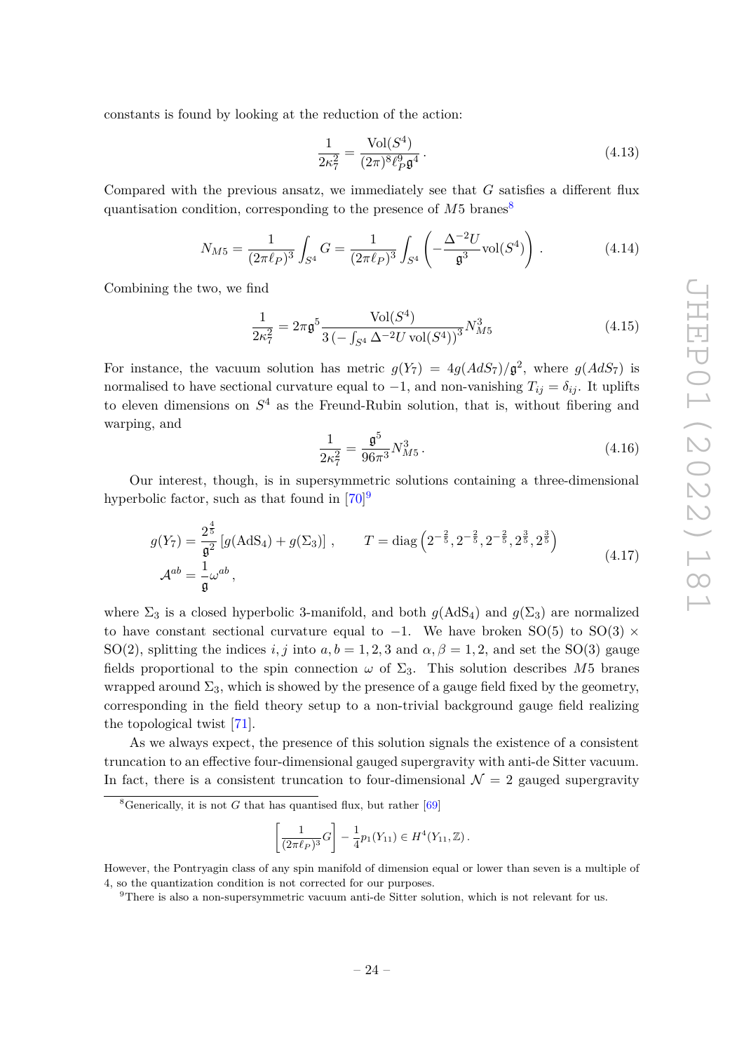constants is found by looking at the reduction of the action:

$$\frac{1}{2\kappa_7^2} = \frac{\text{Vol}(S^4)}{(2\pi)^8 \ell_P^9 \mathfrak{g}^4} \,. \tag{4.13}$$

Compared with the previous ansatz, we immediately see that $G$ satisfies a different flux quantisation condition, corresponding to the presence of $M5$ branes[8]

$$N_{M5} = \frac{1}{(2\pi\ell_P)^3} \int_{S^4} G = \frac{1}{(2\pi\ell_P)^3} \int_{S^4} \left( -\frac{\Delta^{-2} U}{\mathfrak{g}^3} \text{vol}(S^4) \right) \,. \tag{4.14}$$

Combining the two, we find

$$\frac{1}{2\kappa_7^2} = 2\pi \mathfrak{g}^5 \frac{\text{Vol}(S^4)}{3 \left( -\int_{S^4} \Delta^{-2} U \,\text{vol}(S^4) \right)^3} N_{M5}^3 \tag{4.15}$$

For instance, the vacuum solution has metric $g(Y_7) = 4g(AdS_7)/\mathfrak{g}^2$, where $g(AdS_7)$ is normalised to have sectional curvature equal to $-1$, and non-vanishing $T_{ij} = \delta_{ij}$. It uplifts to eleven dimensions on $S^4$ as the Freund-Rubin solution, that is, without fibering and warping, and

$$\frac{1}{2\kappa_7^2} = \frac{\mathfrak{g}^5}{96\pi^3} N_{M5}^3 \,. \tag{4.16}$$

Our interest, though, is in supersymmetric solutions containing a three-dimensional hyperbolic factor, such as that found in [70][9]

$$\begin{aligned} g(Y_7) &= \frac{2^{\frac{4}{5}}}{\mathfrak{g}^2} \left[ g(\text{AdS}_4) + g(\Sigma_3) \right] \,, \qquad T = \text{diag}\left( 2^{-\frac{2}{5}}, 2^{-\frac{2}{5}}, 2^{-\frac{2}{5}}, 2^{\frac{3}{5}}, 2^{\frac{3}{5}} \right) \\ \mathcal{A}^{ab} &= \frac{1}{\mathfrak{g}} \omega^{ab} \,, \end{aligned} \tag{4.17}$$

where $\Sigma_3$ is a closed hyperbolic 3-manifold, and both $g(\text{AdS}_4)$ and $g(\Sigma_3)$ are normalized to have constant sectional curvature equal to $-1$. We have broken $\text{SO}(5)$ to $\text{SO}(3) \times \text{SO}(2)$, splitting the indices $i, j$ into $a, b = 1, 2, 3$ and $\alpha, \beta = 1, 2$, and set the $\text{SO}(3)$ gauge fields proportional to the spin connection $\omega$ of $\Sigma_3$. This solution describes $M5$ branes wrapped around $\Sigma_3$, which is showed by the presence of a gauge field fixed by the geometry, corresponding in the field theory setup to a non-trivial background gauge field realizing the topological twist [71].

As we always expect, the presence of this solution signals the existence of a consistent truncation to an effective four-dimensional gauged supergravity with anti-de Sitter vacuum. In fact, there is a consistent truncation to four-dimensional $\mathcal{N} = 2$ gauged supergravity

---

[8] Generically, it is not $G$ that has quantised flux, but rather [69]

$$\left[ \frac{1}{(2\pi\ell_P)^3} G \right] - \frac{1}{4} p_1(Y_{11}) \in H^4(Y_{11}, \mathbb{Z}) \,.$$

However, the Pontryagin class of any spin manifold of dimension equal or lower than seven is a multiple of 4, so the quantization condition is not corrected for our purposes.

[9] There is also a non-supersymmetric vacuum anti-de Sitter solution, which is not relevant for us.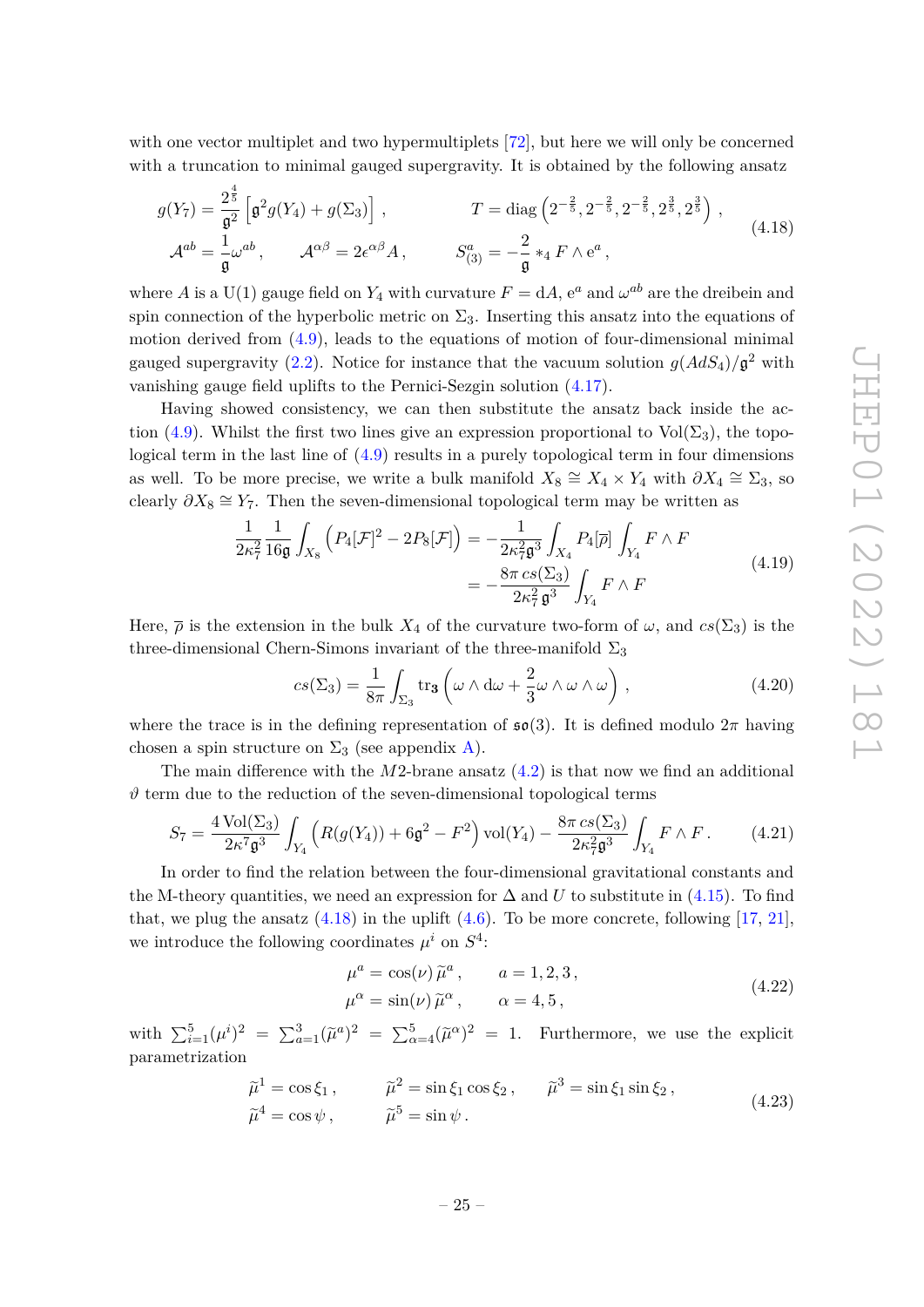with one vector multiplet and two hypermultiplets [72], but here we will only be concerned with a truncation to minimal gauged supergravity. It is obtained by the following ansatz

$$
\begin{aligned}
g(Y_7) &= \frac{2^{\frac{4}{5}}}{\mathfrak{g}^2}\left[\mathfrak{g}^2 g(Y_4) + g(\Sigma_3)\right] , \qquad\qquad T = \operatorname{diag}\left(2^{-\frac{2}{5}}, 2^{-\frac{2}{5}}, 2^{-\frac{2}{5}}, 2^{\frac{3}{5}}, 2^{\frac{3}{5}}\right) , \\
\mathcal{A}^{ab} &= \frac{1}{\mathfrak{g}}\omega^{ab} , \qquad \mathcal{A}^{\alpha\beta} = 2\epsilon^{\alpha\beta} A , \qquad S^a_{(3)} = -\frac{2}{\mathfrak{g}} *_4 F \wedge \mathrm{e}^a ,
\end{aligned}
\tag{4.18}
$$

where $A$ is a U(1) gauge field on $Y_4$ with curvature $F = \mathrm{d}A$, $\mathrm{e}^a$ and $\omega^{ab}$ are the dreibein and spin connection of the hyperbolic metric on $\Sigma_3$. Inserting this ansatz into the equations of motion derived from (4.9), leads to the equations of motion of four-dimensional minimal gauged supergravity (2.2). Notice for instance that the vacuum solution $g(AdS_4)/\mathfrak{g}^2$ with vanishing gauge field uplifts to the Pernici-Sezgin solution (4.17).

Having showed consistency, we can then substitute the ansatz back inside the action (4.9). Whilst the first two lines give an expression proportional to $\mathrm{Vol}(\Sigma_3)$, the topological term in the last line of (4.9) results in a purely topological term in four dimensions as well. To be more precise, we write a bulk manifold $X_8 \cong X_4 \times Y_4$ with $\partial X_4 \cong \Sigma_3$, so clearly $\partial X_8 \cong Y_7$. Then the seven-dimensional topological term may be written as

$$
\begin{aligned}
\frac{1}{2\kappa_7^2}\frac{1}{16\mathfrak{g}}\int_{X_8}\left(P_4[\mathcal{F}]^2 - 2P_8[\mathcal{F}]\right) &= -\frac{1}{2\kappa_7^2\mathfrak{g}^3}\int_{X_4} P_4[\overline{\rho}]\int_{Y_4} F\wedge F \\
&= -\frac{8\pi\, cs(\Sigma_3)}{2\kappa_7^2\,\mathfrak{g}^3}\int_{Y_4} F\wedge F
\end{aligned}
\tag{4.19}
$$

Here, $\overline{\rho}$ is the extension in the bulk $X_4$ of the curvature two-form of $\omega$, and $cs(\Sigma_3)$ is the three-dimensional Chern-Simons invariant of the three-manifold $\Sigma_3$

$$
cs(\Sigma_3) = \frac{1}{8\pi}\int_{\Sigma_3}\mathrm{tr}_{\mathbf{3}}\left(\omega\wedge\mathrm{d}\omega + \frac{2}{3}\omega\wedge\omega\wedge\omega\right) ,
\tag{4.20}
$$

where the trace is in the defining representation of $\mathfrak{so}(3)$. It is defined modulo $2\pi$ having chosen a spin structure on $\Sigma_3$ (see appendix A).

The main difference with the $M2$-brane ansatz (4.2) is that now we find an additional $\vartheta$ term due to the reduction of the seven-dimensional topological terms

$$
S_7 = \frac{4\,\mathrm{Vol}(\Sigma_3)}{2\kappa^7\mathfrak{g}^3}\int_{Y_4}\left(R(g(Y_4)) + 6\mathfrak{g}^2 - F^2\right)\mathrm{vol}(Y_4) - \frac{8\pi\, cs(\Sigma_3)}{2\kappa_7^2\mathfrak{g}^3}\int_{Y_4} F\wedge F\,.
\tag{4.21}
$$

In order to find the relation between the four-dimensional gravitational constants and the M-theory quantities, we need an expression for $\Delta$ and $U$ to substitute in (4.15). To find that, we plug the ansatz (4.18) in the uplift (4.6). To be more concrete, following [17, 21], we introduce the following coordinates $\mu^i$ on $S^4$:

$$
\begin{aligned}
\mu^a &= \cos(\nu)\,\widetilde{\mu}^a , \qquad a = 1,2,3 , \\
\mu^\alpha &= \sin(\nu)\,\widetilde{\mu}^\alpha , \qquad \alpha = 4,5 ,
\end{aligned}
\tag{4.22}
$$

with $\sum_{i=1}^5(\mu^i)^2 = \sum_{a=1}^3(\widetilde{\mu}^a)^2 = \sum_{\alpha=4}^5(\widetilde{\mu}^\alpha)^2 = 1$. Furthermore, we use the explicit parametrization

$$
\begin{aligned}
\widetilde{\mu}^1 &= \cos\xi_1 , \qquad \widetilde{\mu}^2 = \sin\xi_1\cos\xi_2 , \qquad \widetilde{\mu}^3 = \sin\xi_1\sin\xi_2 , \\
\widetilde{\mu}^4 &= \cos\psi , \qquad \widetilde{\mu}^5 = \sin\psi .
\end{aligned}
\tag{4.23}
$$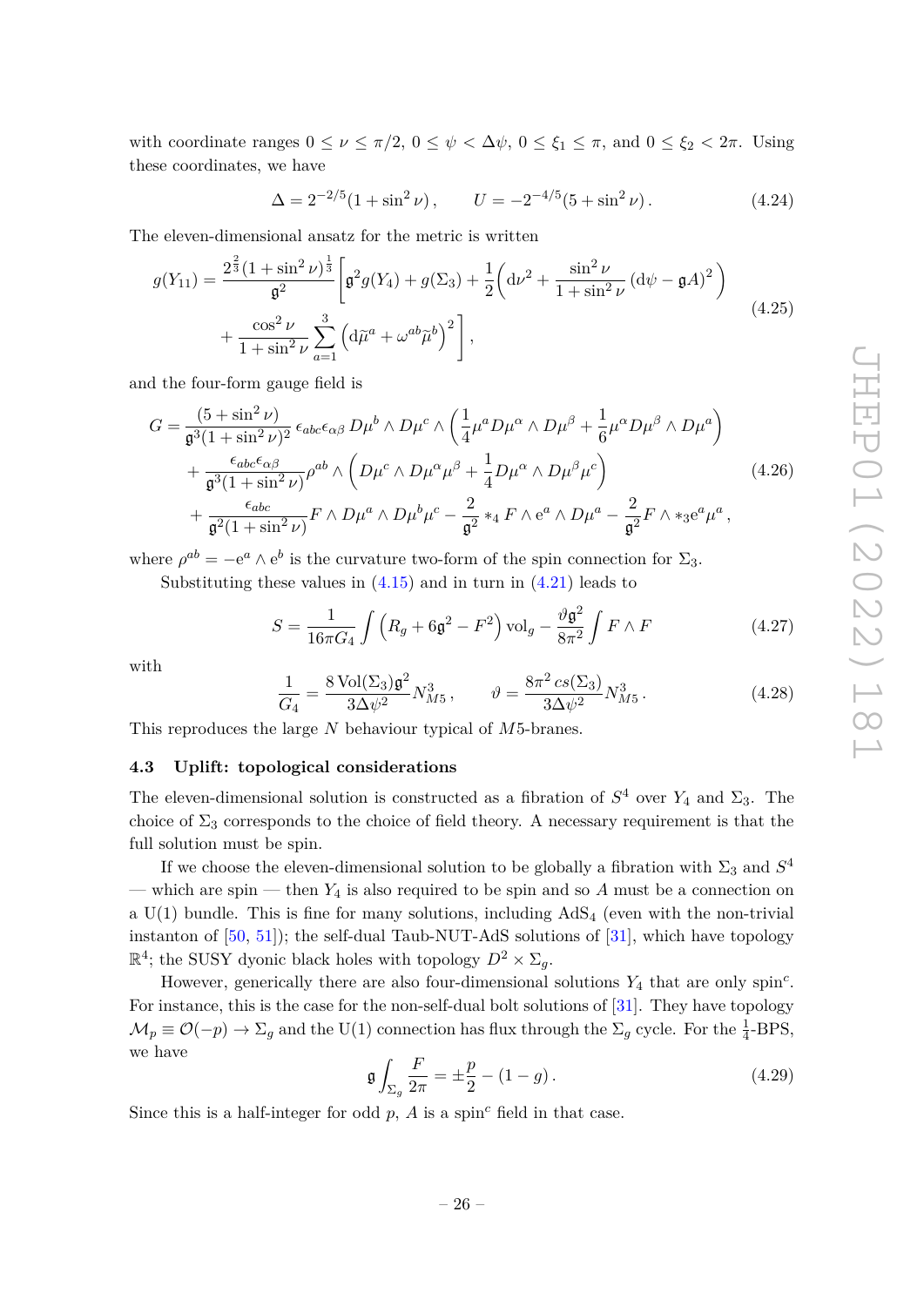with coordinate ranges $0 \leq \nu \leq \pi/2$, $0 \leq \psi < \Delta\psi$, $0 \leq \xi_1 \leq \pi$, and $0 \leq \xi_2 < 2\pi$. Using these coordinates, we have

$$\Delta = 2^{-2/5}(1+\sin^2\nu)\,, \qquad U = -2^{-4/5}(5+\sin^2\nu)\,. \tag{4.24}$$

The eleven-dimensional ansatz for the metric is written

$$\begin{aligned} g(Y_{11}) = \frac{2^{\frac{2}{3}}(1+\sin^2\nu)^{\frac{1}{3}}}{\mathfrak{g}^2}\Bigg[&\mathfrak{g}^2 g(Y_4) + g(\Sigma_3) + \frac{1}{2}\bigg(\mathrm{d}\nu^2 + \frac{\sin^2\nu}{1+\sin^2\nu}\left(\mathrm{d}\psi - \mathfrak{g}A\right)^2\bigg) \\ &+ \frac{\cos^2\nu}{1+\sin^2\nu}\sum_{a=1}^{3}\left(\mathrm{d}\widetilde{\mu}^a + \omega^{ab}\widetilde{\mu}^b\right)^2\Bigg]\,, \end{aligned} \tag{4.25}$$

and the four-form gauge field is

$$\begin{aligned} G =\, &\frac{(5+\sin^2\nu)}{\mathfrak{g}^3(1+\sin^2\nu)^2}\,\epsilon_{abc}\epsilon_{\alpha\beta}\,D\mu^b\wedge D\mu^c\wedge\left(\frac{1}{4}\mu^a D\mu^\alpha\wedge D\mu^\beta + \frac{1}{6}\mu^\alpha D\mu^\beta\wedge D\mu^a\right) \\ &+ \frac{\epsilon_{abc}\epsilon_{\alpha\beta}}{\mathfrak{g}^3(1+\sin^2\nu)}\rho^{ab}\wedge\left(D\mu^c\wedge D\mu^\alpha\mu^\beta + \frac{1}{4}D\mu^\alpha\wedge D\mu^\beta\mu^c\right) \\ &+ \frac{\epsilon_{abc}}{\mathfrak{g}^2(1+\sin^2\nu)}F\wedge D\mu^a\wedge D\mu^b\mu^c - \frac{2}{\mathfrak{g}^2}*_4 F\wedge \mathrm{e}^a\wedge D\mu^a - \frac{2}{\mathfrak{g}^2}F\wedge *_3\mathrm{e}^a\mu^a\,, \end{aligned} \tag{4.26}$$

where $\rho^{ab} = -\mathrm{e}^a\wedge\mathrm{e}^b$ is the curvature two-form of the spin connection for $\Sigma_3$.

Substituting these values in (4.15) and in turn in (4.21) leads to

$$S = \frac{1}{16\pi G_4}\int\left(R_g + 6\mathfrak{g}^2 - F^2\right)\mathrm{vol}_g - \frac{\vartheta\mathfrak{g}^2}{8\pi^2}\int F\wedge F \tag{4.27}$$

with

$$\frac{1}{G_4} = \frac{8\,\mathrm{Vol}(\Sigma_3)\mathfrak{g}^2}{3\Delta\psi^2}N_{M5}^3\,, \qquad \vartheta = \frac{8\pi^2\,cs(\Sigma_3)}{3\Delta\psi^2}N_{M5}^3\,. \tag{4.28}$$

This reproduces the large $N$ behaviour typical of $M5$-branes.

### 4.3 Uplift: topological considerations

The eleven-dimensional solution is constructed as a fibration of $S^4$ over $Y_4$ and $\Sigma_3$. The choice of $\Sigma_3$ corresponds to the choice of field theory. A necessary requirement is that the full solution must be spin.

If we choose the eleven-dimensional solution to be globally a fibration with $\Sigma_3$ and $S^4$ — which are spin — then $Y_4$ is also required to be spin and so $A$ must be a connection on a U(1) bundle. This is fine for many solutions, including AdS$_4$ (even with the non-trivial instanton of [50, 51]); the self-dual Taub-NUT-AdS solutions of [31], which have topology $\mathbb{R}^4$; the SUSY dyonic black holes with topology $D^2\times\Sigma_g$.

However, generically there are also four-dimensional solutions $Y_4$ that are only spin$^c$. For instance, this is the case for the non-self-dual bolt solutions of [31]. They have topology $\mathcal{M}_p \equiv \mathcal{O}(-p)\to\Sigma_g$ and the U(1) connection has flux through the $\Sigma_g$ cycle. For the $\frac{1}{4}$-BPS, we have

$$\mathfrak{g}\int_{\Sigma_g}\frac{F}{2\pi} = \pm\frac{p}{2} - (1-g)\,. \tag{4.29}$$

Since this is a half-integer for odd $p$, $A$ is a spin$^c$ field in that case.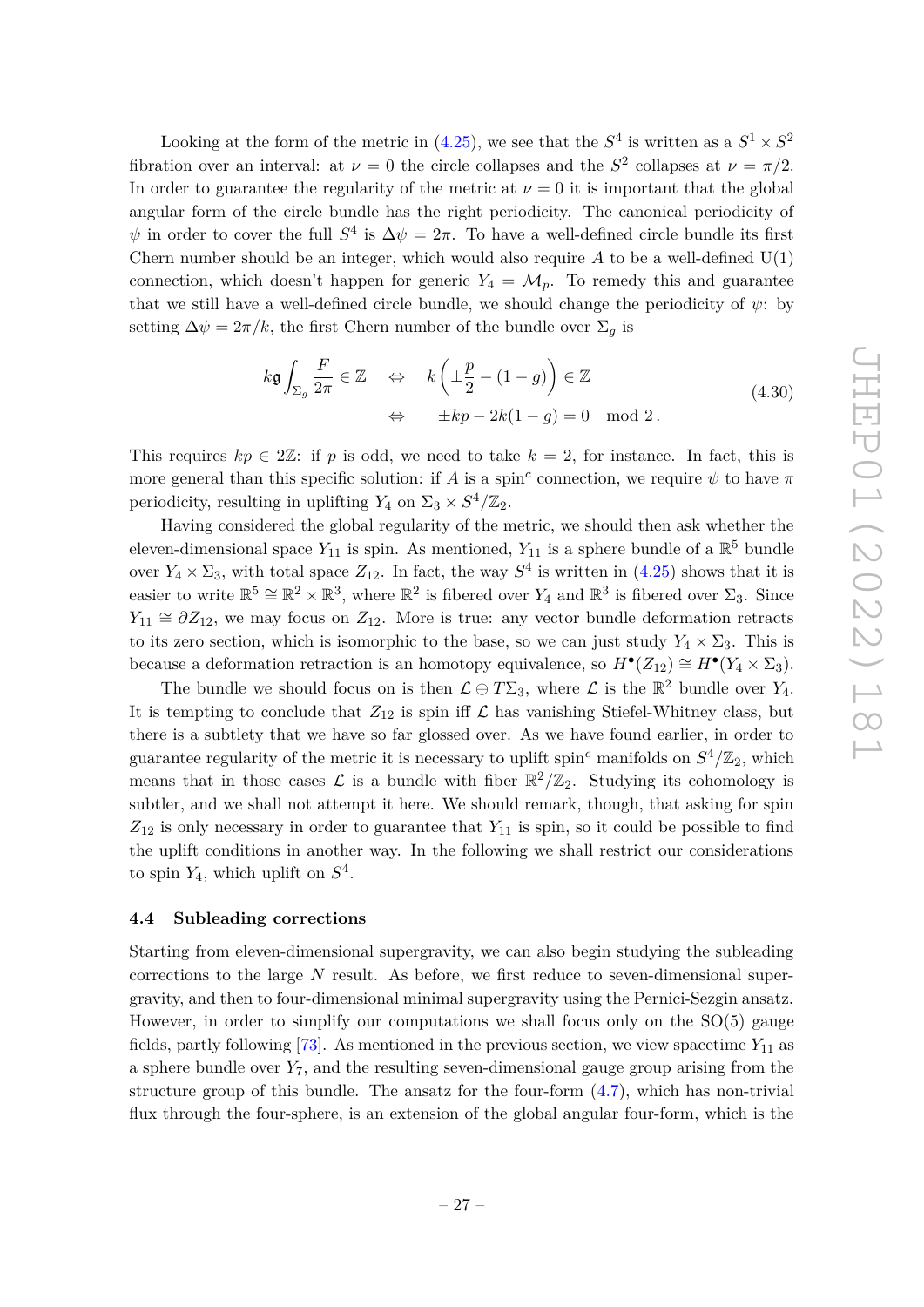Looking at the form of the metric in (4.25), we see that the $S^4$ is written as a $S^1 \times S^2$ fibration over an interval: at $\nu = 0$ the circle collapses and the $S^2$ collapses at $\nu = \pi/2$. In order to guarantee the regularity of the metric at $\nu = 0$ it is important that the global angular form of the circle bundle has the right periodicity. The canonical periodicity of $\psi$ in order to cover the full $S^4$ is $\Delta\psi = 2\pi$. To have a well-defined circle bundle its first Chern number should be an integer, which would also require $A$ to be a well-defined U(1) connection, which doesn't happen for generic $Y_4 = \mathcal{M}_p$. To remedy this and guarantee that we still have a well-defined circle bundle, we should change the periodicity of $\psi$: by setting $\Delta\psi = 2\pi/k$, the first Chern number of the bundle over $\Sigma_g$ is

$$
\begin{aligned}
k\mathfrak{g}\int_{\Sigma_g} \frac{F}{2\pi} \in \mathbb{Z} \quad &\Leftrightarrow \quad k\left(\pm\frac{p}{2} - (1-g)\right) \in \mathbb{Z} \\
&\Leftrightarrow \quad \pm kp - 2k(1-g) = 0 \mod 2\,.
\end{aligned}
\tag{4.30}
$$

This requires $kp \in 2\mathbb{Z}$: if $p$ is odd, we need to take $k = 2$, for instance. In fact, this is more general than this specific solution: if $A$ is a spin$^c$ connection, we require $\psi$ to have $\pi$ periodicity, resulting in uplifting $Y_4$ on $\Sigma_3 \times S^4/\mathbb{Z}_2$.

Having considered the global regularity of the metric, we should then ask whether the eleven-dimensional space $Y_{11}$ is spin. As mentioned, $Y_{11}$ is a sphere bundle of a $\mathbb{R}^5$ bundle over $Y_4 \times \Sigma_3$, with total space $Z_{12}$. In fact, the way $S^4$ is written in (4.25) shows that it is easier to write $\mathbb{R}^5 \cong \mathbb{R}^2 \times \mathbb{R}^3$, where $\mathbb{R}^2$ is fibered over $Y_4$ and $\mathbb{R}^3$ is fibered over $\Sigma_3$. Since $Y_{11} \cong \partial Z_{12}$, we may focus on $Z_{12}$. More is true: any vector bundle deformation retracts to its zero section, which is isomorphic to the base, so we can just study $Y_4 \times \Sigma_3$. This is because a deformation retraction is an homotopy equivalence, so $H^\bullet(Z_{12}) \cong H^\bullet(Y_4 \times \Sigma_3)$.

The bundle we should focus on is then $\mathcal{L} \oplus T\Sigma_3$, where $\mathcal{L}$ is the $\mathbb{R}^2$ bundle over $Y_4$. It is tempting to conclude that $Z_{12}$ is spin iff $\mathcal{L}$ has vanishing Stiefel-Whitney class, but there is a subtlety that we have so far glossed over. As we have found earlier, in order to guarantee regularity of the metric it is necessary to uplift spin$^c$ manifolds on $S^4/\mathbb{Z}_2$, which means that in those cases $\mathcal{L}$ is a bundle with fiber $\mathbb{R}^2/\mathbb{Z}_2$. Studying its cohomology is subtler, and we shall not attempt it here. We should remark, though, that asking for spin $Z_{12}$ is only necessary in order to guarantee that $Y_{11}$ is spin, so it could be possible to find the uplift conditions in another way. In the following we shall restrict our considerations to spin $Y_4$, which uplift on $S^4$.

### 4.4 Subleading corrections

Starting from eleven-dimensional supergravity, we can also begin studying the subleading corrections to the large $N$ result. As before, we first reduce to seven-dimensional supergravity, and then to four-dimensional minimal supergravity using the Pernici-Sezgin ansatz. However, in order to simplify our computations we shall focus only on the SO(5) gauge fields, partly following [73]. As mentioned in the previous section, we view spacetime $Y_{11}$ as a sphere bundle over $Y_7$, and the resulting seven-dimensional gauge group arising from the structure group of this bundle. The ansatz for the four-form (4.7), which has non-trivial flux through the four-sphere, is an extension of the global angular four-form, which is the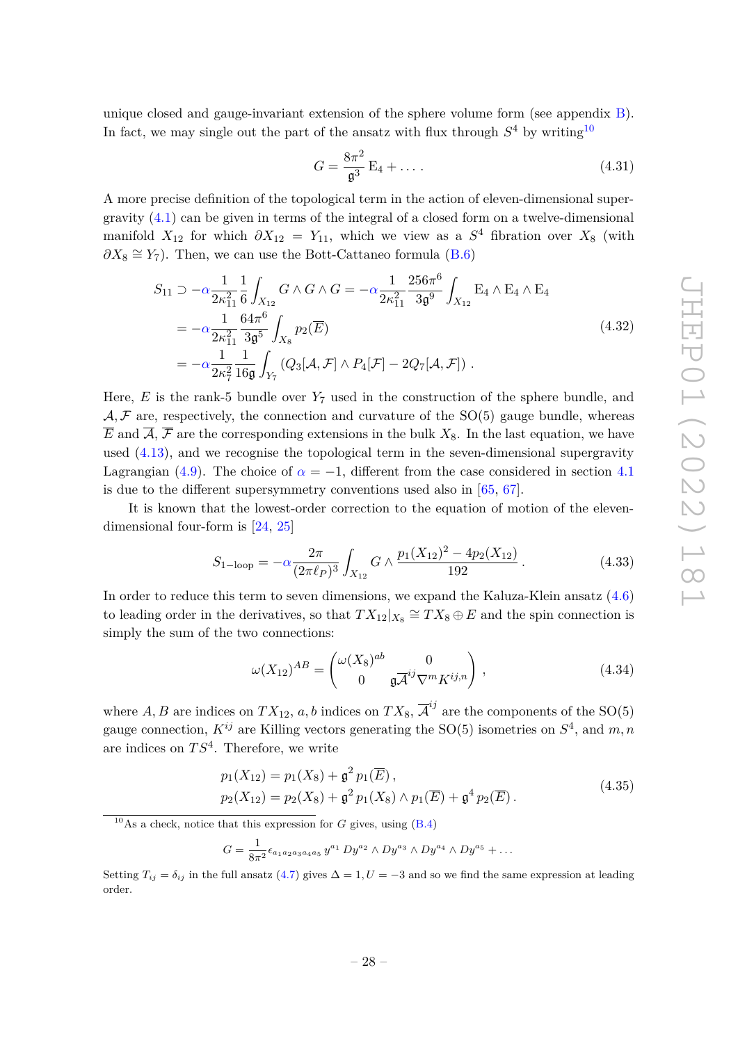unique closed and gauge-invariant extension of the sphere volume form (see appendix B). In fact, we may single out the part of the ansatz with flux through $S^4$ by writing[10]

$$G = \frac{8\pi^2}{\mathfrak{g}^3}\,\mathrm{E}_4 + \dots\,. \tag{4.31}$$

A more precise definition of the topological term in the action of eleven-dimensional supergravity (4.1) can be given in terms of the integral of a closed form on a twelve-dimensional manifold $X_{12}$ for which $\partial X_{12} = Y_{11}$, which we view as a $S^4$ fibration over $X_8$ (with $\partial X_8 \cong Y_7$). Then, we can use the Bott-Cattaneo formula (B.6)

$$\begin{aligned} S_{11} &\supset -\alpha \frac{1}{2\kappa_{11}^2}\frac{1}{6}\int_{X_{12}} G\wedge G\wedge G = -\alpha\frac{1}{2\kappa_{11}^2}\frac{256\pi^6}{3\mathfrak{g}^9}\int_{X_{12}} \mathrm{E}_4\wedge\mathrm{E}_4\wedge\mathrm{E}_4 \\ &= -\alpha\frac{1}{2\kappa_{11}^2}\frac{64\pi^6}{3\mathfrak{g}^5}\int_{X_8} p_2(\overline{E}) \\ &= -\alpha\frac{1}{2\kappa_7^2}\frac{1}{16\mathfrak{g}}\int_{Y_7}\left(Q_3[\mathcal{A},\mathcal{F}]\wedge P_4[\mathcal{F}] - 2Q_7[\mathcal{A},\mathcal{F}]\right)\,. \end{aligned} \tag{4.32}$$

Here, $E$ is the rank-5 bundle over $Y_7$ used in the construction of the sphere bundle, and $\mathcal{A},\mathcal{F}$ are, respectively, the connection and curvature of the SO(5) gauge bundle, whereas $\overline{E}$ and $\overline{\mathcal{A}},\overline{\mathcal{F}}$ are the corresponding extensions in the bulk $X_8$. In the last equation, we have used (4.13), and we recognise the topological term in the seven-dimensional supergravity Lagrangian (4.9). The choice of $\alpha = -1$, different from the case considered in section 4.1 is due to the different supersymmetry conventions used also in [65, 67].

It is known that the lowest-order correction to the equation of motion of the eleven-dimensional four-form is [24, 25]

$$S_{1\text{-loop}} = -\alpha\frac{2\pi}{(2\pi\ell_P)^3}\int_{X_{12}} G\wedge\frac{p_1(X_{12})^2 - 4p_2(X_{12})}{192}\,. \tag{4.33}$$

In order to reduce this term to seven dimensions, we expand the Kaluza-Klein ansatz (4.6) to leading order in the derivatives, so that $TX_{12}|_{X_8} \cong TX_8 \oplus E$ and the spin connection is simply the sum of the two connections:

$$\omega(X_{12})^{AB} = \begin{pmatrix} \omega(X_8)^{ab} & 0 \\ 0 & \mathfrak{g}\overline{\mathcal{A}}^{ij}\nabla^m K^{ij,n}\end{pmatrix}\,, \tag{4.34}$$

where $A,B$ are indices on $TX_{12}$, $a,b$ indices on $TX_8$, $\overline{\mathcal{A}}^{ij}$ are the components of the SO(5) gauge connection, $K^{ij}$ are Killing vectors generating the SO(5) isometries on $S^4$, and $m,n$ are indices on $TS^4$. Therefore, we write

$$\begin{aligned} p_1(X_{12}) &= p_1(X_8) + \mathfrak{g}^2\,p_1(\overline{E})\,, \\ p_2(X_{12}) &= p_2(X_8) + \mathfrak{g}^2\,p_1(X_8)\wedge p_1(\overline{E}) + \mathfrak{g}^4\,p_2(\overline{E})\,. \end{aligned} \tag{4.35}$$

---

[10] As a check, notice that this expression for $G$ gives, using (B.4)

$$G = \frac{1}{8\pi^2}\epsilon_{a_1a_2a_3a_4a_5}\,y^{a_1}\,Dy^{a_2}\wedge Dy^{a_3}\wedge Dy^{a_4}\wedge Dy^{a_5} + \dots$$

Setting $T_{ij} = \delta_{ij}$ in the full ansatz (4.7) gives $\Delta = 1, U = -3$ and so we find the same expression at leading order.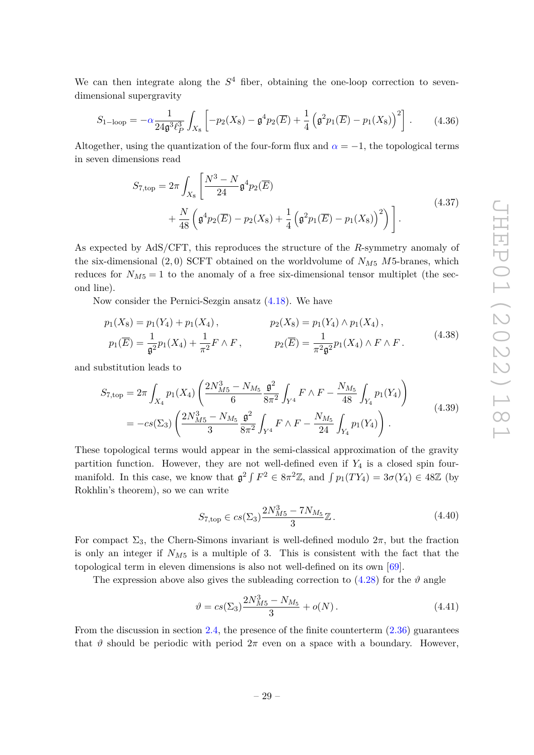We can then integrate along the $S^4$ fiber, obtaining the one-loop correction to seven-dimensional supergravity

$$S_{1-\text{loop}} = -\alpha \frac{1}{24\mathfrak{g}^3 \ell_P^3} \int_{X_8} \left[ -p_2(X_8) - \mathfrak{g}^4 p_2(\overline{E}) + \frac{1}{4}\left(\mathfrak{g}^2 p_1(\overline{E}) - p_1(X_8)\right)^2 \right]. \tag{4.36}$$

Altogether, using the quantization of the four-form flux and $\alpha = -1$, the topological terms in seven dimensions read

$$\begin{aligned} S_{7,\text{top}} = 2\pi \int_{X_8} \Bigg[ &\frac{N^3 - N}{24} \mathfrak{g}^4 p_2(\overline{E}) \\ &+ \frac{N}{48}\left( \mathfrak{g}^4 p_2(\overline{E}) - p_2(X_8) + \frac{1}{4}\left(\mathfrak{g}^2 p_1(\overline{E}) - p_1(X_8)\right)^2 \right) \Bigg]. \end{aligned} \tag{4.37}$$

As expected by AdS/CFT, this reproduces the structure of the $R$-symmetry anomaly of the six-dimensional $(2,0)$ SCFT obtained on the worldvolume of $N_{M5}$ $M5$-branes, which reduces for $N_{M5} = 1$ to the anomaly of a free six-dimensional tensor multiplet (the second line).

Now consider the Pernici-Sezgin ansatz (4.18). We have

$$\begin{aligned} p_1(X_8) &= p_1(Y_4) + p_1(X_4), & p_2(X_8) &= p_1(Y_4) \wedge p_1(X_4), \\ p_1(\overline{E}) &= \frac{1}{\mathfrak{g}^2} p_1(X_4) + \frac{1}{\pi^2} F \wedge F, & p_2(\overline{E}) &= \frac{1}{\pi^2 \mathfrak{g}^2} p_1(X_4) \wedge F \wedge F. \end{aligned} \tag{4.38}$$

and substitution leads to

$$\begin{aligned} S_{7,\text{top}} &= 2\pi \int_{X_4} p_1(X_4) \left( \frac{2N_{M5}^3 - N_{M_5}}{6} \frac{\mathfrak{g}^2}{8\pi^2} \int_{Y^4} F \wedge F - \frac{N_{M_5}}{48} \int_{Y_4} p_1(Y_4) \right) \\ &= -cs(\Sigma_3) \left( \frac{2N_{M5}^3 - N_{M_5}}{3} \frac{\mathfrak{g}^2}{8\pi^2} \int_{Y^4} F \wedge F - \frac{N_{M_5}}{24} \int_{Y_4} p_1(Y_4) \right). \end{aligned} \tag{4.39}$$

These topological terms would appear in the semi-classical approximation of the gravity partition function. However, they are not well-defined even if $Y_4$ is a closed spin four-manifold. In this case, we know that $\mathfrak{g}^2 \int F^2 \in 8\pi^2 \mathbb{Z}$, and $\int p_1(TY_4) = 3\sigma(Y_4) \in 48\mathbb{Z}$ (by Rokhlin's theorem), so we can write

$$S_{7,\text{top}} \in cs(\Sigma_3) \frac{2N_{M5}^3 - 7N_{M_5}}{3} \mathbb{Z}. \tag{4.40}$$

For compact $\Sigma_3$, the Chern-Simons invariant is well-defined modulo $2\pi$, but the fraction is only an integer if $N_{M5}$ is a multiple of 3. This is consistent with the fact that the topological term in eleven dimensions is also not well-defined on its own [69].

The expression above also gives the subleading correction to (4.28) for the $\vartheta$ angle

$$\vartheta = cs(\Sigma_3) \frac{2N_{M5}^3 - N_{M_5}}{3} + o(N). \tag{4.41}$$

From the discussion in section 2.4, the presence of the finite counterterm (2.36) guarantees that $\vartheta$ should be periodic with period $2\pi$ even on a space with a boundary. However,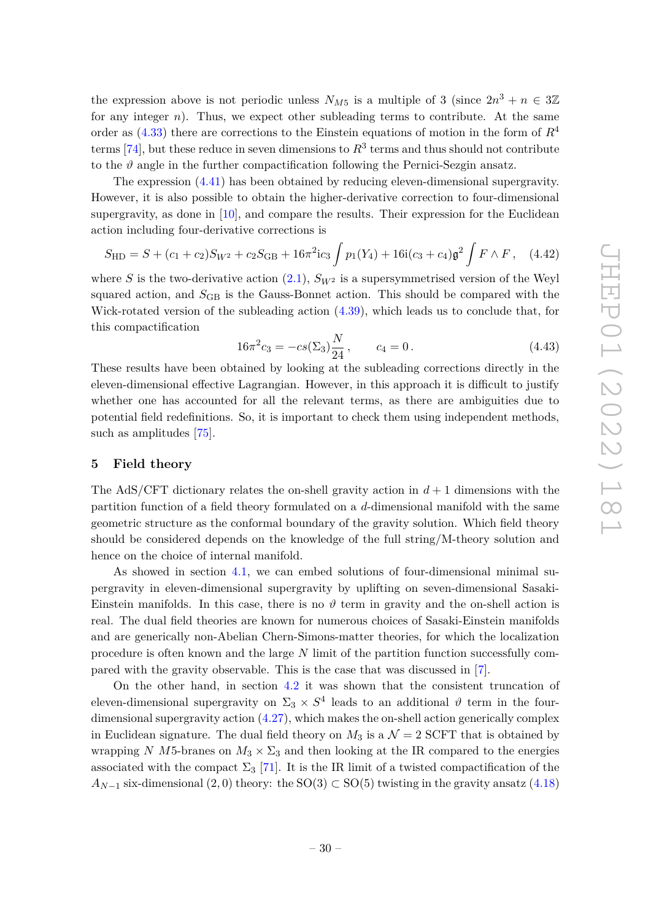the expression above is not periodic unless $N_{M5}$ is a multiple of 3 (since $2n^3 + n \in 3\mathbb{Z}$ for any integer $n$). Thus, we expect other subleading terms to contribute. At the same order as (4.33) there are corrections to the Einstein equations of motion in the form of $R^4$ terms [74], but these reduce in seven dimensions to $R^3$ terms and thus should not contribute to the $\vartheta$ angle in the further compactification following the Pernici-Sezgin ansatz.

The expression (4.41) has been obtained by reducing eleven-dimensional supergravity. However, it is also possible to obtain the higher-derivative correction to four-dimensional supergravity, as done in [10], and compare the results. Their expression for the Euclidean action including four-derivative corrections is

$$S_{\text{HD}} = S + (c_1 + c_2) S_{W^2} + c_2 S_{\text{GB}} + 16\pi^2 \mathrm{i} c_3 \int p_1(Y_4) + 16\mathrm{i}(c_3 + c_4)\mathfrak{g}^2 \int F \wedge F \,, \quad (4.42)$$

where $S$ is the two-derivative action (2.1), $S_{W^2}$ is a supersymmetrised version of the Weyl squared action, and $S_{\text{GB}}$ is the Gauss-Bonnet action. This should be compared with the Wick-rotated version of the subleading action (4.39), which leads us to conclude that, for this compactification

$$16\pi^2 c_3 = -cs(\Sigma_3)\frac{N}{24} \,, \qquad c_4 = 0 \,. \quad (4.43)$$

These results have been obtained by looking at the subleading corrections directly in the eleven-dimensional effective Lagrangian. However, in this approach it is difficult to justify whether one has accounted for all the relevant terms, as there are ambiguities due to potential field redefinitions. So, it is important to check them using independent methods, such as amplitudes [75].

## 5 Field theory

The AdS/CFT dictionary relates the on-shell gravity action in $d + 1$ dimensions with the partition function of a field theory formulated on a $d$-dimensional manifold with the same geometric structure as the conformal boundary of the gravity solution. Which field theory should be considered depends on the knowledge of the full string/M-theory solution and hence on the choice of internal manifold.

As showed in section 4.1, we can embed solutions of four-dimensional minimal supergravity in eleven-dimensional supergravity by uplifting on seven-dimensional Sasaki-Einstein manifolds. In this case, there is no $\vartheta$ term in gravity and the on-shell action is real. The dual field theories are known for numerous choices of Sasaki-Einstein manifolds and are generically non-Abelian Chern-Simons-matter theories, for which the localization procedure is often known and the large $N$ limit of the partition function successfully compared with the gravity observable. This is the case that was discussed in [7].

On the other hand, in section 4.2 it was shown that the consistent truncation of eleven-dimensional supergravity on $\Sigma_3 \times S^4$ leads to an additional $\vartheta$ term in the four-dimensional supergravity action (4.27), which makes the on-shell action generically complex in Euclidean signature. The dual field theory on $M_3$ is a $\mathcal{N} = 2$ SCFT that is obtained by wrapping $N$ $M5$-branes on $M_3 \times \Sigma_3$ and then looking at the IR compared to the energies associated with the compact $\Sigma_3$ [71]. It is the IR limit of a twisted compactification of the $A_{N-1}$ six-dimensional $(2, 0)$ theory: the $\mathrm{SO}(3) \subset \mathrm{SO}(5)$ twisting in the gravity ansatz (4.18)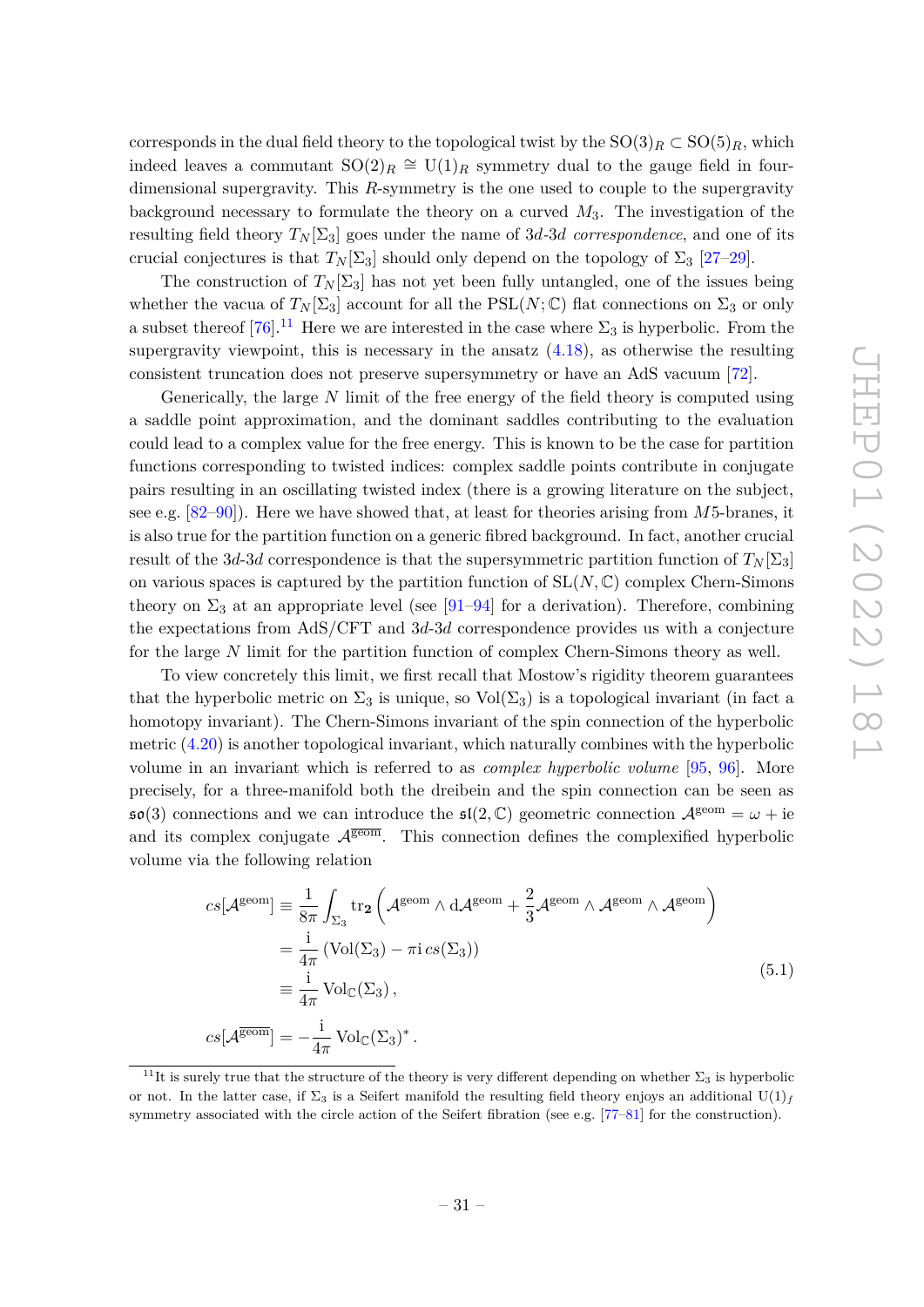corresponds in the dual field theory to the topological twist by the $\mathrm{SO}(3)_R \subset \mathrm{SO}(5)_R$, which indeed leaves a commutant $\mathrm{SO}(2)_R \cong \mathrm{U}(1)_R$ symmetry dual to the gauge field in four-dimensional supergravity. This $R$-symmetry is the one used to couple to the supergravity background necessary to formulate the theory on a curved $M_3$. The investigation of the resulting field theory $T_N[\Sigma_3]$ goes under the name of $3d$-$3d$ *correspondence*, and one of its crucial conjectures is that $T_N[\Sigma_3]$ should only depend on the topology of $\Sigma_3$ [27–29].

The construction of $T_N[\Sigma_3]$ has not yet been fully untangled, one of the issues being whether the vacua of $T_N[\Sigma_3]$ account for all the $\mathrm{PSL}(N;\mathbb{C})$ flat connections on $\Sigma_3$ or only a subset thereof [76].[11] Here we are interested in the case where $\Sigma_3$ is hyperbolic. From the supergravity viewpoint, this is necessary in the ansatz (4.18), as otherwise the resulting consistent truncation does not preserve supersymmetry or have an AdS vacuum [72].

Generically, the large $N$ limit of the free energy of the field theory is computed using a saddle point approximation, and the dominant saddles contributing to the evaluation could lead to a complex value for the free energy. This is known to be the case for partition functions corresponding to twisted indices: complex saddle points contribute in conjugate pairs resulting in an oscillating twisted index (there is a growing literature on the subject, see e.g. [82–90]). Here we have showed that, at least for theories arising from $M5$-branes, it is also true for the partition function on a generic fibred background. In fact, another crucial result of the $3d$-$3d$ correspondence is that the supersymmetric partition function of $T_N[\Sigma_3]$ on various spaces is captured by the partition function of $\mathrm{SL}(N,\mathbb{C})$ complex Chern-Simons theory on $\Sigma_3$ at an appropriate level (see [91–94] for a derivation). Therefore, combining the expectations from AdS/CFT and $3d$-$3d$ correspondence provides us with a conjecture for the large $N$ limit for the partition function of complex Chern-Simons theory as well.

To view concretely this limit, we first recall that Mostow's rigidity theorem guarantees that the hyperbolic metric on $\Sigma_3$ is unique, so $\mathrm{Vol}(\Sigma_3)$ is a topological invariant (in fact a homotopy invariant). The Chern-Simons invariant of the spin connection of the hyperbolic metric (4.20) is another topological invariant, which naturally combines with the hyperbolic volume in an invariant which is referred to as *complex hyperbolic volume* [95, 96]. More precisely, for a three-manifold both the dreibein and the spin connection can be seen as $\mathfrak{so}(3)$ connections and we can introduce the $\mathfrak{sl}(2,\mathbb{C})$ geometric connection $\mathcal{A}^{\mathrm{geom}} = \omega + \mathrm{i}e$ and its complex conjugate $\overline{\mathcal{A}^{\mathrm{geom}}}$. This connection defines the complexified hyperbolic volume via the following relation

$$
\begin{aligned}
cs[\mathcal{A}^{\mathrm{geom}}] &\equiv \frac{1}{8\pi}\int_{\Sigma_3} \mathrm{tr}_{\mathbf{2}}\left(\mathcal{A}^{\mathrm{geom}}\wedge \mathrm{d}\mathcal{A}^{\mathrm{geom}} + \frac{2}{3}\mathcal{A}^{\mathrm{geom}}\wedge\mathcal{A}^{\mathrm{geom}}\wedge\mathcal{A}^{\mathrm{geom}}\right) \\
&= \frac{\mathrm{i}}{4\pi}\left(\mathrm{Vol}(\Sigma_3) - \pi\mathrm{i}\, cs(\Sigma_3)\right) \\
&\equiv \frac{\mathrm{i}}{4\pi}\,\mathrm{Vol}_{\mathbb{C}}(\Sigma_3)\,, \\
cs[\overline{\mathcal{A}^{\mathrm{geom}}}] &= -\frac{\mathrm{i}}{4\pi}\,\mathrm{Vol}_{\mathbb{C}}(\Sigma_3)^*\,.
\end{aligned}
\tag{5.1}
$$

[11] It is surely true that the structure of the theory is very different depending on whether $\Sigma_3$ is hyperbolic or not. In the latter case, if $\Sigma_3$ is a Seifert manifold the resulting field theory enjoys an additional $\mathrm{U}(1)_f$ symmetry associated with the circle action of the Seifert fibration (see e.g. [77–81] for the construction).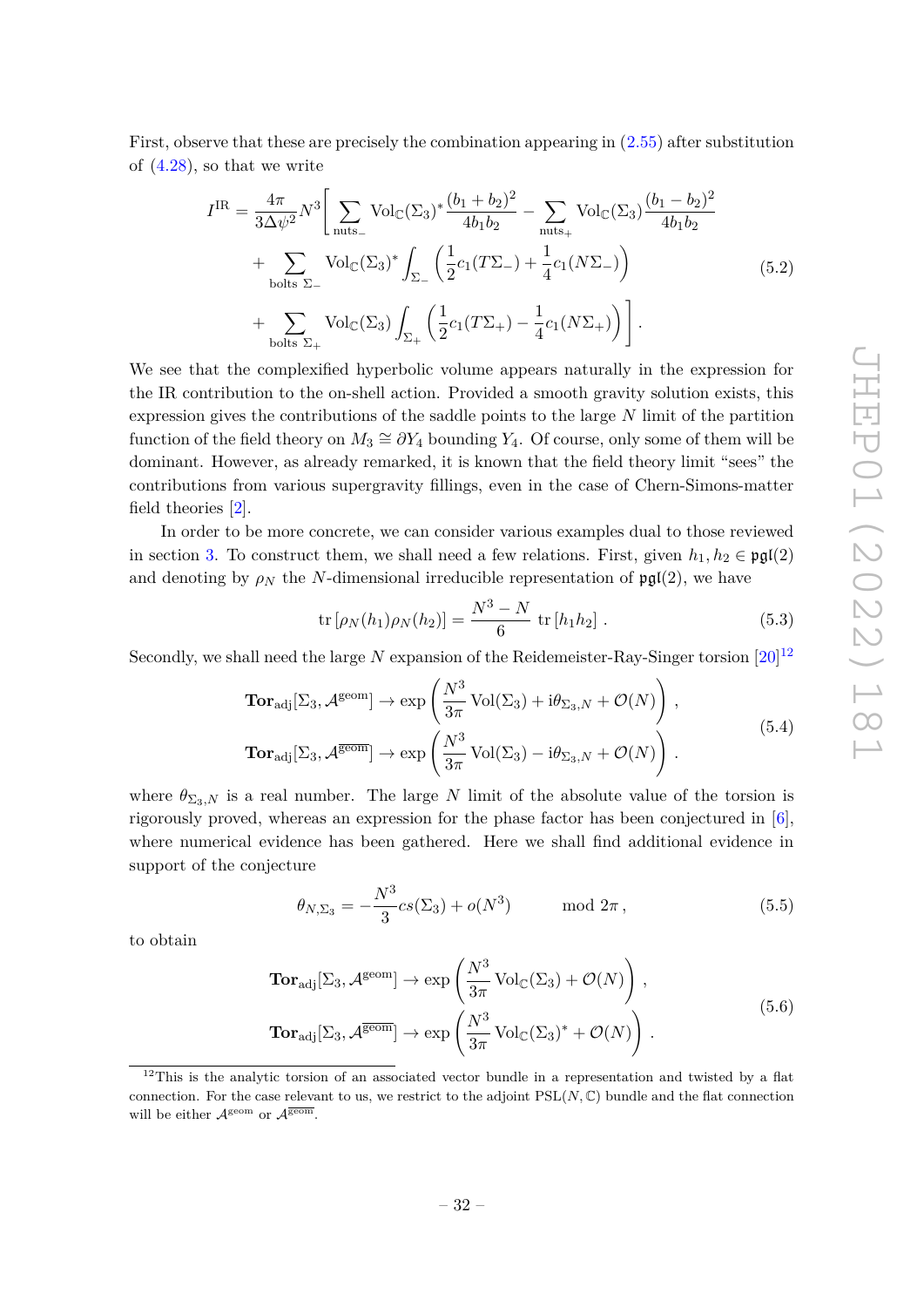First, observe that these are precisely the combination appearing in (2.55) after substitution of (4.28), so that we write

$$
\begin{aligned}
I^{\mathrm{IR}} = \frac{4\pi}{3\Delta\psi^2}N^3\Bigg[ & \sum_{\mathrm{nuts}_-} \mathrm{Vol}_{\mathbb{C}}(\Sigma_3)^* \frac{(b_1+b_2)^2}{4b_1b_2} - \sum_{\mathrm{nuts}_+} \mathrm{Vol}_{\mathbb{C}}(\Sigma_3)\frac{(b_1-b_2)^2}{4b_1b_2} \\
& + \sum_{\mathrm{bolts}\ \Sigma_-} \mathrm{Vol}_{\mathbb{C}}(\Sigma_3)^* \int_{\Sigma_-}\left(\frac{1}{2}c_1(T\Sigma_-)+\frac{1}{4}c_1(N\Sigma_-)\right) \\
& + \sum_{\mathrm{bolts}\ \Sigma_+} \mathrm{Vol}_{\mathbb{C}}(\Sigma_3)\int_{\Sigma_+}\left(\frac{1}{2}c_1(T\Sigma_+)-\frac{1}{4}c_1(N\Sigma_+)\right)\Bigg]\,.
\end{aligned} \tag{5.2}
$$

We see that the complexified hyperbolic volume appears naturally in the expression for the IR contribution to the on-shell action. Provided a smooth gravity solution exists, this expression gives the contributions of the saddle points to the large $N$ limit of the partition function of the field theory on $M_3 \cong \partial Y_4$ bounding $Y_4$. Of course, only some of them will be dominant. However, as already remarked, it is known that the field theory limit "sees" the contributions from various supergravity fillings, even in the case of Chern-Simons-matter field theories [2].

In order to be more concrete, we can consider various examples dual to those reviewed in section 3. To construct them, we shall need a few relations. First, given $h_1, h_2 \in \mathfrak{pgl}(2)$ and denoting by $\rho_N$ the $N$-dimensional irreducible representation of $\mathfrak{pgl}(2)$, we have

$$
\mathrm{tr}\left[\rho_N(h_1)\rho_N(h_2)\right] = \frac{N^3-N}{6}\,\mathrm{tr}\left[h_1h_2\right]\,. \tag{5.3}
$$

Secondly, we shall need the large $N$ expansion of the Reidemeister-Ray-Singer torsion [20][12]

$$
\begin{aligned}
\mathbf{Tor}_{\mathrm{adj}}[\Sigma_3,\mathcal{A}^{\mathrm{geom}}] &\to \exp\left(\frac{N^3}{3\pi}\,\mathrm{Vol}(\Sigma_3) + \mathrm{i}\theta_{\Sigma_3,N} + \mathcal{O}(N)\right)\,, \\
\mathbf{Tor}_{\mathrm{adj}}[\Sigma_3,\mathcal{A}^{\overline{\mathrm{geom}}}] &\to \exp\left(\frac{N^3}{3\pi}\,\mathrm{Vol}(\Sigma_3) - \mathrm{i}\theta_{\Sigma_3,N} + \mathcal{O}(N)\right)\,.
\end{aligned} \tag{5.4}
$$

where $\theta_{\Sigma_3,N}$ is a real number. The large $N$ limit of the absolute value of the torsion is rigorously proved, whereas an expression for the phase factor has been conjectured in [6], where numerical evidence has been gathered. Here we shall find additional evidence in support of the conjecture

$$
\theta_{N,\Sigma_3} = -\frac{N^3}{3}cs(\Sigma_3) + o(N^3) \qquad \mod 2\pi\,, \tag{5.5}
$$

to obtain

$$
\begin{aligned}
\mathbf{Tor}_{\mathrm{adj}}[\Sigma_3,\mathcal{A}^{\mathrm{geom}}] &\to \exp\left(\frac{N^3}{3\pi}\,\mathrm{Vol}_{\mathbb{C}}(\Sigma_3) + \mathcal{O}(N)\right)\,, \\
\mathbf{Tor}_{\mathrm{adj}}[\Sigma_3,\mathcal{A}^{\overline{\mathrm{geom}}}] &\to \exp\left(\frac{N^3}{3\pi}\,\mathrm{Vol}_{\mathbb{C}}(\Sigma_3)^* + \mathcal{O}(N)\right)\,.
\end{aligned} \tag{5.6}
$$

[12] This is the analytic torsion of an associated vector bundle in a representation and twisted by a flat connection. For the case relevant to us, we restrict to the adjoint $\mathrm{PSL}(N,\mathbb{C})$ bundle and the flat connection will be either $\mathcal{A}^{\mathrm{geom}}$ or $\mathcal{A}^{\overline{\mathrm{geom}}}$.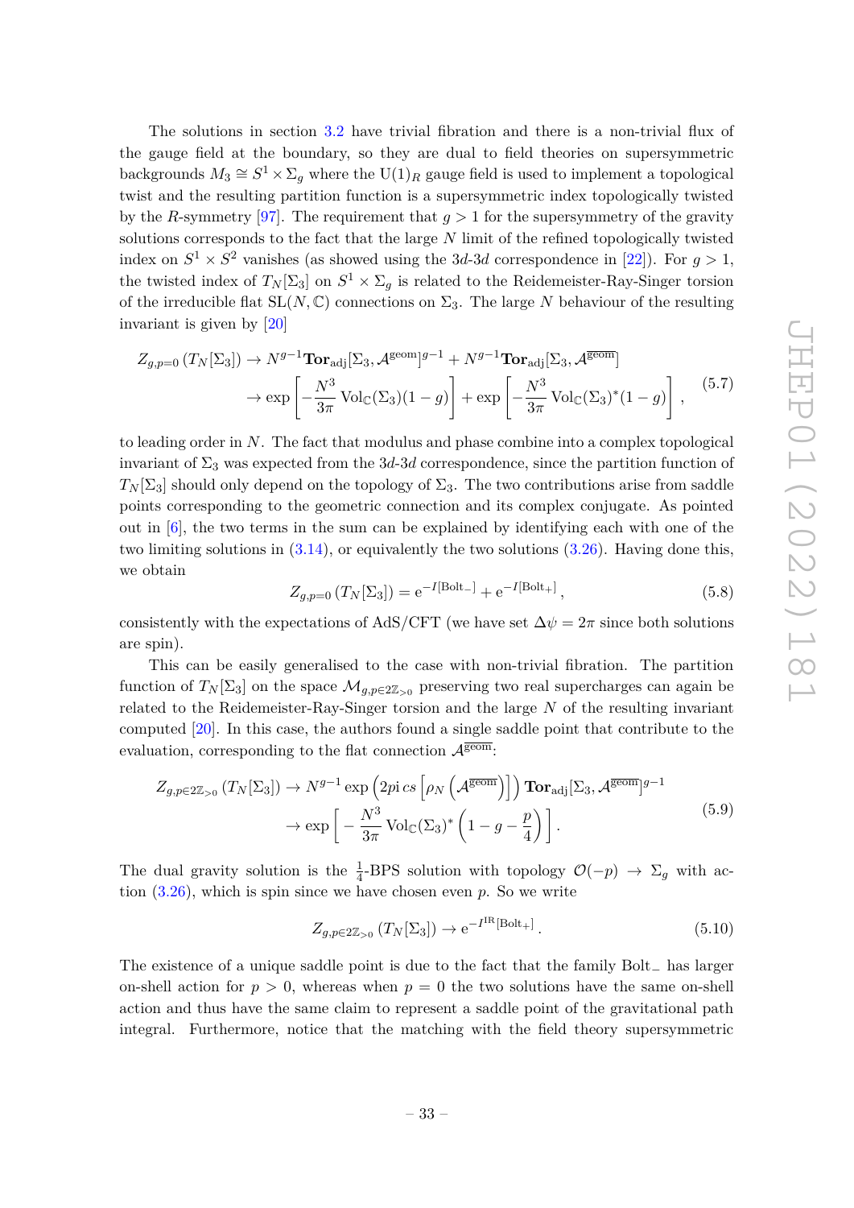The solutions in section 3.2 have trivial fibration and there is a non-trivial flux of the gauge field at the boundary, so they are dual to field theories on supersymmetric backgrounds $M_3 \cong S^1 \times \Sigma_g$ where the $\mathrm{U}(1)_R$ gauge field is used to implement a topological twist and the resulting partition function is a supersymmetric index topologically twisted by the $R$-symmetry [97]. The requirement that $g > 1$ for the supersymmetry of the gravity solutions corresponds to the fact that the large $N$ limit of the refined topologically twisted index on $S^1 \times S^2$ vanishes (as showed using the 3$d$-3$d$ correspondence in [22]). For $g > 1$, the twisted index of $T_N[\Sigma_3]$ on $S^1 \times \Sigma_g$ is related to the Reidemeister-Ray-Singer torsion of the irreducible flat $\mathrm{SL}(N, \mathbb{C})$ connections on $\Sigma_3$. The large $N$ behaviour of the resulting invariant is given by [20]

$$
\begin{aligned}
Z_{g,p=0}\left(T_N[\Sigma_3]\right) &\to N^{g-1}\mathbf{Tor}_{\mathrm{adj}}[\Sigma_3, \mathcal{A}^{\mathrm{geom}}]^{g-1} + N^{g-1}\mathbf{Tor}_{\mathrm{adj}}[\Sigma_3, \overline{\mathcal{A}^{\mathrm{geom}}}] \\
&\to \exp\left[-\frac{N^3}{3\pi}\,\mathrm{Vol}_{\mathbb{C}}(\Sigma_3)(1-g)\right] + \exp\left[-\frac{N^3}{3\pi}\,\mathrm{Vol}_{\mathbb{C}}(\Sigma_3)^*(1-g)\right]\,,
\end{aligned}
\tag{5.7}
$$

to leading order in $N$. The fact that modulus and phase combine into a complex topological invariant of $\Sigma_3$ was expected from the 3$d$-3$d$ correspondence, since the partition function of $T_N[\Sigma_3]$ should only depend on the topology of $\Sigma_3$. The two contributions arise from saddle points corresponding to the geometric connection and its complex conjugate. As pointed out in [6], the two terms in the sum can be explained by identifying each with one of the two limiting solutions in (3.14), or equivalently the two solutions (3.26). Having done this, we obtain

$$
Z_{g,p=0}\left(T_N[\Sigma_3]\right) = \mathrm{e}^{-I[\mathrm{Bolt}_-]} + \mathrm{e}^{-I[\mathrm{Bolt}_+]}\,,
\tag{5.8}
$$

consistently with the expectations of AdS/CFT (we have set $\Delta\psi = 2\pi$ since both solutions are spin).

This can be easily generalised to the case with non-trivial fibration. The partition function of $T_N[\Sigma_3]$ on the space $\mathcal{M}_{g,p\in 2\mathbb{Z}_{>0}}$ preserving two real supercharges can again be related to the Reidemeister-Ray-Singer torsion and the large $N$ of the resulting invariant computed [20]. In this case, the authors found a single saddle point that contribute to the evaluation, corresponding to the flat connection $\overline{\mathcal{A}^{\mathrm{geom}}}$:

$$
\begin{aligned}
Z_{g,p\in 2\mathbb{Z}_{>0}}\left(T_N[\Sigma_3]\right) &\to N^{g-1}\exp\left(2pi\,cs\left[\rho_N\left(\overline{\mathcal{A}^{\mathrm{geom}}}\right)\right]\right)\mathbf{Tor}_{\mathrm{adj}}[\Sigma_3, \overline{\mathcal{A}^{\mathrm{geom}}}]^{g-1} \\
&\to \exp\left[-\frac{N^3}{3\pi}\,\mathrm{Vol}_{\mathbb{C}}(\Sigma_3)^*\left(1-g-\frac{p}{4}\right)\right].
\end{aligned}
\tag{5.9}
$$

The dual gravity solution is the $\frac{1}{4}$-BPS solution with topology $\mathcal{O}(-p) \to \Sigma_g$ with action (3.26), which is spin since we have chosen even $p$. So we write

$$
Z_{g,p\in 2\mathbb{Z}_{>0}}\left(T_N[\Sigma_3]\right) \to \mathrm{e}^{-I^{\mathrm{IR}}[\mathrm{Bolt}_+]}\,.
\tag{5.10}
$$

The existence of a unique saddle point is due to the fact that the family $\mathrm{Bolt}_-$ has larger on-shell action for $p > 0$, whereas when $p = 0$ the two solutions have the same on-shell action and thus have the same claim to represent a saddle point of the gravitational path integral. Furthermore, notice that the matching with the field theory supersymmetric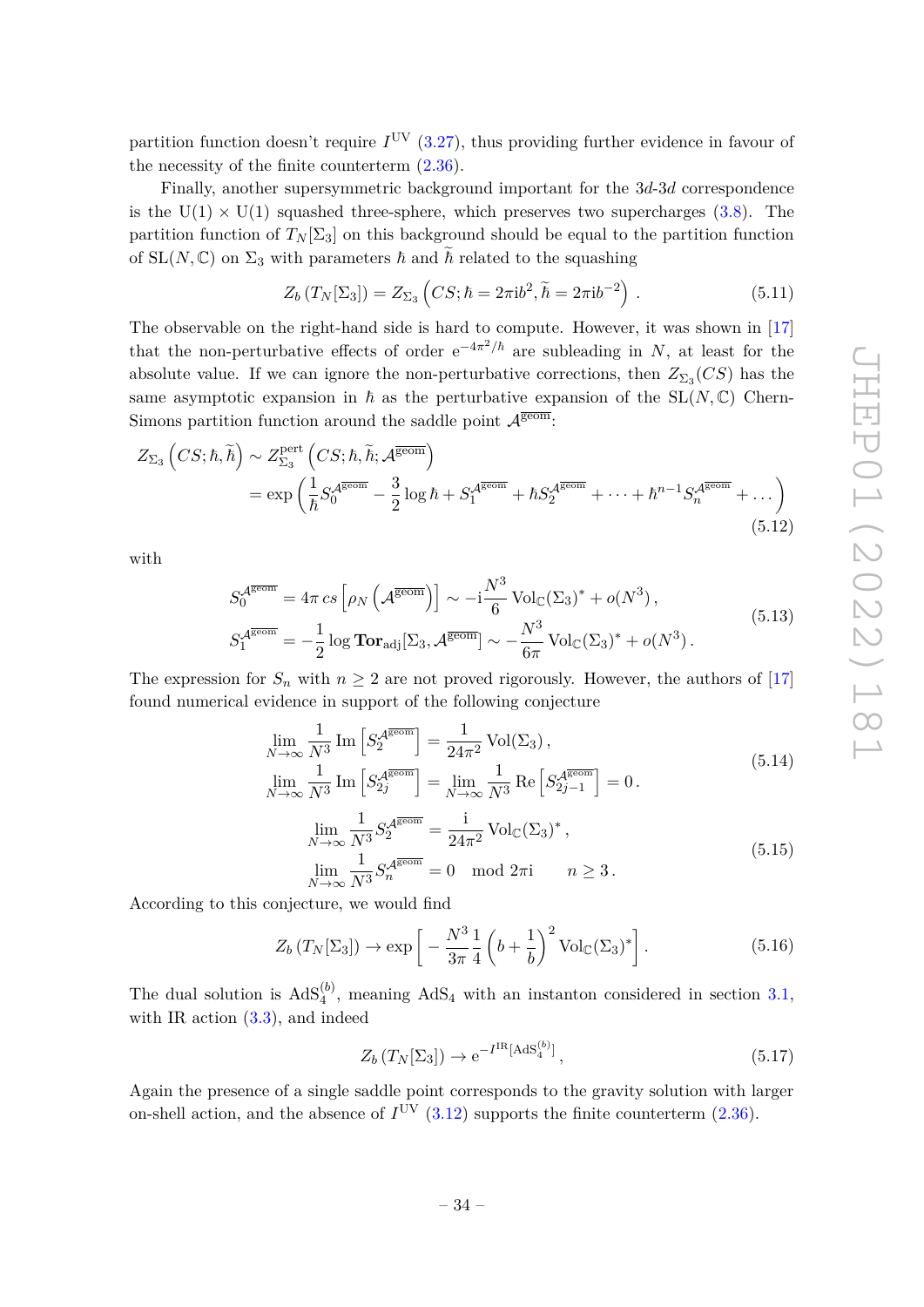partition function doesn't require $I^{\rm UV}$ (3.27), thus providing further evidence in favour of the necessity of the finite counterterm (2.36).

Finally, another supersymmetric background important for the 3*d*-3*d* correspondence is the $\mathrm{U}(1)\times\mathrm{U}(1)$ squashed three-sphere, which preserves two supercharges (3.8). The partition function of $T_N[\Sigma_3]$ on this background should be equal to the partition function of $\mathrm{SL}(N,\mathbb{C})$ on $\Sigma_3$ with parameters $\hbar$ and $\widetilde{\hbar}$ related to the squashing

$$Z_b\left(T_N[\Sigma_3]\right) = Z_{\Sigma_3}\left(CS;\hbar = 2\pi \mathrm{i} b^2, \widetilde{\hbar} = 2\pi\mathrm{i} b^{-2}\right) . \tag{5.11}$$

The observable on the right-hand side is hard to compute. However, it was shown in [17] that the non-perturbative effects of order $\mathrm{e}^{-4\pi^2/\hbar}$ are subleading in $N$, at least for the absolute value. If we can ignore the non-perturbative corrections, then $Z_{\Sigma_3}(CS)$ has the same asymptotic expansion in $\hbar$ as the perturbative expansion of the $\mathrm{SL}(N,\mathbb{C})$ Chern-Simons partition function around the saddle point $\mathcal{A}^{\overline{\rm geom}}$:

$$\begin{aligned}
Z_{\Sigma_3}\left(CS;\hbar,\widetilde{\hbar}\right) &\sim Z^{\rm pert}_{\Sigma_3}\left(CS;\hbar,\widetilde{\hbar};\mathcal{A}^{\overline{\rm geom}}\right) \\
&= \exp\left(\frac{1}{\hbar}S_0^{\mathcal{A}^{\overline{\rm geom}}} - \frac{3}{2}\log\hbar + S_1^{\mathcal{A}^{\overline{\rm geom}}} + \hbar S_2^{\mathcal{A}^{\overline{\rm geom}}} + \dots + \hbar^{n-1}S_n^{\mathcal{A}^{\overline{\rm geom}}} + \dots\right)
\end{aligned} \tag{5.12}$$

with

$$\begin{aligned}
S_0^{\mathcal{A}^{\overline{\rm geom}}} &= 4\pi\, cs\left[\rho_N\left(\mathcal{A}^{\overline{\rm geom}}\right)\right] \sim -\mathrm{i}\frac{N^3}{6}\,\mathrm{Vol}_{\mathbb{C}}(\Sigma_3)^* + o(N^3)\,, \\
S_1^{\mathcal{A}^{\overline{\rm geom}}} &= -\frac{1}{2}\log \mathbf{Tor}_{\rm adj}[\Sigma_3,\mathcal{A}^{\overline{\rm geom}}] \sim -\frac{N^3}{6\pi}\,\mathrm{Vol}_{\mathbb{C}}(\Sigma_3)^* + o(N^3)\,.
\end{aligned} \tag{5.13}$$

The expression for $S_n$ with $n\geq 2$ are not proved rigorously. However, the authors of [17] found numerical evidence in support of the following conjecture

$$\begin{aligned}
&\lim_{N\to\infty}\frac{1}{N^3}\,\mathrm{Im}\left[S_2^{\mathcal{A}^{\overline{\rm geom}}}\right] = \frac{1}{24\pi^2}\,\mathrm{Vol}(\Sigma_3)\,, \\
&\lim_{N\to\infty}\frac{1}{N^3}\,\mathrm{Im}\left[S_{2j}^{\mathcal{A}^{\overline{\rm geom}}}\right] = \lim_{N\to\infty}\frac{1}{N^3}\,\mathrm{Re}\left[S_{2j-1}^{\mathcal{A}^{\overline{\rm geom}}}\right] = 0\,.
\end{aligned} \tag{5.14}$$

$$\begin{aligned}
&\lim_{N\to\infty}\frac{1}{N^3}S_2^{\mathcal{A}^{\overline{\rm geom}}} = \frac{\mathrm{i}}{24\pi^2}\,\mathrm{Vol}_{\mathbb{C}}(\Sigma_3)^*\,, \\
&\lim_{N\to\infty}\frac{1}{N^3}S_n^{\mathcal{A}^{\overline{\rm geom}}} = 0 \mod 2\pi\mathrm{i} \qquad n\geq 3\,.
\end{aligned} \tag{5.15}$$

According to this conjecture, we would find

$$Z_b\left(T_N[\Sigma_3]\right) \to \exp\left[-\frac{N^3}{3\pi}\frac{1}{4}\left(b+\frac{1}{b}\right)^2\mathrm{Vol}_{\mathbb{C}}(\Sigma_3)^*\right] . \tag{5.16}$$

The dual solution is $\mathrm{AdS}_4^{(b)}$, meaning $\mathrm{AdS}_4$ with an instanton considered in section 3.1, with IR action (3.3), and indeed

$$Z_b\left(T_N[\Sigma_3]\right) \to \mathrm{e}^{-I^{\rm IR}[\mathrm{AdS}_4^{(b)}]}\,, \tag{5.17}$$

Again the presence of a single saddle point corresponds to the gravity solution with larger on-shell action, and the absence of $I^{\rm UV}$ (3.12) supports the finite counterterm (2.36).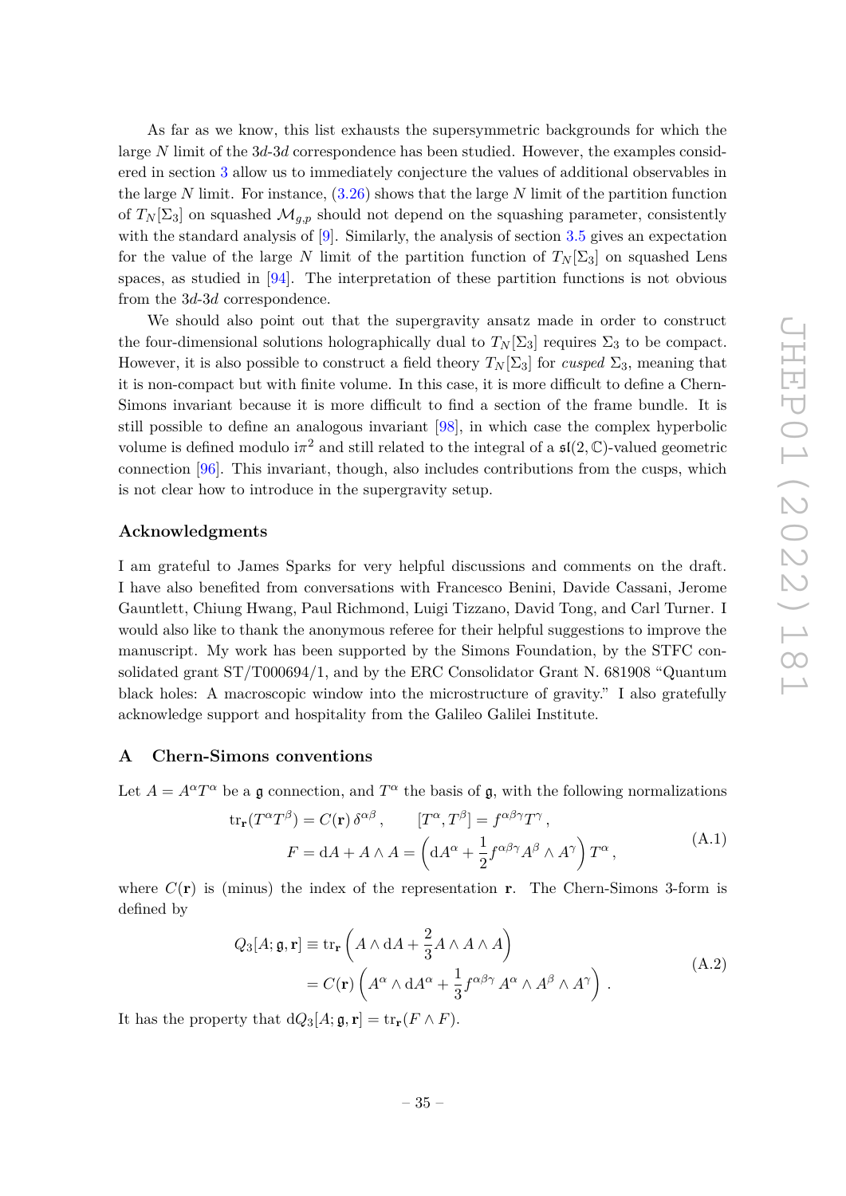As far as we know, this list exhausts the supersymmetric backgrounds for which the large $N$ limit of the $3d$-$3d$ correspondence has been studied. However, the examples considered in section 3 allow us to immediately conjecture the values of additional observables in the large $N$ limit. For instance, (3.26) shows that the large $N$ limit of the partition function of $T_N[\Sigma_3]$ on squashed $\mathcal{M}_{g,p}$ should not depend on the squashing parameter, consistently with the standard analysis of [9]. Similarly, the analysis of section 3.5 gives an expectation for the value of the large $N$ limit of the partition function of $T_N[\Sigma_3]$ on squashed Lens spaces, as studied in [94]. The interpretation of these partition functions is not obvious from the $3d$-$3d$ correspondence.

We should also point out that the supergravity ansatz made in order to construct the four-dimensional solutions holographically dual to $T_N[\Sigma_3]$ requires $\Sigma_3$ to be compact. However, it is also possible to construct a field theory $T_N[\Sigma_3]$ for *cusped* $\Sigma_3$, meaning that it is non-compact but with finite volume. In this case, it is more difficult to define a Chern-Simons invariant because it is more difficult to find a section of the frame bundle. It is still possible to define an analogous invariant [98], in which case the complex hyperbolic volume is defined modulo $\mathrm{i}\pi^2$ and still related to the integral of a $\mathfrak{sl}(2,\mathbb{C})$-valued geometric connection [96]. This invariant, though, also includes contributions from the cusps, which is not clear how to introduce in the supergravity setup.

## Acknowledgments

I am grateful to James Sparks for very helpful discussions and comments on the draft. I have also benefited from conversations with Francesco Benini, Davide Cassani, Jerome Gauntlett, Chiung Hwang, Paul Richmond, Luigi Tizzano, David Tong, and Carl Turner. I would also like to thank the anonymous referee for their helpful suggestions to improve the manuscript. My work has been supported by the Simons Foundation, by the STFC consolidated grant ST/T000694/1, and by the ERC Consolidator Grant N. 681908 "Quantum black holes: A macroscopic window into the microstructure of gravity." I also gratefully acknowledge support and hospitality from the Galileo Galilei Institute.

## A Chern-Simons conventions

Let $A = A^\alpha T^\alpha$ be a $\mathfrak{g}$ connection, and $T^\alpha$ the basis of $\mathfrak{g}$, with the following normalizations

$$
\begin{aligned}
\mathrm{tr}_{\mathbf{r}}(T^\alpha T^\beta) = C(\mathbf{r})\, \delta^{\alpha\beta}\,, \qquad [T^\alpha, T^\beta] = f^{\alpha\beta\gamma} T^\gamma\,, \\
F = \mathrm{d}A + A \wedge A = \left(\mathrm{d}A^\alpha + \frac{1}{2} f^{\alpha\beta\gamma} A^\beta \wedge A^\gamma\right) T^\alpha\,,
\end{aligned}
\tag{A.1}
$$

where $C(\mathbf{r})$ is (minus) the index of the representation $\mathbf{r}$. The Chern-Simons 3-form is defined by

$$
\begin{aligned}
Q_3[A;\mathfrak{g},\mathbf{r}] &\equiv \mathrm{tr}_{\mathbf{r}}\left(A \wedge \mathrm{d}A + \frac{2}{3} A \wedge A \wedge A\right) \\
&= C(\mathbf{r})\left(A^\alpha \wedge \mathrm{d}A^\alpha + \frac{1}{3} f^{\alpha\beta\gamma}\, A^\alpha \wedge A^\beta \wedge A^\gamma\right)\,.
\end{aligned}
\tag{A.2}
$$

It has the property that $\mathrm{d}Q_3[A;\mathfrak{g},\mathbf{r}] = \mathrm{tr}_{\mathbf{r}}(F \wedge F)$.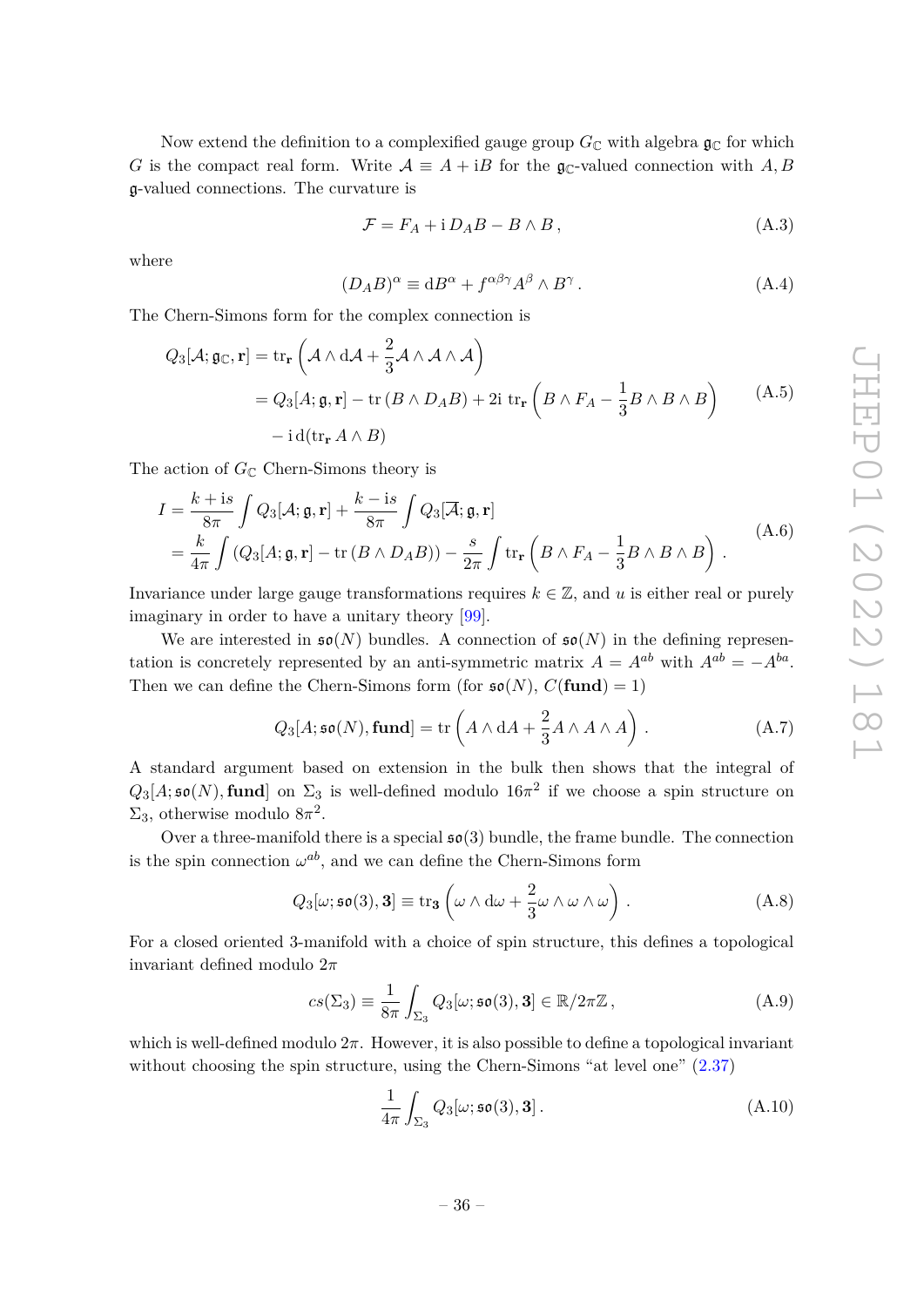Now extend the definition to a complexified gauge group $G_{\mathbb{C}}$ with algebra $\mathfrak{g}_{\mathbb{C}}$ for which $G$ is the compact real form. Write $\mathcal{A} \equiv A + \mathrm{i}B$ for the $\mathfrak{g}_{\mathbb{C}}$-valued connection with $A, B$ $\mathfrak{g}$-valued connections. The curvature is

$$
\mathcal{F} = F_A + \mathrm{i}\, D_A B - B \wedge B\,, \tag{A.3}
$$

where

$$
(D_A B)^\alpha \equiv \mathrm{d}B^\alpha + f^{\alpha\beta\gamma} A^\beta \wedge B^\gamma\,. \tag{A.4}
$$

The Chern-Simons form for the complex connection is

$$
\begin{aligned}
Q_3[\mathcal{A}; \mathfrak{g}_{\mathbb{C}}, \mathbf{r}] &= \mathrm{tr}_{\mathbf{r}} \left( \mathcal{A} \wedge \mathrm{d}\mathcal{A} + \frac{2}{3} \mathcal{A} \wedge \mathcal{A} \wedge \mathcal{A} \right) \\
&= Q_3[A; \mathfrak{g}, \mathbf{r}] - \mathrm{tr}\,(B \wedge D_A B) + 2\mathrm{i}\; \mathrm{tr}_{\mathbf{r}} \left( B \wedge F_A - \frac{1}{3} B \wedge B \wedge B \right) \\
&\quad - \mathrm{i}\, \mathrm{d}(\mathrm{tr}_{\mathbf{r}}\, A \wedge B)
\end{aligned} \tag{A.5}
$$

The action of $G_{\mathbb{C}}$ Chern-Simons theory is

$$
\begin{aligned}
I &= \frac{k + \mathrm{i}s}{8\pi} \int Q_3[\mathcal{A}; \mathfrak{g}, \mathbf{r}] + \frac{k - \mathrm{i}s}{8\pi} \int Q_3[\overline{\mathcal{A}}; \mathfrak{g}, \mathbf{r}] \\
&= \frac{k}{4\pi} \int \left( Q_3[A; \mathfrak{g}, \mathbf{r}] - \mathrm{tr}\,(B \wedge D_A B) \right) - \frac{s}{2\pi} \int \mathrm{tr}_{\mathbf{r}} \left( B \wedge F_A - \frac{1}{3} B \wedge B \wedge B \right)\,.
\end{aligned} \tag{A.6}
$$

Invariance under large gauge transformations requires $k \in \mathbb{Z}$, and $u$ is either real or purely imaginary in order to have a unitary theory [99].

We are interested in $\mathfrak{so}(N)$ bundles. A connection of $\mathfrak{so}(N)$ in the defining representation is concretely represented by an anti-symmetric matrix $A = A^{ab}$ with $A^{ab} = -A^{ba}$. Then we can define the Chern-Simons form (for $\mathfrak{so}(N)$, $C(\mathbf{fund}) = 1$)

$$
Q_3[A; \mathfrak{so}(N), \mathbf{fund}] = \mathrm{tr} \left( A \wedge \mathrm{d}A + \frac{2}{3} A \wedge A \wedge A \right)\,. \tag{A.7}
$$

A standard argument based on extension in the bulk then shows that the integral of $Q_3[A; \mathfrak{so}(N), \mathbf{fund}]$ on $\Sigma_3$ is well-defined modulo $16\pi^2$ if we choose a spin structure on $\Sigma_3$, otherwise modulo $8\pi^2$.

Over a three-manifold there is a special $\mathfrak{so}(3)$ bundle, the frame bundle. The connection is the spin connection $\omega^{ab}$, and we can define the Chern-Simons form

$$
Q_3[\omega; \mathfrak{so}(3), \mathbf{3}] \equiv \mathrm{tr}_{\mathbf{3}} \left( \omega \wedge \mathrm{d}\omega + \frac{2}{3} \omega \wedge \omega \wedge \omega \right)\,. \tag{A.8}
$$

For a closed oriented 3-manifold with a choice of spin structure, this defines a topological invariant defined modulo $2\pi$

$$
cs(\Sigma_3) \equiv \frac{1}{8\pi} \int_{\Sigma_3} Q_3[\omega; \mathfrak{so}(3), \mathbf{3}] \in \mathbb{R}/2\pi\mathbb{Z}\,, \tag{A.9}
$$

which is well-defined modulo $2\pi$. However, it is also possible to define a topological invariant without choosing the spin structure, using the Chern-Simons "at level one" (2.37)

$$
\frac{1}{4\pi} \int_{\Sigma_3} Q_3[\omega; \mathfrak{so}(3), \mathbf{3}]\,. \tag{A.10}
$$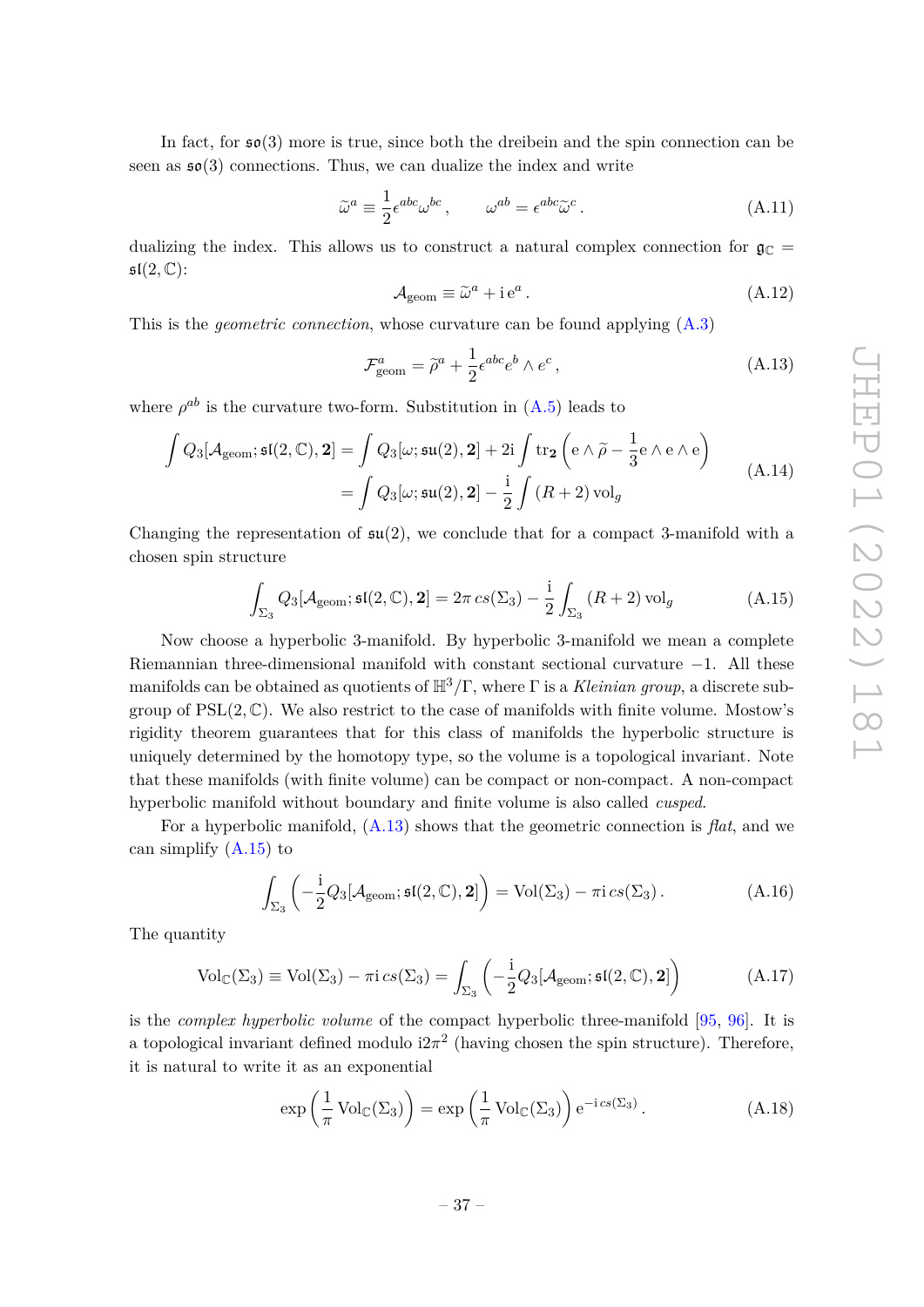In fact, for $\mathfrak{so}(3)$ more is true, since both the dreibein and the spin connection can be seen as $\mathfrak{so}(3)$ connections. Thus, we can dualize the index and write

$$\widetilde{\omega}^a \equiv \frac{1}{2}\epsilon^{abc}\omega^{bc}\,, \qquad \omega^{ab} = \epsilon^{abc}\widetilde{\omega}^c\,. \tag{A.11}$$

dualizing the index. This allows us to construct a natural complex connection for $\mathfrak{g}_{\mathbb{C}} = \mathfrak{sl}(2,\mathbb{C})$:

$$\mathcal{A}_{\text{geom}} \equiv \widetilde{\omega}^a + \mathrm{i}\,\mathrm{e}^a\,. \tag{A.12}$$

This is the *geometric connection*, whose curvature can be found applying (A.3)

$$\mathcal{F}^a_{\text{geom}} = \widetilde{\rho}^a + \frac{1}{2}\epsilon^{abc}e^b \wedge e^c\,, \tag{A.13}$$

where $\rho^{ab}$ is the curvature two-form. Substitution in (A.5) leads to

$$\begin{aligned} \int Q_3[\mathcal{A}_{\text{geom}};\mathfrak{sl}(2,\mathbb{C}),\mathbf{2}] &= \int Q_3[\omega;\mathfrak{su}(2),\mathbf{2}] + 2\mathrm{i}\int \mathrm{tr}_{\mathbf{2}}\left(\mathrm{e}\wedge\widetilde{\rho} - \frac{1}{3}\mathrm{e}\wedge\mathrm{e}\wedge\mathrm{e}\right) \\ &= \int Q_3[\omega;\mathfrak{su}(2),\mathbf{2}] - \frac{\mathrm{i}}{2}\int (R+2)\,\mathrm{vol}_g \end{aligned} \tag{A.14}$$

Changing the representation of $\mathfrak{su}(2)$, we conclude that for a compact 3-manifold with a chosen spin structure

$$\int_{\Sigma_3} Q_3[\mathcal{A}_{\text{geom}};\mathfrak{sl}(2,\mathbb{C}),\mathbf{2}] = 2\pi\, cs(\Sigma_3) - \frac{\mathrm{i}}{2}\int_{\Sigma_3}(R+2)\,\mathrm{vol}_g \tag{A.15}$$

Now choose a hyperbolic 3-manifold. By hyperbolic 3-manifold we mean a complete Riemannian three-dimensional manifold with constant sectional curvature $-1$. All these manifolds can be obtained as quotients of $\mathbb{H}^3/\Gamma$, where $\Gamma$ is a *Kleinian group*, a discrete subgroup of $\mathrm{PSL}(2,\mathbb{C})$. We also restrict to the case of manifolds with finite volume. Mostow's rigidity theorem guarantees that for this class of manifolds the hyperbolic structure is uniquely determined by the homotopy type, so the volume is a topological invariant. Note that these manifolds (with finite volume) can be compact or non-compact. A non-compact hyperbolic manifold without boundary and finite volume is also called *cusped*.

For a hyperbolic manifold, (A.13) shows that the geometric connection is *flat*, and we can simplify (A.15) to

$$\int_{\Sigma_3}\left(-\frac{\mathrm{i}}{2}Q_3[\mathcal{A}_{\text{geom}};\mathfrak{sl}(2,\mathbb{C}),\mathbf{2}]\right) = \mathrm{Vol}(\Sigma_3) - \pi\mathrm{i}\, cs(\Sigma_3)\,. \tag{A.16}$$

The quantity

$$\mathrm{Vol}_{\mathbb{C}}(\Sigma_3) \equiv \mathrm{Vol}(\Sigma_3) - \pi\mathrm{i}\, cs(\Sigma_3) = \int_{\Sigma_3}\left(-\frac{\mathrm{i}}{2}Q_3[\mathcal{A}_{\text{geom}};\mathfrak{sl}(2,\mathbb{C}),\mathbf{2}]\right) \tag{A.17}$$

is the *complex hyperbolic volume* of the compact hyperbolic three-manifold [95, 96]. It is a topological invariant defined modulo $\mathrm{i}2\pi^2$ (having chosen the spin structure). Therefore, it is natural to write it as an exponential

$$\exp\left(\frac{1}{\pi}\,\mathrm{Vol}_{\mathbb{C}}(\Sigma_3)\right) = \exp\left(\frac{1}{\pi}\,\mathrm{Vol}_{\mathbb{C}}(\Sigma_3)\right)\mathrm{e}^{-\mathrm{i}\, cs(\Sigma_3)}\,. \tag{A.18}$$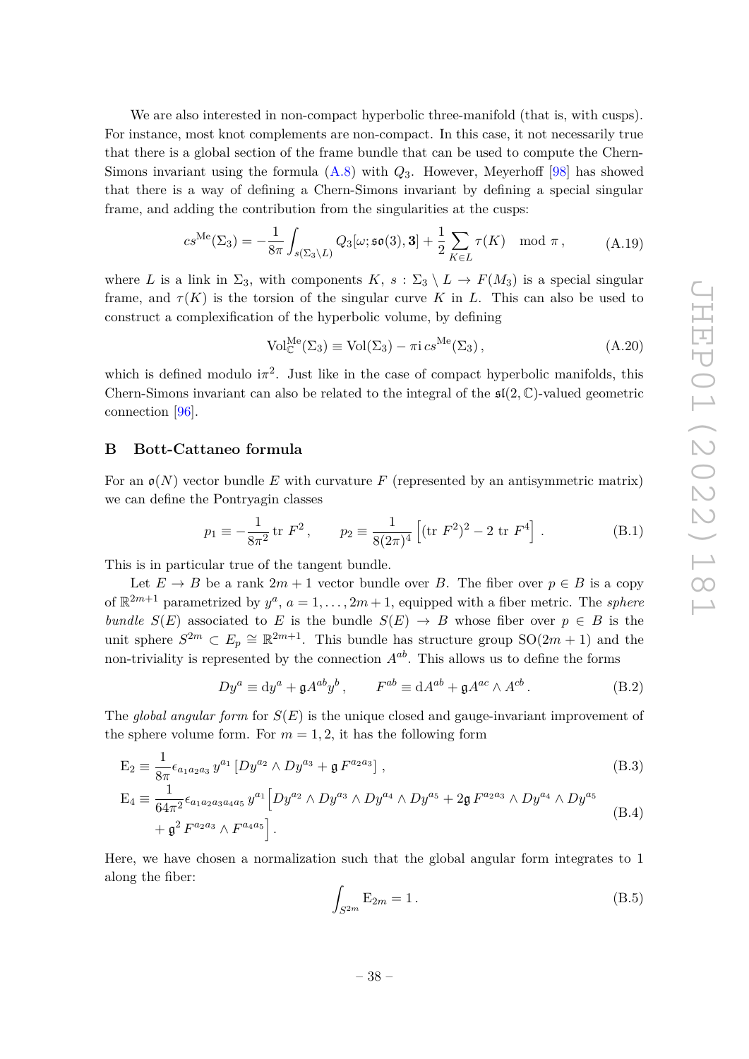We are also interested in non-compact hyperbolic three-manifold (that is, with cusps). For instance, most knot complements are non-compact. In this case, it not necessarily true that there is a global section of the frame bundle that can be used to compute the Chern-Simons invariant using the formula (A.8) with $Q_3$. However, Meyerhoff [98] has showed that there is a way of defining a Chern-Simons invariant by defining a special singular frame, and adding the contribution from the singularities at the cusps:

$$cs^{\mathrm{Me}}(\Sigma_3) = -\frac{1}{8\pi}\int_{s(\Sigma_3\setminus L)} Q_3[\omega;\mathfrak{so}(3),\mathbf{3}] + \frac{1}{2}\sum_{K\in L}\tau(K) \mod \pi\,, \tag{A.19}$$

where $L$ is a link in $\Sigma_3$, with components $K$, $s:\Sigma_3\setminus L\to F(M_3)$ is a special singular frame, and $\tau(K)$ is the torsion of the singular curve $K$ in $L$. This can also be used to construct a complexification of the hyperbolic volume, by defining

$$\mathrm{Vol}^{\mathrm{Me}}_{\mathbb{C}}(\Sigma_3) \equiv \mathrm{Vol}(\Sigma_3) - \pi \mathrm{i}\, cs^{\mathrm{Me}}(\Sigma_3)\,, \tag{A.20}$$

which is defined modulo $\mathrm{i}\pi^2$. Just like in the case of compact hyperbolic manifolds, this Chern-Simons invariant can also be related to the integral of the $\mathfrak{sl}(2,\mathbb{C})$-valued geometric connection [96].

## B Bott-Cattaneo formula

For an $\mathfrak{o}(N)$ vector bundle $E$ with curvature $F$ (represented by an antisymmetric matrix) we can define the Pontryagin classes

$$p_1 \equiv -\frac{1}{8\pi^2}\,\mathrm{tr}\,F^2\,, \qquad p_2 \equiv \frac{1}{8(2\pi)^4}\left[(\mathrm{tr}\,F^2)^2 - 2\,\mathrm{tr}\,F^4\right]. \tag{B.1}$$

This is in particular true of the tangent bundle.

Let $E\to B$ be a rank $2m+1$ vector bundle over $B$. The fiber over $p\in B$ is a copy of $\mathbb{R}^{2m+1}$ parametrized by $y^a$, $a=1,\ldots,2m+1$, equipped with a fiber metric. The *sphere bundle* $S(E)$ associated to $E$ is the bundle $S(E)\to B$ whose fiber over $p\in B$ is the unit sphere $S^{2m}\subset E_p\cong\mathbb{R}^{2m+1}$. This bundle has structure group $\mathrm{SO}(2m+1)$ and the non-triviality is represented by the connection $A^{ab}$. This allows us to define the forms

$$Dy^a \equiv \mathrm{d}y^a + \mathfrak{g}A^{ab}y^b\,, \qquad F^{ab}\equiv \mathrm{d}A^{ab} + \mathfrak{g}A^{ac}\wedge A^{cb}\,. \tag{B.2}$$

The *global angular form* for $S(E)$ is the unique closed and gauge-invariant improvement of the sphere volume form. For $m=1,2$, it has the following form

$$\mathrm{E}_2 \equiv \frac{1}{8\pi}\epsilon_{a_1a_2a_3}\,y^{a_1}\left[Dy^{a_2}\wedge Dy^{a_3} + \mathfrak{g}\,F^{a_2a_3}\right], \tag{B.3}$$

$$\begin{aligned}\mathrm{E}_4 \equiv \frac{1}{64\pi^2}\epsilon_{a_1a_2a_3a_4a_5}\,y^{a_1}\Big[&Dy^{a_2}\wedge Dy^{a_3}\wedge Dy^{a_4}\wedge Dy^{a_5} + 2\mathfrak{g}\,F^{a_2a_3}\wedge Dy^{a_4}\wedge Dy^{a_5}\\ &+\mathfrak{g}^2\,F^{a_2a_3}\wedge F^{a_4a_5}\Big].\end{aligned} \tag{B.4}$$

Here, we have chosen a normalization such that the global angular form integrates to 1 along the fiber:

$$\int_{S^{2m}} \mathrm{E}_{2m} = 1\,. \tag{B.5}$$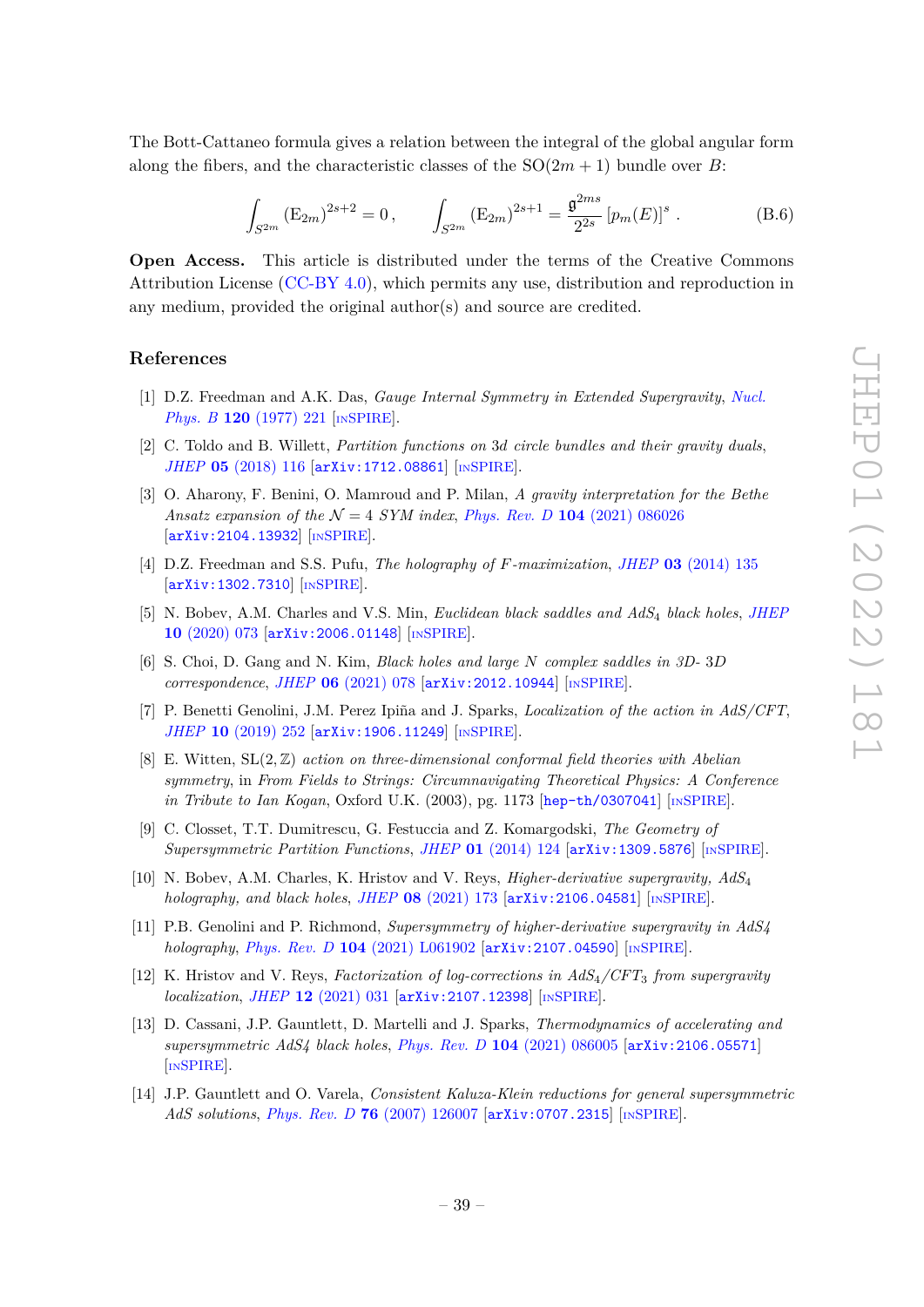The Bott-Cattaneo formula gives a relation between the integral of the global angular form along the fibers, and the characteristic classes of the SO$(2m+1)$ bundle over $B$:

$$\int_{S^{2m}} (\mathrm{E}_{2m})^{2s+2} = 0\,, \qquad \int_{S^{2m}} (\mathrm{E}_{2m})^{2s+1} = \frac{\mathfrak{g}^{2ms}}{2^{2s}}\,[p_m(E)]^s\,. \tag{B.6}$$

**Open Access.** This article is distributed under the terms of the Creative Commons Attribution License (CC-BY 4.0), which permits any use, distribution and reproduction in any medium, provided the original author(s) and source are credited.

## References

[1] D.Z. Freedman and A.K. Das, *Gauge Internal Symmetry in Extended Supergravity*, *Nucl. Phys. B* **120** (1977) 221 [INSPIRE].

[2] C. Toldo and B. Willett, *Partition functions on 3d circle bundles and their gravity duals*, *JHEP* **05** (2018) 116 [arXiv:1712.08861] [INSPIRE].

[3] O. Aharony, F. Benini, O. Mamroud and P. Milan, *A gravity interpretation for the Bethe Ansatz expansion of the $\mathcal{N}=4$ SYM index*, *Phys. Rev. D* **104** (2021) 086026 [arXiv:2104.13932] [INSPIRE].

[4] D.Z. Freedman and S.S. Pufu, *The holography of F-maximization*, *JHEP* **03** (2014) 135 [arXiv:1302.7310] [INSPIRE].

[5] N. Bobev, A.M. Charles and V.S. Min, *Euclidean black saddles and AdS$_4$ black holes*, *JHEP* **10** (2020) 073 [arXiv:2006.01148] [INSPIRE].

[6] S. Choi, D. Gang and N. Kim, *Black holes and large N complex saddles in 3D- 3D correspondence*, *JHEP* **06** (2021) 078 [arXiv:2012.10944] [INSPIRE].

[7] P. Benetti Genolini, J.M. Perez Ipiña and J. Sparks, *Localization of the action in AdS/CFT*, *JHEP* **10** (2019) 252 [arXiv:1906.11249] [INSPIRE].

[8] E. Witten, *SL$(2,\mathbb{Z})$ action on three-dimensional conformal field theories with Abelian symmetry*, in *From Fields to Strings: Circumnavigating Theoretical Physics: A Conference in Tribute to Ian Kogan*, Oxford U.K. (2003), pg. 1173 [hep-th/0307041] [INSPIRE].

[9] C. Closset, T.T. Dumitrescu, G. Festuccia and Z. Komargodski, *The Geometry of Supersymmetric Partition Functions*, *JHEP* **01** (2014) 124 [arXiv:1309.5876] [INSPIRE].

[10] N. Bobev, A.M. Charles, K. Hristov and V. Reys, *Higher-derivative supergravity, AdS$_4$ holography, and black holes*, *JHEP* **08** (2021) 173 [arXiv:2106.04581] [INSPIRE].

[11] P.B. Genolini and P. Richmond, *Supersymmetry of higher-derivative supergravity in AdS4 holography*, *Phys. Rev. D* **104** (2021) L061902 [arXiv:2107.04590] [INSPIRE].

[12] K. Hristov and V. Reys, *Factorization of log-corrections in AdS$_4$/CFT$_3$ from supergravity localization*, *JHEP* **12** (2021) 031 [arXiv:2107.12398] [INSPIRE].

[13] D. Cassani, J.P. Gauntlett, D. Martelli and J. Sparks, *Thermodynamics of accelerating and supersymmetric AdS4 black holes*, *Phys. Rev. D* **104** (2021) 086005 [arXiv:2106.05571] [INSPIRE].

[14] J.P. Gauntlett and O. Varela, *Consistent Kaluza-Klein reductions for general supersymmetric AdS solutions*, *Phys. Rev. D* **76** (2007) 126007 [arXiv:0707.2315] [INSPIRE].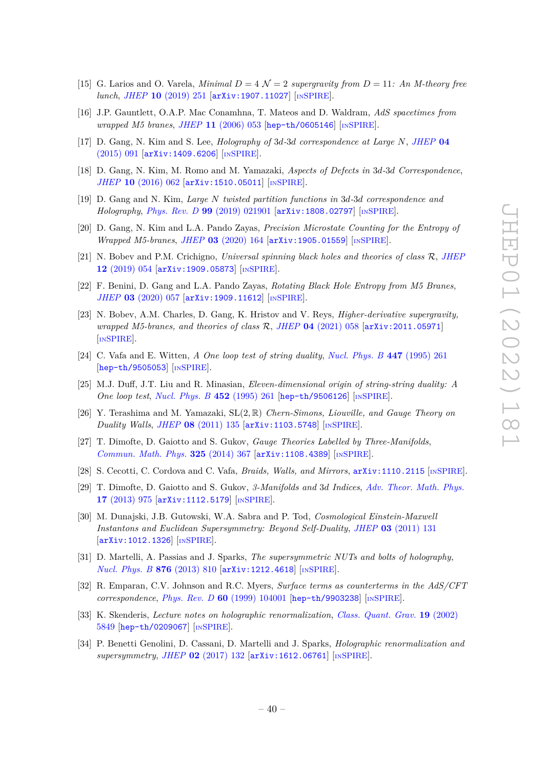[15] G. Larios and O. Varela, *Minimal $D = 4$ $\mathcal{N} = 2$ supergravity from $D = 11$: An M-theory free lunch*, JHEP **10** (2019) 251 [arXiv:1907.11027] [INSPIRE].

[16] J.P. Gauntlett, O.A.P. Mac Conamhna, T. Mateos and D. Waldram, *AdS spacetimes from wrapped M5 branes*, JHEP **11** (2006) 053 [hep-th/0605146] [INSPIRE].

[17] D. Gang, N. Kim and S. Lee, *Holography of 3d-3d correspondence at Large N*, JHEP **04** (2015) 091 [arXiv:1409.6206] [INSPIRE].

[18] D. Gang, N. Kim, M. Romo and M. Yamazaki, *Aspects of Defects in 3d-3d Correspondence*, JHEP **10** (2016) 062 [arXiv:1510.05011] [INSPIRE].

[19] D. Gang and N. Kim, *Large N twisted partition functions in 3d-3d correspondence and Holography*, Phys. Rev. D **99** (2019) 021901 [arXiv:1808.02797] [INSPIRE].

[20] D. Gang, N. Kim and L.A. Pando Zayas, *Precision Microstate Counting for the Entropy of Wrapped M5-branes*, JHEP **03** (2020) 164 [arXiv:1905.01559] [INSPIRE].

[21] N. Bobev and P.M. Crichigno, *Universal spinning black holes and theories of class $\mathcal{R}$*, JHEP **12** (2019) 054 [arXiv:1909.05873] [INSPIRE].

[22] F. Benini, D. Gang and L.A. Pando Zayas, *Rotating Black Hole Entropy from M5 Branes*, JHEP **03** (2020) 057 [arXiv:1909.11612] [INSPIRE].

[23] N. Bobev, A.M. Charles, D. Gang, K. Hristov and V. Reys, *Higher-derivative supergravity, wrapped M5-branes, and theories of class $\mathcal{R}$*, JHEP **04** (2021) 058 [arXiv:2011.05971] [INSPIRE].

[24] C. Vafa and E. Witten, *A One loop test of string duality*, Nucl. Phys. B **447** (1995) 261 [hep-th/9505053] [INSPIRE].

[25] M.J. Duff, J.T. Liu and R. Minasian, *Eleven-dimensional origin of string-string duality: A One loop test*, Nucl. Phys. B **452** (1995) 261 [hep-th/9506126] [INSPIRE].

[26] Y. Terashima and M. Yamazaki, *SL$(2,\mathbb{R})$ Chern-Simons, Liouville, and Gauge Theory on Duality Walls*, JHEP **08** (2011) 135 [arXiv:1103.5748] [INSPIRE].

[27] T. Dimofte, D. Gaiotto and S. Gukov, *Gauge Theories Labelled by Three-Manifolds*, Commun. Math. Phys. **325** (2014) 367 [arXiv:1108.4389] [INSPIRE].

[28] S. Cecotti, C. Cordova and C. Vafa, *Braids, Walls, and Mirrors*, arXiv:1110.2115 [INSPIRE].

[29] T. Dimofte, D. Gaiotto and S. Gukov, *3-Manifolds and 3d Indices*, Adv. Theor. Math. Phys. **17** (2013) 975 [arXiv:1112.5179] [INSPIRE].

[30] M. Dunajski, J.B. Gutowski, W.A. Sabra and P. Tod, *Cosmological Einstein-Maxwell Instantons and Euclidean Supersymmetry: Beyond Self-Duality*, JHEP **03** (2011) 131 [arXiv:1012.1326] [INSPIRE].

[31] D. Martelli, A. Passias and J. Sparks, *The supersymmetric NUTs and bolts of holography*, Nucl. Phys. B **876** (2013) 810 [arXiv:1212.4618] [INSPIRE].

[32] R. Emparan, C.V. Johnson and R.C. Myers, *Surface terms as counterterms in the AdS/CFT correspondence*, Phys. Rev. D **60** (1999) 104001 [hep-th/9903238] [INSPIRE].

[33] K. Skenderis, *Lecture notes on holographic renormalization*, Class. Quant. Grav. **19** (2002) 5849 [hep-th/0209067] [INSPIRE].

[34] P. Benetti Genolini, D. Cassani, D. Martelli and J. Sparks, *Holographic renormalization and supersymmetry*, JHEP **02** (2017) 132 [arXiv:1612.06761] [INSPIRE].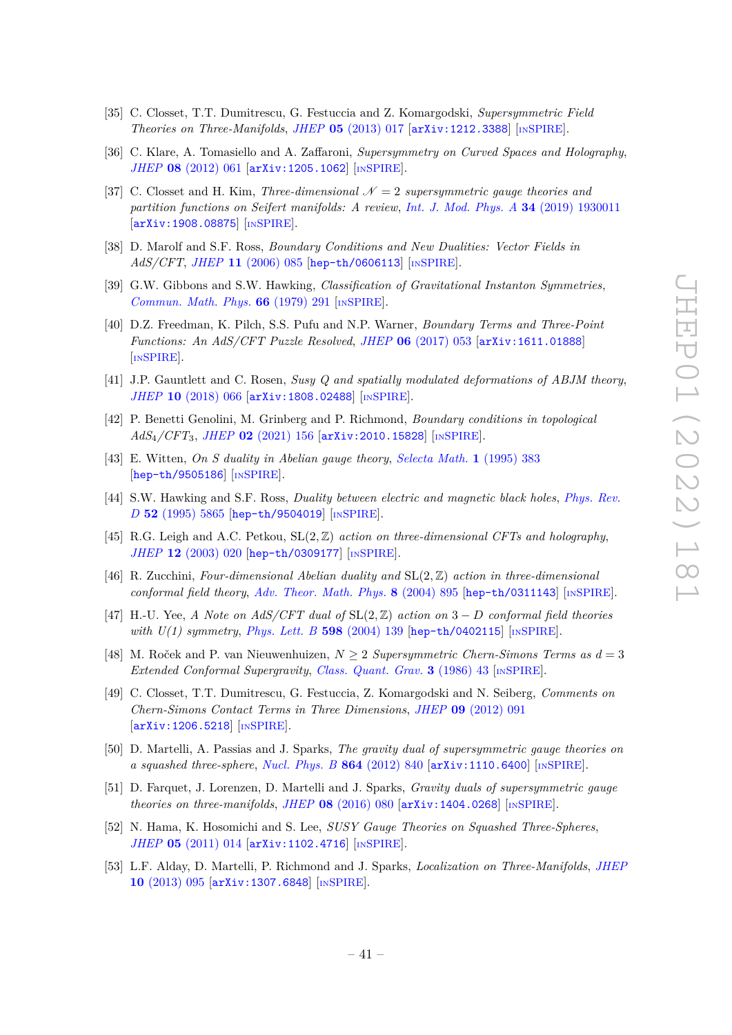[35] C. Closset, T.T. Dumitrescu, G. Festuccia and Z. Komargodski, *Supersymmetric Field Theories on Three-Manifolds*, JHEP **05** (2013) 017 [arXiv:1212.3388] [INSPIRE].

[36] C. Klare, A. Tomasiello and A. Zaffaroni, *Supersymmetry on Curved Spaces and Holography*, JHEP **08** (2012) 061 [arXiv:1205.1062] [INSPIRE].

[37] C. Closset and H. Kim, *Three-dimensional $\mathcal{N} = 2$ supersymmetric gauge theories and partition functions on Seifert manifolds: A review*, Int. J. Mod. Phys. A **34** (2019) 1930011 [arXiv:1908.08875] [INSPIRE].

[38] D. Marolf and S.F. Ross, *Boundary Conditions and New Dualities: Vector Fields in AdS/CFT*, JHEP **11** (2006) 085 [hep-th/0606113] [INSPIRE].

[39] G.W. Gibbons and S.W. Hawking, *Classification of Gravitational Instanton Symmetries*, Commun. Math. Phys. **66** (1979) 291 [INSPIRE].

[40] D.Z. Freedman, K. Pilch, S.S. Pufu and N.P. Warner, *Boundary Terms and Three-Point Functions: An AdS/CFT Puzzle Resolved*, JHEP **06** (2017) 053 [arXiv:1611.01888] [INSPIRE].

[41] J.P. Gauntlett and C. Rosen, *Susy Q and spatially modulated deformations of ABJM theory*, JHEP **10** (2018) 066 [arXiv:1808.02488] [INSPIRE].

[42] P. Benetti Genolini, M. Grinberg and P. Richmond, *Boundary conditions in topological $AdS_4/CFT_3$*, JHEP **02** (2021) 156 [arXiv:2010.15828] [INSPIRE].

[43] E. Witten, *On S duality in Abelian gauge theory*, Selecta Math. **1** (1995) 383 [hep-th/9505186] [INSPIRE].

[44] S.W. Hawking and S.F. Ross, *Duality between electric and magnetic black holes*, Phys. Rev. D **52** (1995) 5865 [hep-th/9504019] [INSPIRE].

[45] R.G. Leigh and A.C. Petkou, *$\mathrm{SL}(2,\mathbb{Z})$ action on three-dimensional CFTs and holography*, JHEP **12** (2003) 020 [hep-th/0309177] [INSPIRE].

[46] R. Zucchini, *Four-dimensional Abelian duality and $\mathrm{SL}(2,\mathbb{Z})$ action in three-dimensional conformal field theory*, Adv. Theor. Math. Phys. **8** (2004) 895 [hep-th/0311143] [INSPIRE].

[47] H.-U. Yee, *A Note on AdS/CFT dual of $\mathrm{SL}(2,\mathbb{Z})$ action on $3-D$ conformal field theories with U(1) symmetry*, Phys. Lett. B **598** (2004) 139 [hep-th/0402115] [INSPIRE].

[48] M. Roček and P. van Nieuwenhuizen, *$N \geq 2$ Supersymmetric Chern-Simons Terms as $d = 3$ Extended Conformal Supergravity*, Class. Quant. Grav. **3** (1986) 43 [INSPIRE].

[49] C. Closset, T.T. Dumitrescu, G. Festuccia, Z. Komargodski and N. Seiberg, *Comments on Chern-Simons Contact Terms in Three Dimensions*, JHEP **09** (2012) 091 [arXiv:1206.5218] [INSPIRE].

[50] D. Martelli, A. Passias and J. Sparks, *The gravity dual of supersymmetric gauge theories on a squashed three-sphere*, Nucl. Phys. B **864** (2012) 840 [arXiv:1110.6400] [INSPIRE].

[51] D. Farquet, J. Lorenzen, D. Martelli and J. Sparks, *Gravity duals of supersymmetric gauge theories on three-manifolds*, JHEP **08** (2016) 080 [arXiv:1404.0268] [INSPIRE].

[52] N. Hama, K. Hosomichi and S. Lee, *SUSY Gauge Theories on Squashed Three-Spheres*, JHEP **05** (2011) 014 [arXiv:1102.4716] [INSPIRE].

[53] L.F. Alday, D. Martelli, P. Richmond and J. Sparks, *Localization on Three-Manifolds*, JHEP **10** (2013) 095 [arXiv:1307.6848] [INSPIRE].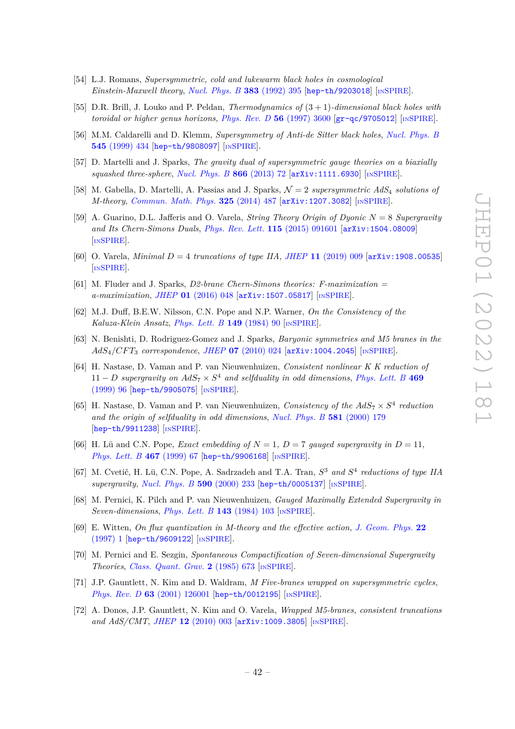[54] L.J. Romans, *Supersymmetric, cold and lukewarm black holes in cosmological Einstein-Maxwell theory*, *Nucl. Phys. B* **383** (1992) 395 [hep-th/9203018] [INSPIRE].

[55] D.R. Brill, J. Louko and P. Peldan, *Thermodynamics of* $(3+1)$*-dimensional black holes with toroidal or higher genus horizons*, *Phys. Rev. D* **56** (1997) 3600 [gr-qc/9705012] [INSPIRE].

[56] M.M. Caldarelli and D. Klemm, *Supersymmetry of Anti-de Sitter black holes*, *Nucl. Phys. B* **545** (1999) 434 [hep-th/9808097] [INSPIRE].

[57] D. Martelli and J. Sparks, *The gravity dual of supersymmetric gauge theories on a biaxially squashed three-sphere*, *Nucl. Phys. B* **866** (2013) 72 [arXiv:1111.6930] [INSPIRE].

[58] M. Gabella, D. Martelli, A. Passias and J. Sparks, $\mathcal{N}=2$ *supersymmetric* $AdS_4$ *solutions of M-theory*, *Commun. Math. Phys.* **325** (2014) 487 [arXiv:1207.3082] [INSPIRE].

[59] A. Guarino, D.L. Jafferis and O. Varela, *String Theory Origin of Dyonic* $N=8$ *Supergravity and Its Chern-Simons Duals*, *Phys. Rev. Lett.* **115** (2015) 091601 [arXiv:1504.08009] [INSPIRE].

[60] O. Varela, *Minimal* $D=4$ *truncations of type IIA*, *JHEP* **11** (2019) 009 [arXiv:1908.00535] [INSPIRE].

[61] M. Fluder and J. Sparks, *D2-brane Chern-Simons theories: F-maximization = a-maximization*, *JHEP* **01** (2016) 048 [arXiv:1507.05817] [INSPIRE].

[62] M.J. Duff, B.E.W. Nilsson, C.N. Pope and N.P. Warner, *On the Consistency of the Kaluza-Klein Ansatz*, *Phys. Lett. B* **149** (1984) 90 [INSPIRE].

[63] N. Benishti, D. Rodriguez-Gomez and J. Sparks, *Baryonic symmetries and M5 branes in the* $AdS_4/CFT_3$ *correspondence*, *JHEP* **07** (2010) 024 [arXiv:1004.2045] [INSPIRE].

[64] H. Nastase, D. Vaman and P. van Nieuwenhuizen, *Consistent nonlinear K K reduction of* $11-D$ *supergravity on* $AdS_7\times S^4$ *and selfduality in odd dimensions*, *Phys. Lett. B* **469** (1999) 96 [hep-th/9905075] [INSPIRE].

[65] H. Nastase, D. Vaman and P. van Nieuwenhuizen, *Consistency of the* $AdS_7\times S^4$ *reduction and the origin of selfduality in odd dimensions*, *Nucl. Phys. B* **581** (2000) 179 [hep-th/9911238] [INSPIRE].

[66] H. Lü and C.N. Pope, *Exact embedding of* $N=1$*,* $D=7$ *gauged supergravity in* $D=11$, *Phys. Lett. B* **467** (1999) 67 [hep-th/9906168] [INSPIRE].

[67] M. Cvetič, H. Lü, C.N. Pope, A. Sadrzadeh and T.A. Tran, $S^3$ *and* $S^4$ *reductions of type IIA supergravity*, *Nucl. Phys. B* **590** (2000) 233 [hep-th/0005137] [INSPIRE].

[68] M. Pernici, K. Pilch and P. van Nieuwenhuizen, *Gauged Maximally Extended Supergravity in Seven-dimensions*, *Phys. Lett. B* **143** (1984) 103 [INSPIRE].

[69] E. Witten, *On flux quantization in M-theory and the effective action*, *J. Geom. Phys.* **22** (1997) 1 [hep-th/9609122] [INSPIRE].

[70] M. Pernici and E. Sezgin, *Spontaneous Compactification of Seven-dimensional Supergravity Theories*, *Class. Quant. Grav.* **2** (1985) 673 [INSPIRE].

[71] J.P. Gauntlett, N. Kim and D. Waldram, *M Five-branes wrapped on supersymmetric cycles*, *Phys. Rev. D* **63** (2001) 126001 [hep-th/0012195] [INSPIRE].

[72] A. Donos, J.P. Gauntlett, N. Kim and O. Varela, *Wrapped M5-branes, consistent truncations and AdS/CMT*, *JHEP* **12** (2010) 003 [arXiv:1009.3805] [INSPIRE].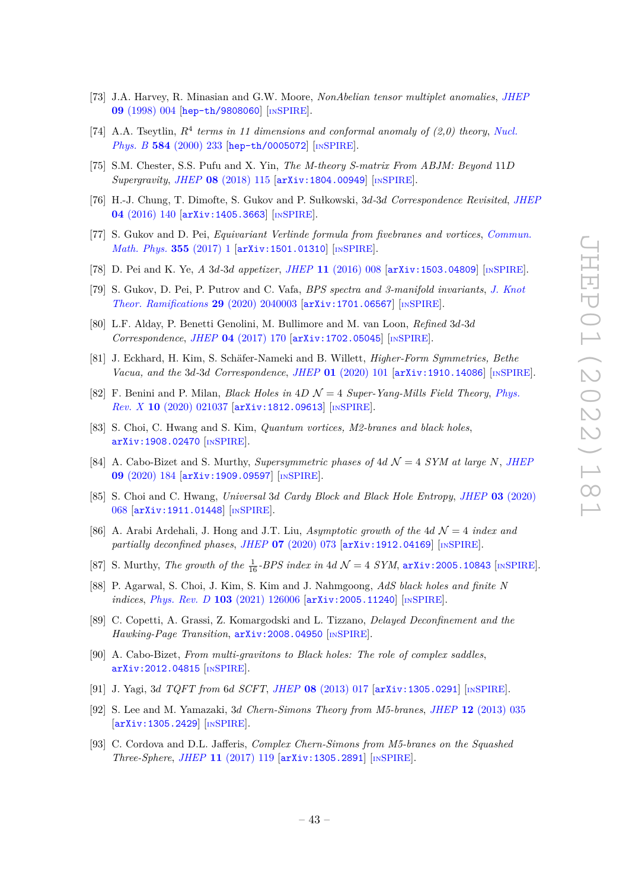[73] J.A. Harvey, R. Minasian and G.W. Moore, *NonAbelian tensor multiplet anomalies*, JHEP **09** (1998) 004 [hep-th/9808060] [INSPIRE].

[74] A.A. Tseytlin, *$R^4$ terms in 11 dimensions and conformal anomaly of (2,0) theory*, Nucl. Phys. B **584** (2000) 233 [hep-th/0005072] [INSPIRE].

[75] S.M. Chester, S.S. Pufu and X. Yin, *The M-theory S-matrix From ABJM: Beyond* 11*D Supergravity*, JHEP **08** (2018) 115 [arXiv:1804.00949] [INSPIRE].

[76] H.-J. Chung, T. Dimofte, S. Gukov and P. Sułkowski, 3*d*-3*d Correspondence Revisited*, JHEP **04** (2016) 140 [arXiv:1405.3663] [INSPIRE].

[77] S. Gukov and D. Pei, *Equivariant Verlinde formula from fivebranes and vortices*, Commun. Math. Phys. **355** (2017) 1 [arXiv:1501.01310] [INSPIRE].

[78] D. Pei and K. Ye, *A* 3*d*-3*d appetizer*, JHEP **11** (2016) 008 [arXiv:1503.04809] [INSPIRE].

[79] S. Gukov, D. Pei, P. Putrov and C. Vafa, *BPS spectra and 3-manifold invariants*, J. Knot Theor. Ramifications **29** (2020) 2040003 [arXiv:1701.06567] [INSPIRE].

[80] L.F. Alday, P. Benetti Genolini, M. Bullimore and M. van Loon, *Refined* 3*d*-3*d Correspondence*, JHEP **04** (2017) 170 [arXiv:1702.05045] [INSPIRE].

[81] J. Eckhard, H. Kim, S. Schäfer-Nameki and B. Willett, *Higher-Form Symmetries, Bethe Vacua, and the* 3*d*-3*d Correspondence*, JHEP **01** (2020) 101 [arXiv:1910.14086] [INSPIRE].

[82] F. Benini and P. Milan, *Black Holes in 4D $\mathcal{N} = 4$ Super-Yang-Mills Field Theory*, Phys. Rev. X **10** (2020) 021037 [arXiv:1812.09613] [INSPIRE].

[83] S. Choi, C. Hwang and S. Kim, *Quantum vortices, M2-branes and black holes*, arXiv:1908.02470 [INSPIRE].

[84] A. Cabo-Bizet and S. Murthy, *Supersymmetric phases of* 4*d $\mathcal{N} = 4$ SYM at large N*, JHEP **09** (2020) 184 [arXiv:1909.09597] [INSPIRE].

[85] S. Choi and C. Hwang, *Universal* 3*d Cardy Block and Black Hole Entropy*, JHEP **03** (2020) 068 [arXiv:1911.01448] [INSPIRE].

[86] A. Arabi Ardehali, J. Hong and J.T. Liu, *Asymptotic growth of the* 4*d $\mathcal{N} = 4$ index and partially deconfined phases*, JHEP **07** (2020) 073 [arXiv:1912.04169] [INSPIRE].

[87] S. Murthy, *The growth of the $\frac{1}{16}$-BPS index in* 4*d $\mathcal{N} = 4$ SYM*, arXiv:2005.10843 [INSPIRE].

[88] P. Agarwal, S. Choi, J. Kim, S. Kim and J. Nahmgoong, *AdS black holes and finite N indices*, Phys. Rev. D **103** (2021) 126006 [arXiv:2005.11240] [INSPIRE].

[89] C. Copetti, A. Grassi, Z. Komargodski and L. Tizzano, *Delayed Deconfinement and the Hawking-Page Transition*, arXiv:2008.04950 [INSPIRE].

[90] A. Cabo-Bizet, *From multi-gravitons to Black holes: The role of complex saddles*, arXiv:2012.04815 [INSPIRE].

[91] J. Yagi, 3*d TQFT from* 6*d SCFT*, JHEP **08** (2013) 017 [arXiv:1305.0291] [INSPIRE].

[92] S. Lee and M. Yamazaki, 3*d Chern-Simons Theory from M5-branes*, JHEP **12** (2013) 035 [arXiv:1305.2429] [INSPIRE].

[93] C. Cordova and D.L. Jafferis, *Complex Chern-Simons from M5-branes on the Squashed Three-Sphere*, JHEP **11** (2017) 119 [arXiv:1305.2891] [INSPIRE].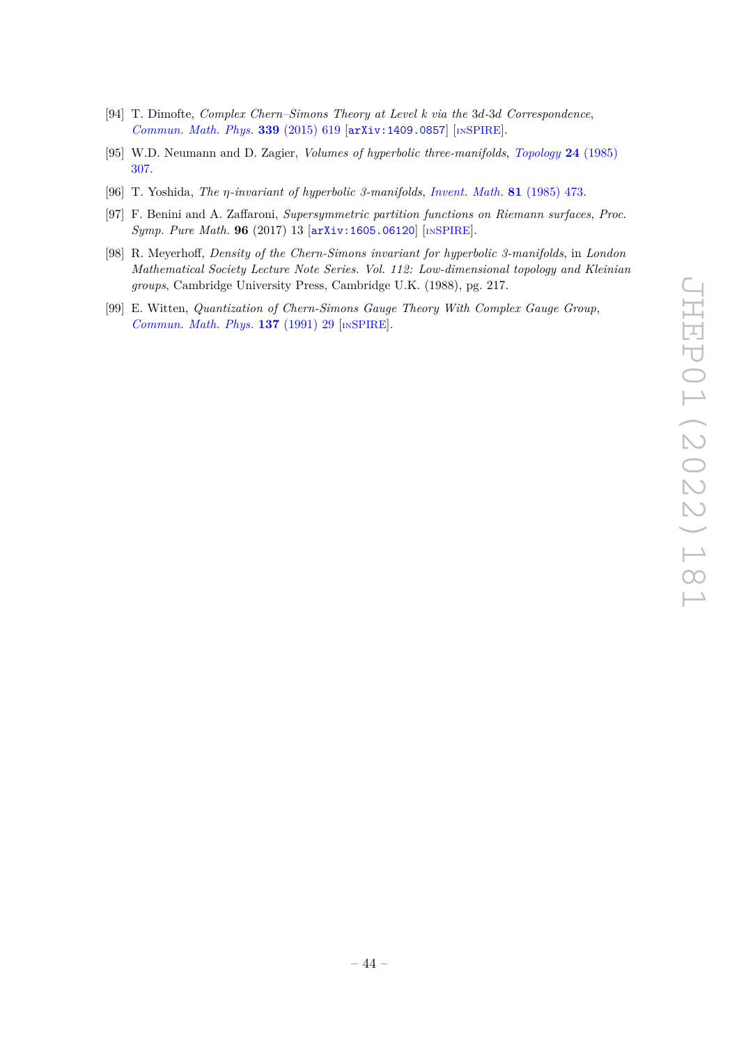[94] T. Dimofte, *Complex Chern–Simons Theory at Level k via the 3d-3d Correspondence*, *Commun. Math. Phys.* **339** (2015) 619 [arXiv:1409.0857] [INSPIRE].

[95] W.D. Neumann and D. Zagier, *Volumes of hyperbolic three-manifolds*, *Topology* **24** (1985) 307.

[96] T. Yoshida, *The $\eta$-invariant of hyperbolic 3-manifolds*, *Invent. Math.* **81** (1985) 473.

[97] F. Benini and A. Zaffaroni, *Supersymmetric partition functions on Riemann surfaces*, *Proc. Symp. Pure Math.* **96** (2017) 13 [arXiv:1605.06120] [INSPIRE].

[98] R. Meyerhoff, *Density of the Chern-Simons invariant for hyperbolic 3-manifolds*, in *London Mathematical Society Lecture Note Series. Vol. 112: Low-dimensional topology and Kleinian groups*, Cambridge University Press, Cambridge U.K. (1988), pg. 217.

[99] E. Witten, *Quantization of Chern-Simons Gauge Theory With Complex Gauge Group*, *Commun. Math. Phys.* **137** (1991) 29 [INSPIRE].